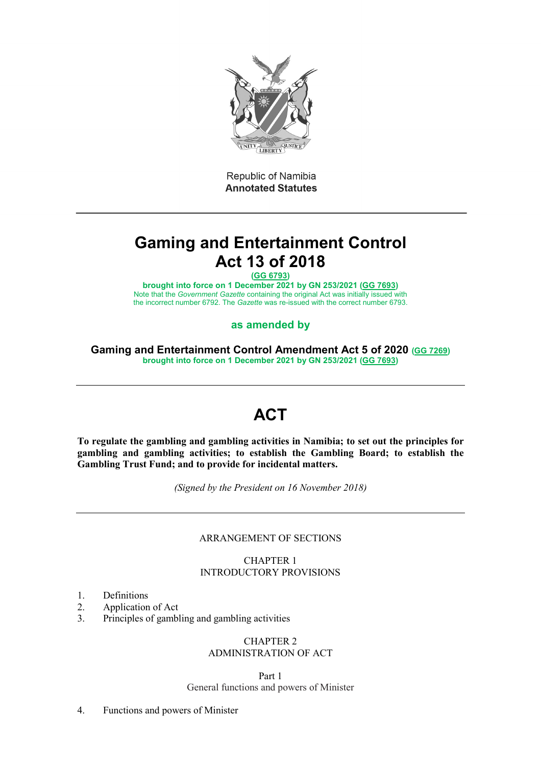Republic of Namibia
**Annotated Statutes**

---

# Gaming and Entertainment Control Act 13 of 2018

**(GG 6793)**

**brought into force on 1 December 2021 by GN 253/2021 (GG 7693)**

Note that the *Government Gazette* containing the original Act was initially issued with the incorrect number 6792. The *Gazette* was re-issued with the correct number 6793.

**as amended by**

**Gaming and Entertainment Control Amendment Act 5 of 2020 (GG 7269)**
**brought into force on 1 December 2021 by GN 253/2021 (GG 7693)**

---

# ACT

**To regulate the gambling and gambling activities in Namibia; to set out the principles for gambling and gambling activities; to establish the Gambling Board; to establish the Gambling Trust Fund; and to provide for incidental matters.**

*(Signed by the President on 16 November 2018)*

---

ARRANGEMENT OF SECTIONS

CHAPTER 1
INTRODUCTORY PROVISIONS

1. Definitions
2. Application of Act
3. Principles of gambling and gambling activities

CHAPTER 2
ADMINISTRATION OF ACT

Part 1
General functions and powers of Minister

4. Functions and powers of Minister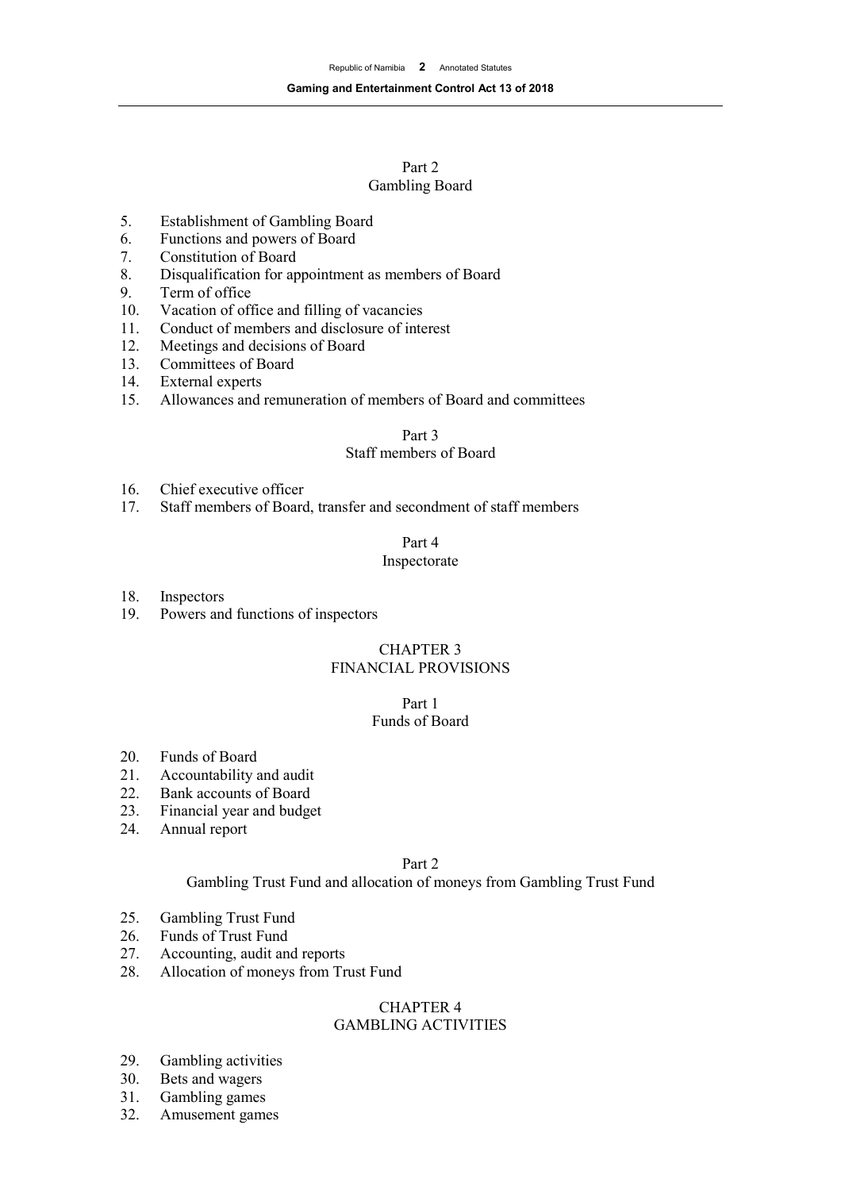## Part 2
## Gambling Board

5. Establishment of Gambling Board
6. Functions and powers of Board
7. Constitution of Board
8. Disqualification for appointment as members of Board
9. Term of office
10. Vacation of office and filling of vacancies
11. Conduct of members and disclosure of interest
12. Meetings and decisions of Board
13. Committees of Board
14. External experts
15. Allowances and remuneration of members of Board and committees

## Part 3
## Staff members of Board

16. Chief executive officer
17. Staff members of Board, transfer and secondment of staff members

## Part 4
## Inspectorate

18. Inspectors
19. Powers and functions of inspectors

# CHAPTER 3
# FINANCIAL PROVISIONS

## Part 1
## Funds of Board

20. Funds of Board
21. Accountability and audit
22. Bank accounts of Board
23. Financial year and budget
24. Annual report

## Part 2
## Gambling Trust Fund and allocation of moneys from Gambling Trust Fund

25. Gambling Trust Fund
26. Funds of Trust Fund
27. Accounting, audit and reports
28. Allocation of moneys from Trust Fund

# CHAPTER 4
# GAMBLING ACTIVITIES

29. Gambling activities
30. Bets and wagers
31. Gambling games
32. Amusement games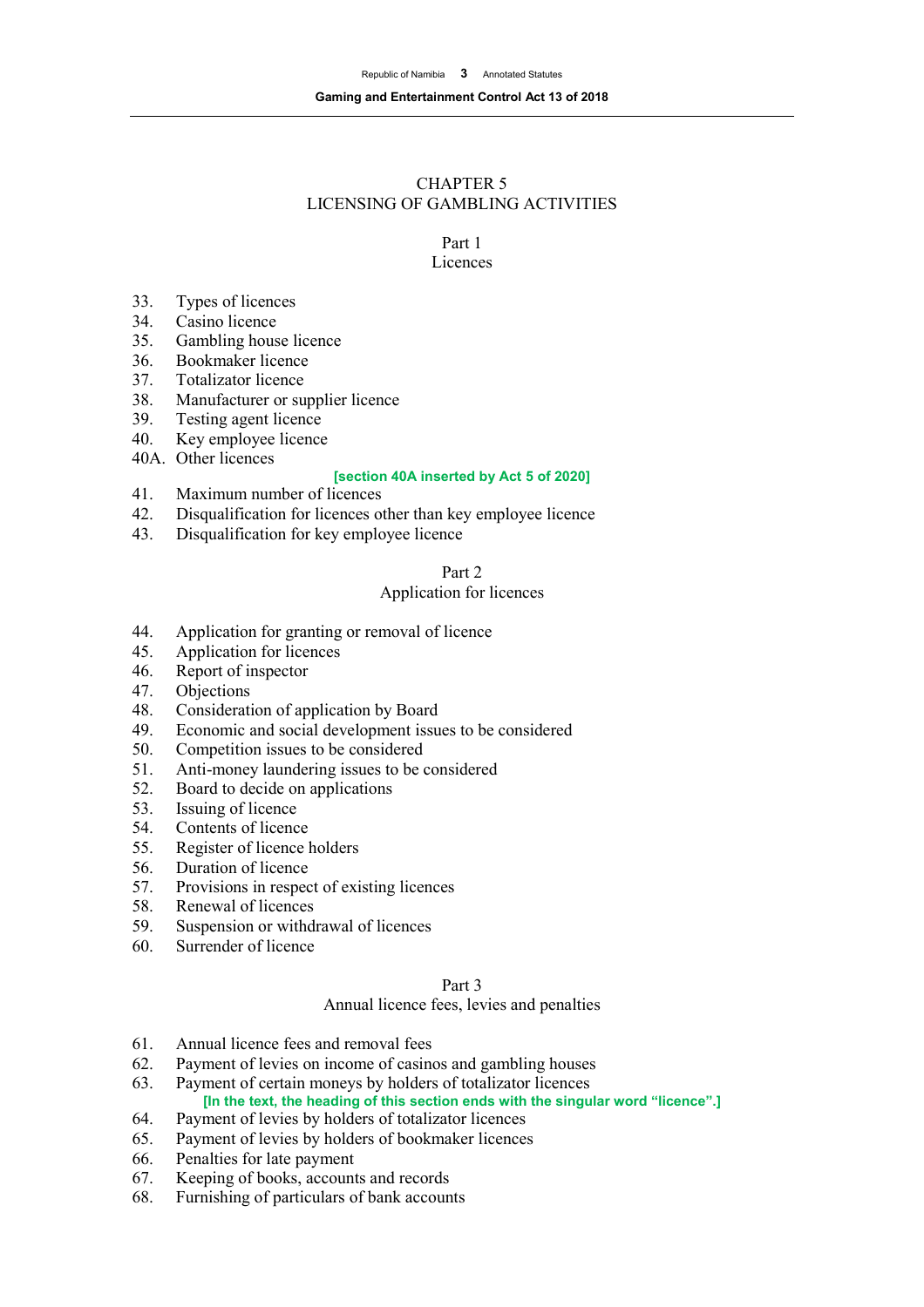## CHAPTER 5
## LICENSING OF GAMBLING ACTIVITIES

### Part 1
### Licences

33. Types of licences
34. Casino licence
35. Gambling house licence
36. Bookmaker licence
37. Totalizator licence
38. Manufacturer or supplier licence
39. Testing agent licence
40. Key employee licence

40A. Other licences

**[section 40A inserted by Act 5 of 2020]**

41. Maximum number of licences
42. Disqualification for licences other than key employee licence
43. Disqualification for key employee licence

### Part 2
### Application for licences

44. Application for granting or removal of licence
45. Application for licences
46. Report of inspector
47. Objections
48. Consideration of application by Board
49. Economic and social development issues to be considered
50. Competition issues to be considered
51. Anti-money laundering issues to be considered
52. Board to decide on applications
53. Issuing of licence
54. Contents of licence
55. Register of licence holders
56. Duration of licence
57. Provisions in respect of existing licences
58. Renewal of licences
59. Suspension or withdrawal of licences
60. Surrender of licence

### Part 3
### Annual licence fees, levies and penalties

61. Annual licence fees and removal fees
62. Payment of levies on income of casinos and gambling houses
63. Payment of certain moneys by holders of totalizator licences

**[In the text, the heading of this section ends with the singular word "licence".]**

64. Payment of levies by holders of totalizator licences
65. Payment of levies by holders of bookmaker licences
66. Penalties for late payment
67. Keeping of books, accounts and records
68. Furnishing of particulars of bank accounts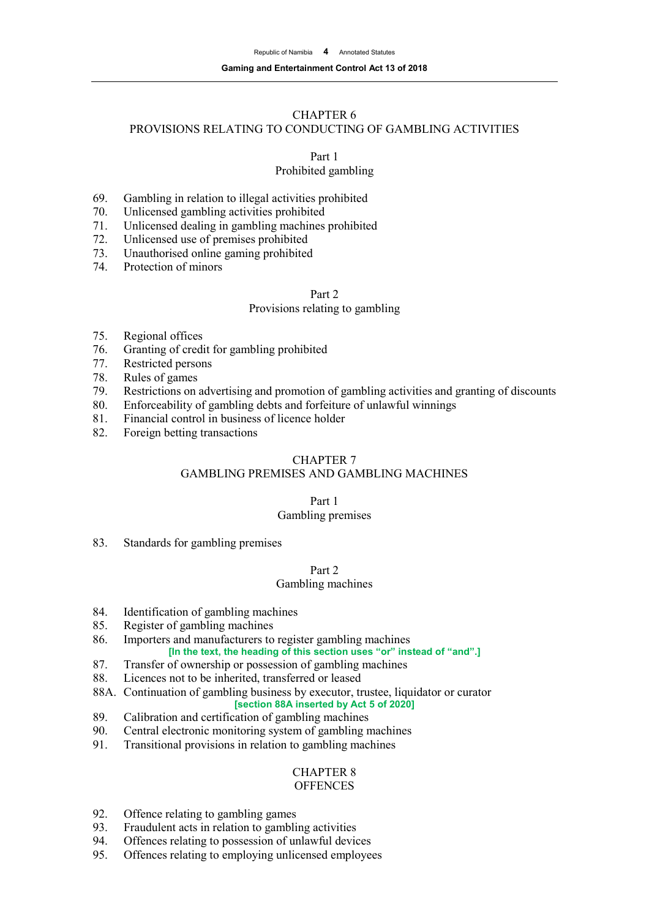## CHAPTER 6
## PROVISIONS RELATING TO CONDUCTING OF GAMBLING ACTIVITIES

### Part 1
### Prohibited gambling

69. Gambling in relation to illegal activities prohibited
70. Unlicensed gambling activities prohibited
71. Unlicensed dealing in gambling machines prohibited
72. Unlicensed use of premises prohibited
73. Unauthorised online gaming prohibited
74. Protection of minors

### Part 2
### Provisions relating to gambling

75. Regional offices
76. Granting of credit for gambling prohibited
77. Restricted persons
78. Rules of games
79. Restrictions on advertising and promotion of gambling activities and granting of discounts
80. Enforceability of gambling debts and forfeiture of unlawful winnings
81. Financial control in business of licence holder
82. Foreign betting transactions

## CHAPTER 7
## GAMBLING PREMISES AND GAMBLING MACHINES

### Part 1
### Gambling premises

83. Standards for gambling premises

### Part 2
### Gambling machines

84. Identification of gambling machines
85. Register of gambling machines
86. Importers and manufacturers to register gambling machines

**[In the text, the heading of this section uses "or" instead of "and".]**

87. Transfer of ownership or possession of gambling machines
88. Licences not to be inherited, transferred or leased

88A. Continuation of gambling business by executor, trustee, liquidator or curator

**[section 88A inserted by Act 5 of 2020]**

89. Calibration and certification of gambling machines
90. Central electronic monitoring system of gambling machines
91. Transitional provisions in relation to gambling machines

## CHAPTER 8
## OFFENCES

92. Offence relating to gambling games
93. Fraudulent acts in relation to gambling activities
94. Offences relating to possession of unlawful devices
95. Offences relating to employing unlicensed employees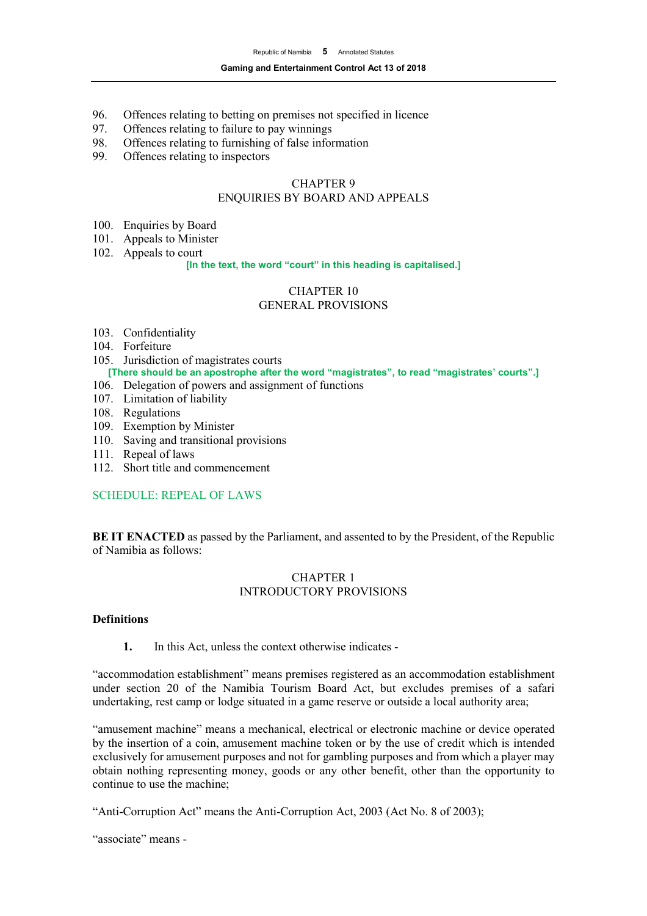96. Offences relating to betting on premises not specified in licence
97. Offences relating to failure to pay winnings
98. Offences relating to furnishing of false information
99. Offences relating to inspectors

CHAPTER 9
ENQUIRIES BY BOARD AND APPEALS

100. Enquiries by Board
101. Appeals to Minister
102. Appeals to court

**[In the text, the word "court" in this heading is capitalised.]**

CHAPTER 10
GENERAL PROVISIONS

103. Confidentiality
104. Forfeiture
105. Jurisdiction of magistrates courts

**[There should be an apostrophe after the word "magistrates", to read "magistrates' courts".]**

106. Delegation of powers and assignment of functions
107. Limitation of liability
108. Regulations
109. Exemption by Minister
110. Saving and transitional provisions
111. Repeal of laws
112. Short title and commencement

SCHEDULE: REPEAL OF LAWS

**BE IT ENACTED** as passed by the Parliament, and assented to by the President, of the Republic of Namibia as follows:

## CHAPTER 1
## INTRODUCTORY PROVISIONS

### Definitions

**1.** In this Act, unless the context otherwise indicates -

"accommodation establishment" means premises registered as an accommodation establishment under section 20 of the Namibia Tourism Board Act, but excludes premises of a safari undertaking, rest camp or lodge situated in a game reserve or outside a local authority area;

"amusement machine" means a mechanical, electrical or electronic machine or device operated by the insertion of a coin, amusement machine token or by the use of credit which is intended exclusively for amusement purposes and not for gambling purposes and from which a player may obtain nothing representing money, goods or any other benefit, other than the opportunity to continue to use the machine;

"Anti-Corruption Act" means the Anti-Corruption Act, 2003 (Act No. 8 of 2003);

"associate" means -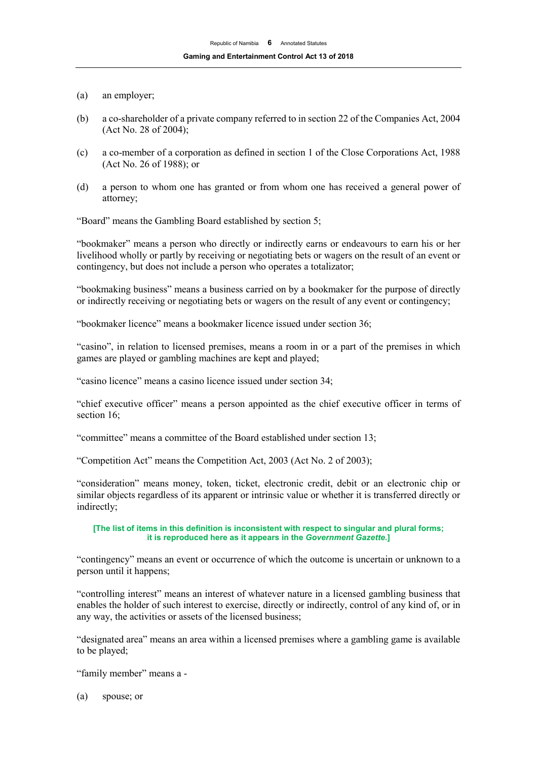(a) an employer;

(b) a co-shareholder of a private company referred to in section 22 of the Companies Act, 2004 (Act No. 28 of 2004);

(c) a co-member of a corporation as defined in section 1 of the Close Corporations Act, 1988 (Act No. 26 of 1988); or

(d) a person to whom one has granted or from whom one has received a general power of attorney;

"Board" means the Gambling Board established by section 5;

"bookmaker" means a person who directly or indirectly earns or endeavours to earn his or her livelihood wholly or partly by receiving or negotiating bets or wagers on the result of an event or contingency, but does not include a person who operates a totalizator;

"bookmaking business" means a business carried on by a bookmaker for the purpose of directly or indirectly receiving or negotiating bets or wagers on the result of any event or contingency;

"bookmaker licence" means a bookmaker licence issued under section 36;

"casino", in relation to licensed premises, means a room in or a part of the premises in which games are played or gambling machines are kept and played;

"casino licence" means a casino licence issued under section 34;

"chief executive officer" means a person appointed as the chief executive officer in terms of section 16;

"committee" means a committee of the Board established under section 13;

"Competition Act" means the Competition Act, 2003 (Act No. 2 of 2003);

"consideration" means money, token, ticket, electronic credit, debit or an electronic chip or similar objects regardless of its apparent or intrinsic value or whether it is transferred directly or indirectly;

**[The list of items in this definition is inconsistent with respect to singular and plural forms; it is reproduced here as it appears in the *Government Gazette*.]**

"contingency" means an event or occurrence of which the outcome is uncertain or unknown to a person until it happens;

"controlling interest" means an interest of whatever nature in a licensed gambling business that enables the holder of such interest to exercise, directly or indirectly, control of any kind of, or in any way, the activities or assets of the licensed business;

"designated area" means an area within a licensed premises where a gambling game is available to be played;

"family member" means a -

(a) spouse; or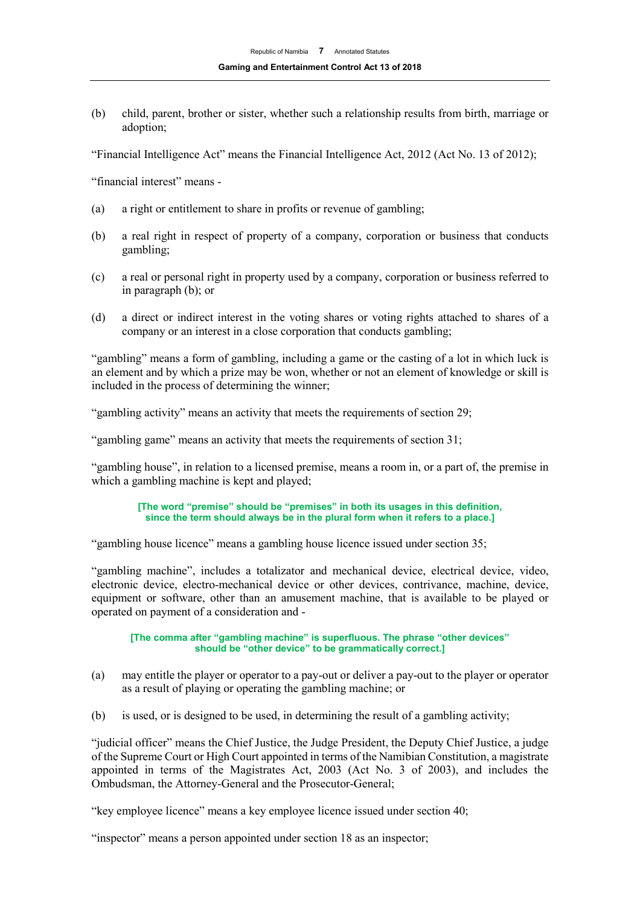(b) child, parent, brother or sister, whether such a relationship results from birth, marriage or adoption;

"Financial Intelligence Act" means the Financial Intelligence Act, 2012 (Act No. 13 of 2012);

"financial interest" means -

(a) a right or entitlement to share in profits or revenue of gambling;

(b) a real right in respect of property of a company, corporation or business that conducts gambling;

(c) a real or personal right in property used by a company, corporation or business referred to in paragraph (b); or

(d) a direct or indirect interest in the voting shares or voting rights attached to shares of a company or an interest in a close corporation that conducts gambling;

"gambling" means a form of gambling, including a game or the casting of a lot in which luck is an element and by which a prize may be won, whether or not an element of knowledge or skill is included in the process of determining the winner;

"gambling activity" means an activity that meets the requirements of section 29;

"gambling game" means an activity that meets the requirements of section 31;

"gambling house", in relation to a licensed premise, means a room in, or a part of, the premise in which a gambling machine is kept and played;

**[The word "premise" should be "premises" in both its usages in this definition, since the term should always be in the plural form when it refers to a place.]**

"gambling house licence" means a gambling house licence issued under section 35;

"gambling machine", includes a totalizator and mechanical device, electrical device, video, electronic device, electro-mechanical device or other devices, contrivance, machine, device, equipment or software, other than an amusement machine, that is available to be played or operated on payment of a consideration and -

**[The comma after "gambling machine" is superfluous. The phrase "other devices" should be "other device" to be grammatically correct.]**

(a) may entitle the player or operator to a pay-out or deliver a pay-out to the player or operator as a result of playing or operating the gambling machine; or

(b) is used, or is designed to be used, in determining the result of a gambling activity;

"judicial officer" means the Chief Justice, the Judge President, the Deputy Chief Justice, a judge of the Supreme Court or High Court appointed in terms of the Namibian Constitution, a magistrate appointed in terms of the Magistrates Act, 2003 (Act No. 3 of 2003), and includes the Ombudsman, the Attorney-General and the Prosecutor-General;

"key employee licence" means a key employee licence issued under section 40;

"inspector" means a person appointed under section 18 as an inspector;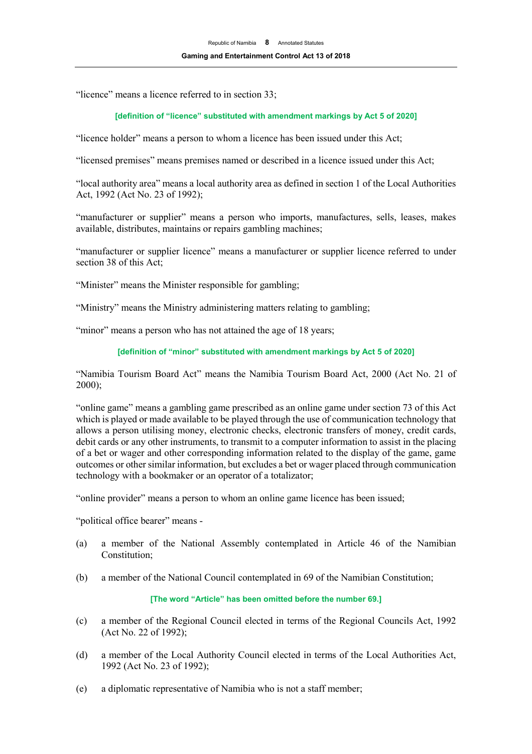"licence" means a licence referred to in section 33;

**[definition of "licence" substituted with amendment markings by Act 5 of 2020]**

"licence holder" means a person to whom a licence has been issued under this Act;

"licensed premises" means premises named or described in a licence issued under this Act;

"local authority area" means a local authority area as defined in section 1 of the Local Authorities Act, 1992 (Act No. 23 of 1992);

"manufacturer or supplier" means a person who imports, manufactures, sells, leases, makes available, distributes, maintains or repairs gambling machines;

"manufacturer or supplier licence" means a manufacturer or supplier licence referred to under section 38 of this Act;

"Minister" means the Minister responsible for gambling;

"Ministry" means the Ministry administering matters relating to gambling;

"minor" means a person who has not attained the age of 18 years;

**[definition of "minor" substituted with amendment markings by Act 5 of 2020]**

"Namibia Tourism Board Act" means the Namibia Tourism Board Act, 2000 (Act No. 21 of 2000);

"online game" means a gambling game prescribed as an online game under section 73 of this Act which is played or made available to be played through the use of communication technology that allows a person utilising money, electronic checks, electronic transfers of money, credit cards, debit cards or any other instruments, to transmit to a computer information to assist in the placing of a bet or wager and other corresponding information related to the display of the game, game outcomes or other similar information, but excludes a bet or wager placed through communication technology with a bookmaker or an operator of a totalizator;

"online provider" means a person to whom an online game licence has been issued;

"political office bearer" means -

(a) a member of the National Assembly contemplated in Article 46 of the Namibian Constitution;

(b) a member of the National Council contemplated in 69 of the Namibian Constitution;

**[The word "Article" has been omitted before the number 69.]**

(c) a member of the Regional Council elected in terms of the Regional Councils Act, 1992 (Act No. 22 of 1992);

(d) a member of the Local Authority Council elected in terms of the Local Authorities Act, 1992 (Act No. 23 of 1992);

(e) a diplomatic representative of Namibia who is not a staff member;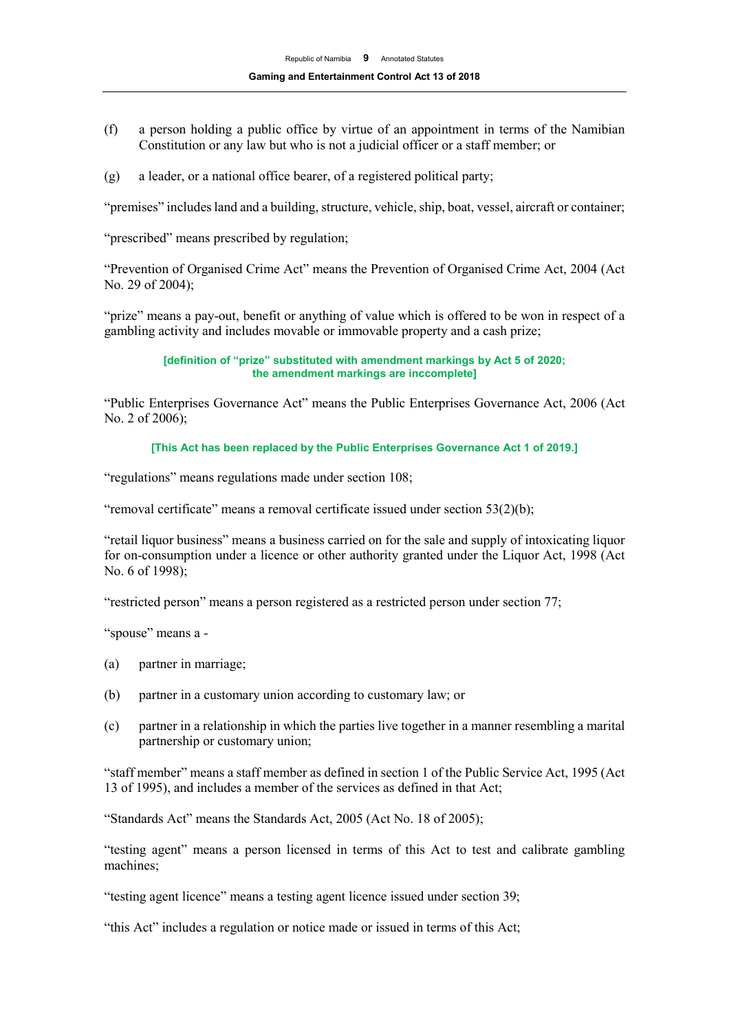(f) a person holding a public office by virtue of an appointment in terms of the Namibian Constitution or any law but who is not a judicial officer or a staff member; or

(g) a leader, or a national office bearer, of a registered political party;

"premises" includes land and a building, structure, vehicle, ship, boat, vessel, aircraft or container;

"prescribed" means prescribed by regulation;

"Prevention of Organised Crime Act" means the Prevention of Organised Crime Act, 2004 (Act No. 29 of 2004);

"prize" means a pay-out, benefit or anything of value which is offered to be won in respect of a gambling activity and includes movable or immovable property and a cash prize;

**[definition of "prize" substituted with amendment markings by Act 5 of 2020; the amendment markings are inccomplete]**

"Public Enterprises Governance Act" means the Public Enterprises Governance Act, 2006 (Act No. 2 of 2006);

**[This Act has been replaced by the Public Enterprises Governance Act 1 of 2019.]**

"regulations" means regulations made under section 108;

"removal certificate" means a removal certificate issued under section 53(2)(b);

"retail liquor business" means a business carried on for the sale and supply of intoxicating liquor for on-consumption under a licence or other authority granted under the Liquor Act, 1998 (Act No. 6 of 1998);

"restricted person" means a person registered as a restricted person under section 77;

"spouse" means a -

(a) partner in marriage;

(b) partner in a customary union according to customary law; or

(c) partner in a relationship in which the parties live together in a manner resembling a marital partnership or customary union;

"staff member" means a staff member as defined in section 1 of the Public Service Act, 1995 (Act 13 of 1995), and includes a member of the services as defined in that Act;

"Standards Act" means the Standards Act, 2005 (Act No. 18 of 2005);

"testing agent" means a person licensed in terms of this Act to test and calibrate gambling machines;

"testing agent licence" means a testing agent licence issued under section 39;

"this Act" includes a regulation or notice made or issued in terms of this Act;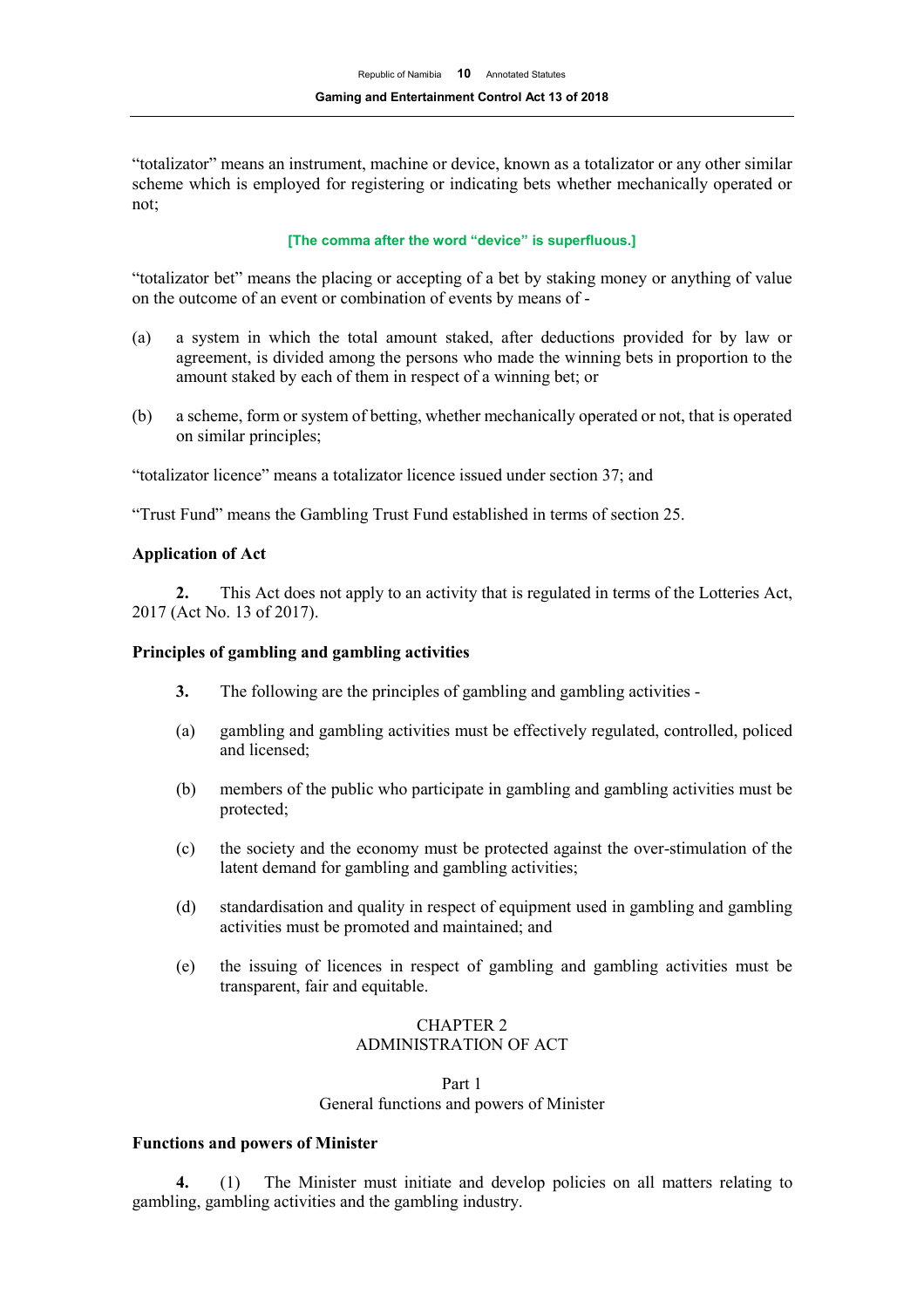"totalizator" means an instrument, machine or device, known as a totalizator or any other similar scheme which is employed for registering or indicating bets whether mechanically operated or not;

**[The comma after the word "device" is superfluous.]**

"totalizator bet" means the placing or accepting of a bet by staking money or anything of value on the outcome of an event or combination of events by means of -

(a) a system in which the total amount staked, after deductions provided for by law or agreement, is divided among the persons who made the winning bets in proportion to the amount staked by each of them in respect of a winning bet; or

(b) a scheme, form or system of betting, whether mechanically operated or not, that is operated on similar principles;

"totalizator licence" means a totalizator licence issued under section 37; and

"Trust Fund" means the Gambling Trust Fund established in terms of section 25.

**Application of Act**

**2.** This Act does not apply to an activity that is regulated in terms of the Lotteries Act, 2017 (Act No. 13 of 2017).

**Principles of gambling and gambling activities**

**3.** The following are the principles of gambling and gambling activities -

(a) gambling and gambling activities must be effectively regulated, controlled, policed and licensed;

(b) members of the public who participate in gambling and gambling activities must be protected;

(c) the society and the economy must be protected against the over-stimulation of the latent demand for gambling and gambling activities;

(d) standardisation and quality in respect of equipment used in gambling and gambling activities must be promoted and maintained; and

(e) the issuing of licences in respect of gambling and gambling activities must be transparent, fair and equitable.

## CHAPTER 2
## ADMINISTRATION OF ACT

### Part 1
### General functions and powers of Minister

**Functions and powers of Minister**

**4.** (1) The Minister must initiate and develop policies on all matters relating to gambling, gambling activities and the gambling industry.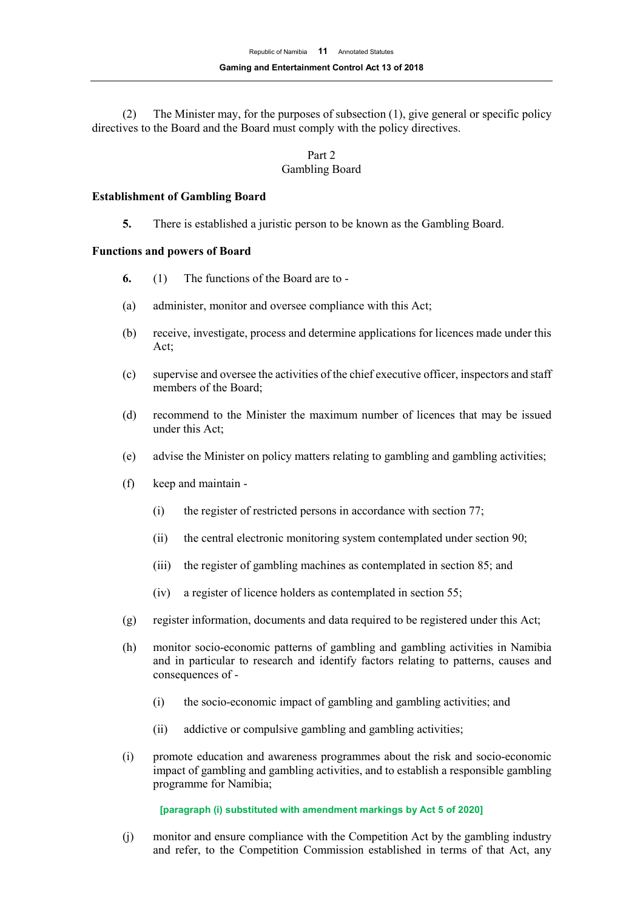(2) The Minister may, for the purposes of subsection (1), give general or specific policy directives to the Board and the Board must comply with the policy directives.

Part 2
Gambling Board

**Establishment of Gambling Board**

**5.** There is established a juristic person to be known as the Gambling Board.

**Functions and powers of Board**

**6.** (1) The functions of the Board are to -

(a) administer, monitor and oversee compliance with this Act;

(b) receive, investigate, process and determine applications for licences made under this Act;

(c) supervise and oversee the activities of the chief executive officer, inspectors and staff members of the Board;

(d) recommend to the Minister the maximum number of licences that may be issued under this Act;

(e) advise the Minister on policy matters relating to gambling and gambling activities;

(f) keep and maintain -

(i) the register of restricted persons in accordance with section 77;

(ii) the central electronic monitoring system contemplated under section 90;

(iii) the register of gambling machines as contemplated in section 85; and

(iv) a register of licence holders as contemplated in section 55;

(g) register information, documents and data required to be registered under this Act;

(h) monitor socio-economic patterns of gambling and gambling activities in Namibia and in particular to research and identify factors relating to patterns, causes and consequences of -

(i) the socio-economic impact of gambling and gambling activities; and

(ii) addictive or compulsive gambling and gambling activities;

(i) promote education and awareness programmes about the risk and socio-economic impact of gambling and gambling activities, and to establish a responsible gambling programme for Namibia;

**[paragraph (i) substituted with amendment markings by Act 5 of 2020]**

(j) monitor and ensure compliance with the Competition Act by the gambling industry and refer, to the Competition Commission established in terms of that Act, any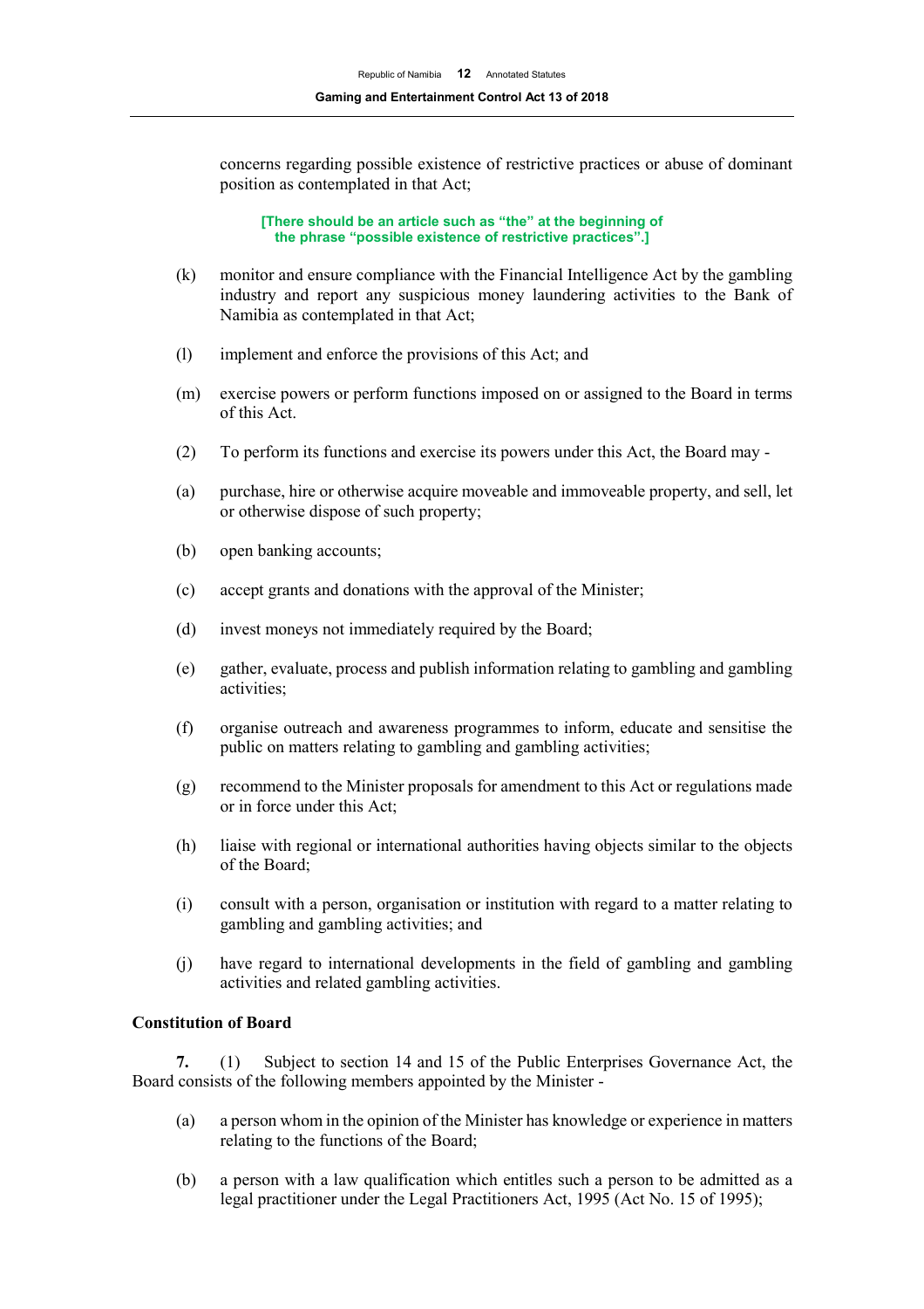concerns regarding possible existence of restrictive practices or abuse of dominant position as contemplated in that Act;

**[There should be an article such as "the" at the beginning of the phrase "possible existence of restrictive practices".]**

(k) monitor and ensure compliance with the Financial Intelligence Act by the gambling industry and report any suspicious money laundering activities to the Bank of Namibia as contemplated in that Act;

(l) implement and enforce the provisions of this Act; and

(m) exercise powers or perform functions imposed on or assigned to the Board in terms of this Act.

(2) To perform its functions and exercise its powers under this Act, the Board may -

(a) purchase, hire or otherwise acquire moveable and immoveable property, and sell, let or otherwise dispose of such property;

(b) open banking accounts;

(c) accept grants and donations with the approval of the Minister;

(d) invest moneys not immediately required by the Board;

(e) gather, evaluate, process and publish information relating to gambling and gambling activities;

(f) organise outreach and awareness programmes to inform, educate and sensitise the public on matters relating to gambling and gambling activities;

(g) recommend to the Minister proposals for amendment to this Act or regulations made or in force under this Act;

(h) liaise with regional or international authorities having objects similar to the objects of the Board;

(i) consult with a person, organisation or institution with regard to a matter relating to gambling and gambling activities; and

(j) have regard to international developments in the field of gambling and gambling activities and related gambling activities.

**Constitution of Board**

**7.** (1) Subject to section 14 and 15 of the Public Enterprises Governance Act, the Board consists of the following members appointed by the Minister -

(a) a person whom in the opinion of the Minister has knowledge or experience in matters relating to the functions of the Board;

(b) a person with a law qualification which entitles such a person to be admitted as a legal practitioner under the Legal Practitioners Act, 1995 (Act No. 15 of 1995);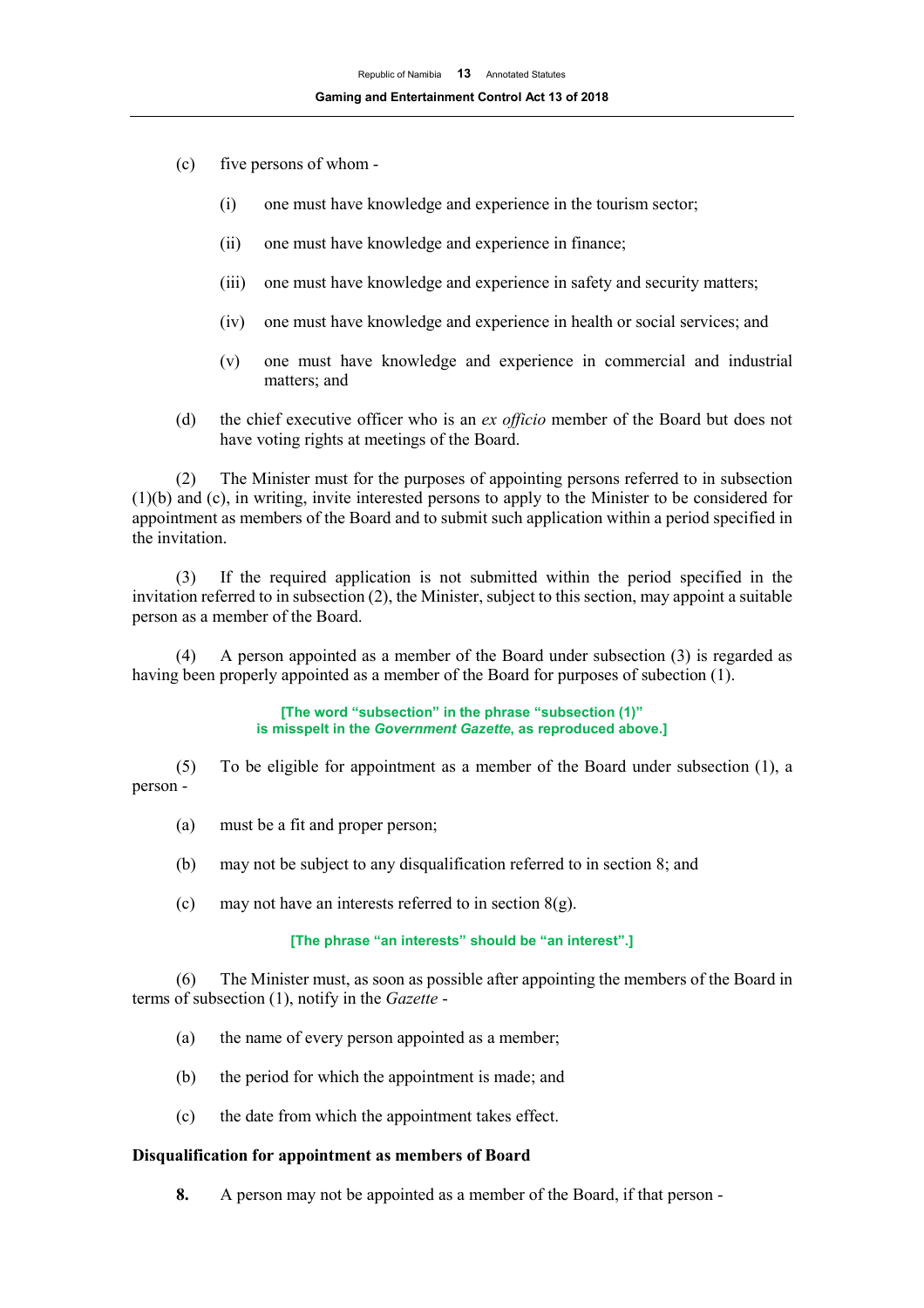(c) five persons of whom -

(i) one must have knowledge and experience in the tourism sector;

(ii) one must have knowledge and experience in finance;

(iii) one must have knowledge and experience in safety and security matters;

(iv) one must have knowledge and experience in health or social services; and

(v) one must have knowledge and experience in commercial and industrial matters; and

(d) the chief executive officer who is an *ex officio* member of the Board but does not have voting rights at meetings of the Board.

(2) The Minister must for the purposes of appointing persons referred to in subsection (1)(b) and (c), in writing, invite interested persons to apply to the Minister to be considered for appointment as members of the Board and to submit such application within a period specified in the invitation.

(3) If the required application is not submitted within the period specified in the invitation referred to in subsection (2), the Minister, subject to this section, may appoint a suitable person as a member of the Board.

(4) A person appointed as a member of the Board under subsection (3) is regarded as having been properly appointed as a member of the Board for purposes of subection (1).

**[The word "subsection" in the phrase "subsection (1)" is misspelt in the *Government Gazette*, as reproduced above.]**

(5) To be eligible for appointment as a member of the Board under subsection (1), a person -

(a) must be a fit and proper person;

(b) may not be subject to any disqualification referred to in section 8; and

(c) may not have an interests referred to in section 8(g).

**[The phrase "an interests" should be "an interest".]**

(6) The Minister must, as soon as possible after appointing the members of the Board in terms of subsection (1), notify in the *Gazette* -

(a) the name of every person appointed as a member;

(b) the period for which the appointment is made; and

(c) the date from which the appointment takes effect.

**Disqualification for appointment as members of Board**

**8.** A person may not be appointed as a member of the Board, if that person -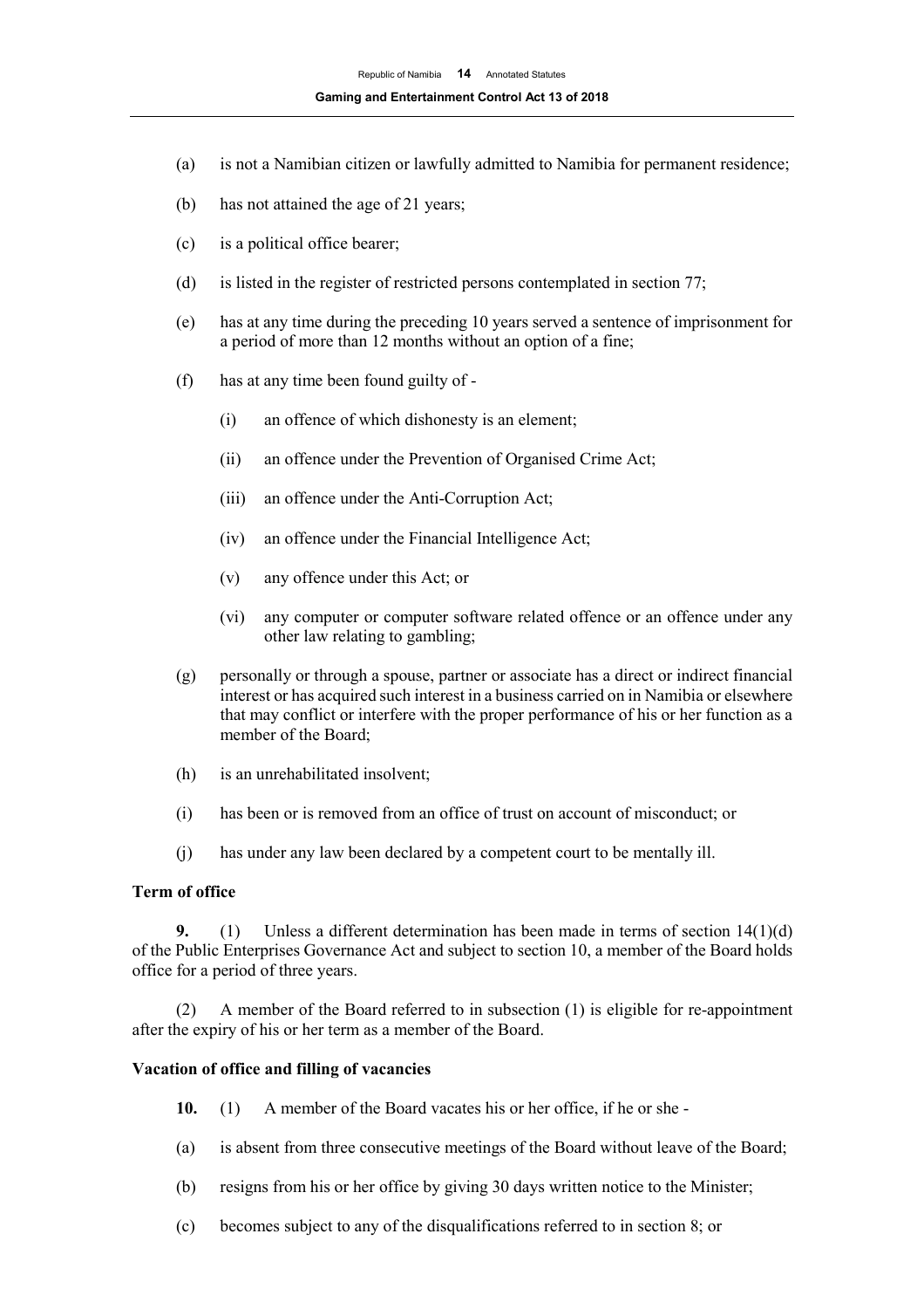(a) is not a Namibian citizen or lawfully admitted to Namibia for permanent residence;

(b) has not attained the age of 21 years;

(c) is a political office bearer;

(d) is listed in the register of restricted persons contemplated in section 77;

(e) has at any time during the preceding 10 years served a sentence of imprisonment for a period of more than 12 months without an option of a fine;

(f) has at any time been found guilty of -

 (i) an offence of which dishonesty is an element;

 (ii) an offence under the Prevention of Organised Crime Act;

 (iii) an offence under the Anti-Corruption Act;

 (iv) an offence under the Financial Intelligence Act;

 (v) any offence under this Act; or

 (vi) any computer or computer software related offence or an offence under any other law relating to gambling;

(g) personally or through a spouse, partner or associate has a direct or indirect financial interest or has acquired such interest in a business carried on in Namibia or elsewhere that may conflict or interfere with the proper performance of his or her function as a member of the Board;

(h) is an unrehabilitated insolvent;

(i) has been or is removed from an office of trust on account of misconduct; or

(j) has under any law been declared by a competent court to be mentally ill.

**Term of office**

**9.** (1) Unless a different determination has been made in terms of section 14(1)(d) of the Public Enterprises Governance Act and subject to section 10, a member of the Board holds office for a period of three years.

(2) A member of the Board referred to in subsection (1) is eligible for re-appointment after the expiry of his or her term as a member of the Board.

**Vacation of office and filling of vacancies**

**10.** (1) A member of the Board vacates his or her office, if he or she -

(a) is absent from three consecutive meetings of the Board without leave of the Board;

(b) resigns from his or her office by giving 30 days written notice to the Minister;

(c) becomes subject to any of the disqualifications referred to in section 8; or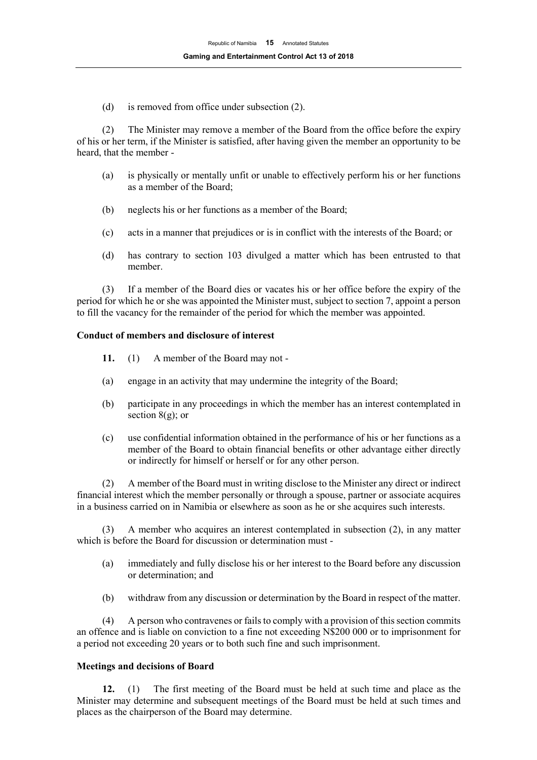(d) is removed from office under subsection (2).

(2) The Minister may remove a member of the Board from the office before the expiry of his or her term, if the Minister is satisfied, after having given the member an opportunity to be heard, that the member -

(a) is physically or mentally unfit or unable to effectively perform his or her functions as a member of the Board;

(b) neglects his or her functions as a member of the Board;

(c) acts in a manner that prejudices or is in conflict with the interests of the Board; or

(d) has contrary to section 103 divulged a matter which has been entrusted to that member.

(3) If a member of the Board dies or vacates his or her office before the expiry of the period for which he or she was appointed the Minister must, subject to section 7, appoint a person to fill the vacancy for the remainder of the period for which the member was appointed.

**Conduct of members and disclosure of interest**

**11.** (1) A member of the Board may not -

(a) engage in an activity that may undermine the integrity of the Board;

(b) participate in any proceedings in which the member has an interest contemplated in section 8(g); or

(c) use confidential information obtained in the performance of his or her functions as a member of the Board to obtain financial benefits or other advantage either directly or indirectly for himself or herself or for any other person.

(2) A member of the Board must in writing disclose to the Minister any direct or indirect financial interest which the member personally or through a spouse, partner or associate acquires in a business carried on in Namibia or elsewhere as soon as he or she acquires such interests.

(3) A member who acquires an interest contemplated in subsection (2), in any matter which is before the Board for discussion or determination must -

(a) immediately and fully disclose his or her interest to the Board before any discussion or determination; and

(b) withdraw from any discussion or determination by the Board in respect of the matter.

(4) A person who contravenes or fails to comply with a provision of this section commits an offence and is liable on conviction to a fine not exceeding N$200 000 or to imprisonment for a period not exceeding 20 years or to both such fine and such imprisonment.

**Meetings and decisions of Board**

**12.** (1) The first meeting of the Board must be held at such time and place as the Minister may determine and subsequent meetings of the Board must be held at such times and places as the chairperson of the Board may determine.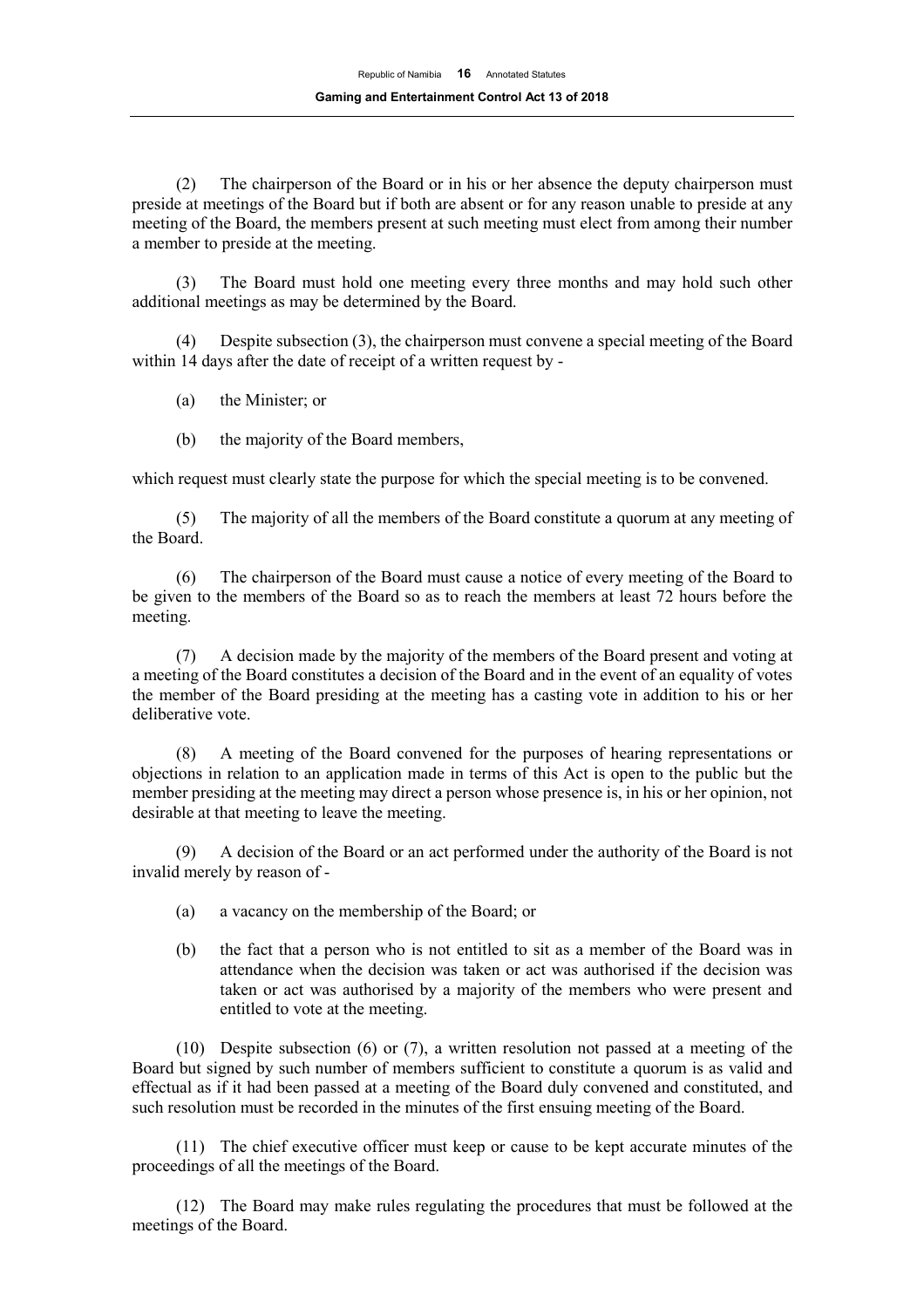(2) The chairperson of the Board or in his or her absence the deputy chairperson must preside at meetings of the Board but if both are absent or for any reason unable to preside at any meeting of the Board, the members present at such meeting must elect from among their number a member to preside at the meeting.

(3) The Board must hold one meeting every three months and may hold such other additional meetings as may be determined by the Board.

(4) Despite subsection (3), the chairperson must convene a special meeting of the Board within 14 days after the date of receipt of a written request by -

(a) the Minister; or

(b) the majority of the Board members,

which request must clearly state the purpose for which the special meeting is to be convened.

(5) The majority of all the members of the Board constitute a quorum at any meeting of the Board.

(6) The chairperson of the Board must cause a notice of every meeting of the Board to be given to the members of the Board so as to reach the members at least 72 hours before the meeting.

(7) A decision made by the majority of the members of the Board present and voting at a meeting of the Board constitutes a decision of the Board and in the event of an equality of votes the member of the Board presiding at the meeting has a casting vote in addition to his or her deliberative vote.

(8) A meeting of the Board convened for the purposes of hearing representations or objections in relation to an application made in terms of this Act is open to the public but the member presiding at the meeting may direct a person whose presence is, in his or her opinion, not desirable at that meeting to leave the meeting.

(9) A decision of the Board or an act performed under the authority of the Board is not invalid merely by reason of -

(a) a vacancy on the membership of the Board; or

(b) the fact that a person who is not entitled to sit as a member of the Board was in attendance when the decision was taken or act was authorised if the decision was taken or act was authorised by a majority of the members who were present and entitled to vote at the meeting.

(10) Despite subsection (6) or (7), a written resolution not passed at a meeting of the Board but signed by such number of members sufficient to constitute a quorum is as valid and effectual as if it had been passed at a meeting of the Board duly convened and constituted, and such resolution must be recorded in the minutes of the first ensuing meeting of the Board.

(11) The chief executive officer must keep or cause to be kept accurate minutes of the proceedings of all the meetings of the Board.

(12) The Board may make rules regulating the procedures that must be followed at the meetings of the Board.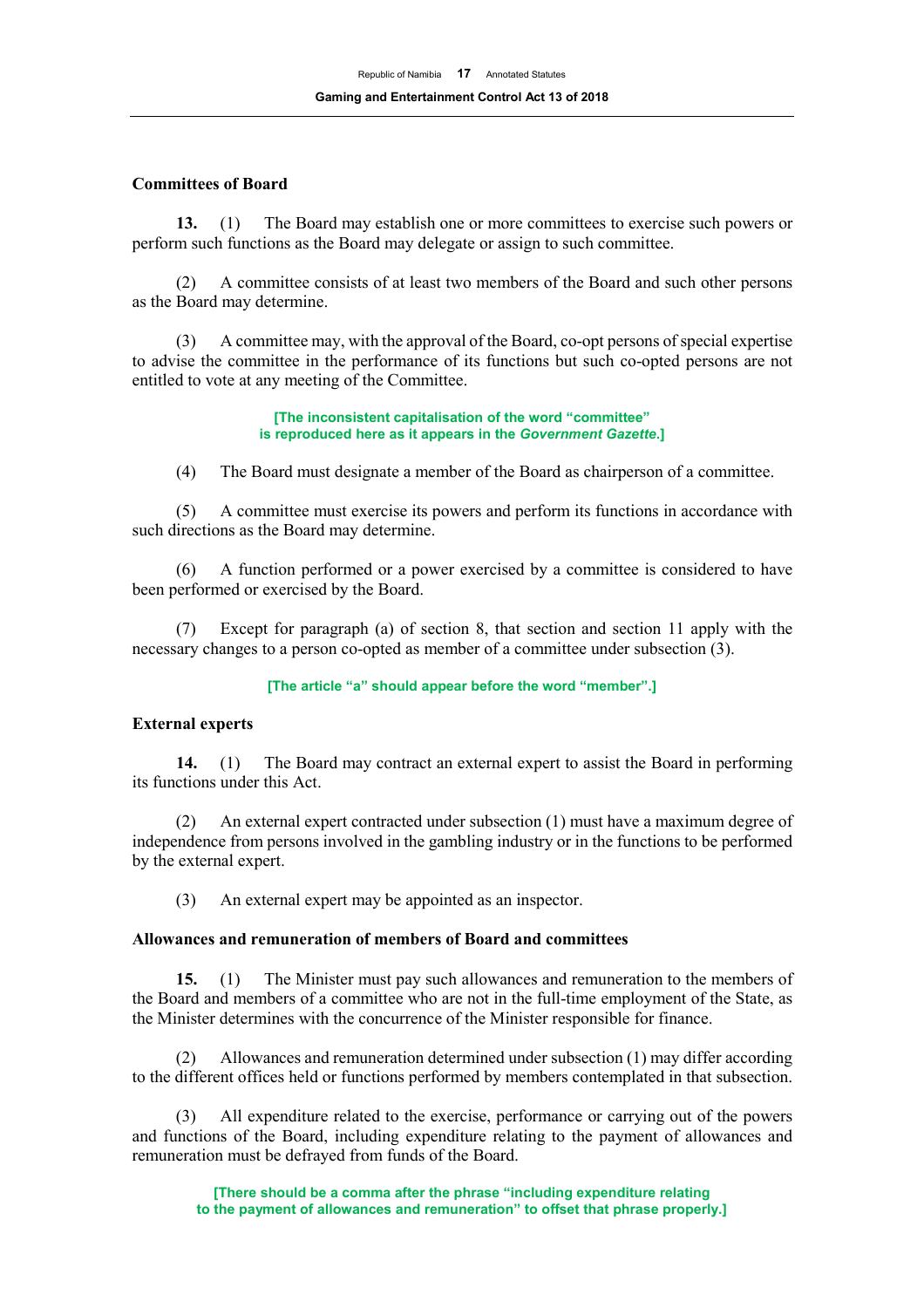### Committees of Board

**13.** (1) The Board may establish one or more committees to exercise such powers or perform such functions as the Board may delegate or assign to such committee.

(2) A committee consists of at least two members of the Board and such other persons as the Board may determine.

(3) A committee may, with the approval of the Board, co-opt persons of special expertise to advise the committee in the performance of its functions but such co-opted persons are not entitled to vote at any meeting of the Committee.

**[The inconsistent capitalisation of the word "committee" is reproduced here as it appears in the *Government Gazette*.]**

(4) The Board must designate a member of the Board as chairperson of a committee.

(5) A committee must exercise its powers and perform its functions in accordance with such directions as the Board may determine.

(6) A function performed or a power exercised by a committee is considered to have been performed or exercised by the Board.

(7) Except for paragraph (a) of section 8, that section and section 11 apply with the necessary changes to a person co-opted as member of a committee under subsection (3).

**[The article "a" should appear before the word "member".]**

### External experts

**14.** (1) The Board may contract an external expert to assist the Board in performing its functions under this Act.

(2) An external expert contracted under subsection (1) must have a maximum degree of independence from persons involved in the gambling industry or in the functions to be performed by the external expert.

(3) An external expert may be appointed as an inspector.

### Allowances and remuneration of members of Board and committees

**15.** (1) The Minister must pay such allowances and remuneration to the members of the Board and members of a committee who are not in the full-time employment of the State, as the Minister determines with the concurrence of the Minister responsible for finance.

(2) Allowances and remuneration determined under subsection (1) may differ according to the different offices held or functions performed by members contemplated in that subsection.

(3) All expenditure related to the exercise, performance or carrying out of the powers and functions of the Board, including expenditure relating to the payment of allowances and remuneration must be defrayed from funds of the Board.

**[There should be a comma after the phrase "including expenditure relating to the payment of allowances and remuneration" to offset that phrase properly.]**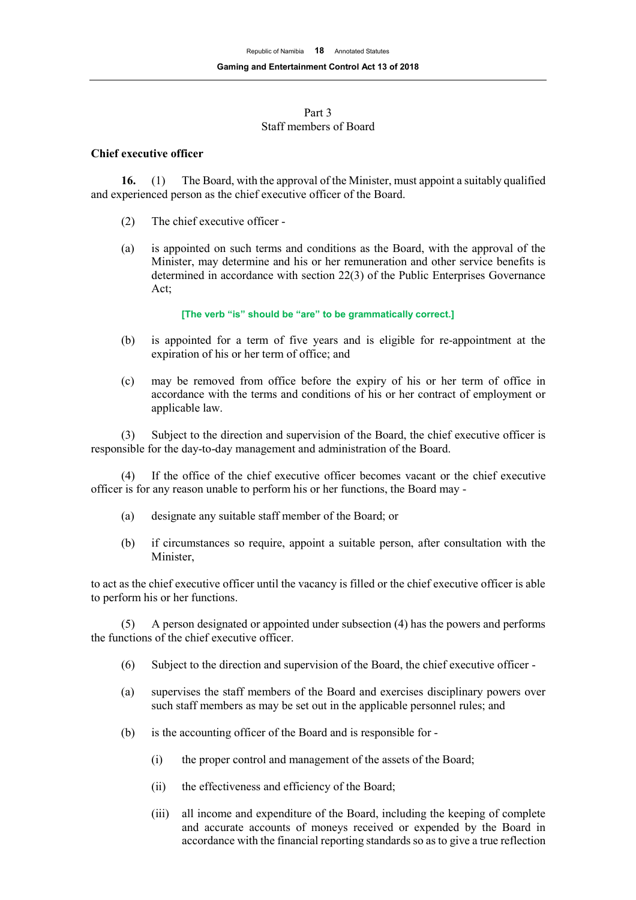Part 3
Staff members of Board

**Chief executive officer**

**16.** (1) The Board, with the approval of the Minister, must appoint a suitably qualified and experienced person as the chief executive officer of the Board.

(2) The chief executive officer -

(a) is appointed on such terms and conditions as the Board, with the approval of the Minister, may determine and his or her remuneration and other service benefits is determined in accordance with section 22(3) of the Public Enterprises Governance Act;

**[The verb "is" should be "are" to be grammatically correct.]**

(b) is appointed for a term of five years and is eligible for re-appointment at the expiration of his or her term of office; and

(c) may be removed from office before the expiry of his or her term of office in accordance with the terms and conditions of his or her contract of employment or applicable law.

(3) Subject to the direction and supervision of the Board, the chief executive officer is responsible for the day-to-day management and administration of the Board.

(4) If the office of the chief executive officer becomes vacant or the chief executive officer is for any reason unable to perform his or her functions, the Board may -

(a) designate any suitable staff member of the Board; or

(b) if circumstances so require, appoint a suitable person, after consultation with the Minister,

to act as the chief executive officer until the vacancy is filled or the chief executive officer is able to perform his or her functions.

(5) A person designated or appointed under subsection (4) has the powers and performs the functions of the chief executive officer.

(6) Subject to the direction and supervision of the Board, the chief executive officer -

(a) supervises the staff members of the Board and exercises disciplinary powers over such staff members as may be set out in the applicable personnel rules; and

(b) is the accounting officer of the Board and is responsible for -

(i) the proper control and management of the assets of the Board;

(ii) the effectiveness and efficiency of the Board;

(iii) all income and expenditure of the Board, including the keeping of complete and accurate accounts of moneys received or expended by the Board in accordance with the financial reporting standards so as to give a true reflection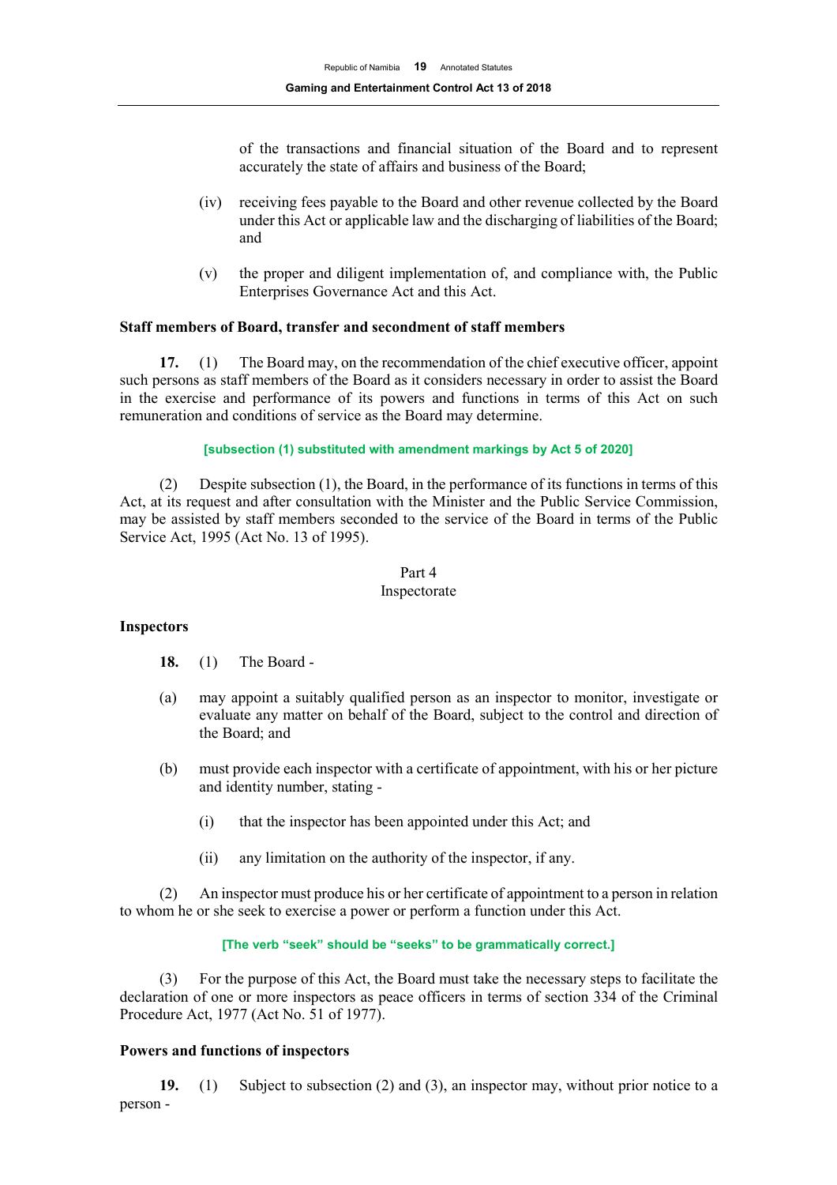of the transactions and financial situation of the Board and to represent accurately the state of affairs and business of the Board;

(iv) receiving fees payable to the Board and other revenue collected by the Board under this Act or applicable law and the discharging of liabilities of the Board; and

(v) the proper and diligent implementation of, and compliance with, the Public Enterprises Governance Act and this Act.

**Staff members of Board, transfer and secondment of staff members**

**17.** (1) The Board may, on the recommendation of the chief executive officer, appoint such persons as staff members of the Board as it considers necessary in order to assist the Board in the exercise and performance of its powers and functions in terms of this Act on such remuneration and conditions of service as the Board may determine.

**[subsection (1) substituted with amendment markings by Act 5 of 2020]**

(2) Despite subsection (1), the Board, in the performance of its functions in terms of this Act, at its request and after consultation with the Minister and the Public Service Commission, may be assisted by staff members seconded to the service of the Board in terms of the Public Service Act, 1995 (Act No. 13 of 1995).

Part 4
Inspectorate

**Inspectors**

**18.** (1) The Board -

(a) may appoint a suitably qualified person as an inspector to monitor, investigate or evaluate any matter on behalf of the Board, subject to the control and direction of the Board; and

(b) must provide each inspector with a certificate of appointment, with his or her picture and identity number, stating -

(i) that the inspector has been appointed under this Act; and

(ii) any limitation on the authority of the inspector, if any.

(2) An inspector must produce his or her certificate of appointment to a person in relation to whom he or she seek to exercise a power or perform a function under this Act.

**[The verb "seek" should be "seeks" to be grammatically correct.]**

(3) For the purpose of this Act, the Board must take the necessary steps to facilitate the declaration of one or more inspectors as peace officers in terms of section 334 of the Criminal Procedure Act, 1977 (Act No. 51 of 1977).

**Powers and functions of inspectors**

**19.** (1) Subject to subsection (2) and (3), an inspector may, without prior notice to a person -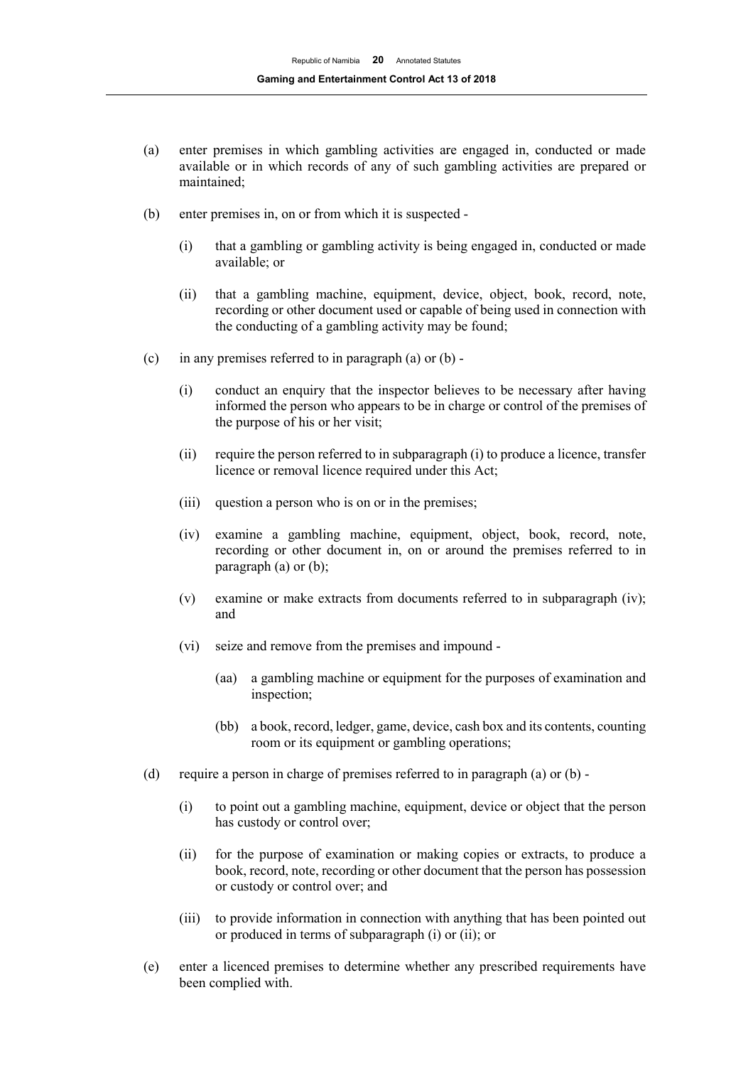(a) enter premises in which gambling activities are engaged in, conducted or made available or in which records of any of such gambling activities are prepared or maintained;

(b) enter premises in, on or from which it is suspected -

  (i) that a gambling or gambling activity is being engaged in, conducted or made available; or

  (ii) that a gambling machine, equipment, device, object, book, record, note, recording or other document used or capable of being used in connection with the conducting of a gambling activity may be found;

(c) in any premises referred to in paragraph (a) or (b) -

  (i) conduct an enquiry that the inspector believes to be necessary after having informed the person who appears to be in charge or control of the premises of the purpose of his or her visit;

  (ii) require the person referred to in subparagraph (i) to produce a licence, transfer licence or removal licence required under this Act;

  (iii) question a person who is on or in the premises;

  (iv) examine a gambling machine, equipment, object, book, record, note, recording or other document in, on or around the premises referred to in paragraph (a) or (b);

  (v) examine or make extracts from documents referred to in subparagraph (iv); and

  (vi) seize and remove from the premises and impound -

    (aa) a gambling machine or equipment for the purposes of examination and inspection;

    (bb) a book, record, ledger, game, device, cash box and its contents, counting room or its equipment or gambling operations;

(d) require a person in charge of premises referred to in paragraph (a) or (b) -

  (i) to point out a gambling machine, equipment, device or object that the person has custody or control over;

  (ii) for the purpose of examination or making copies or extracts, to produce a book, record, note, recording or other document that the person has possession or custody or control over; and

  (iii) to provide information in connection with anything that has been pointed out or produced in terms of subparagraph (i) or (ii); or

(e) enter a licenced premises to determine whether any prescribed requirements have been complied with.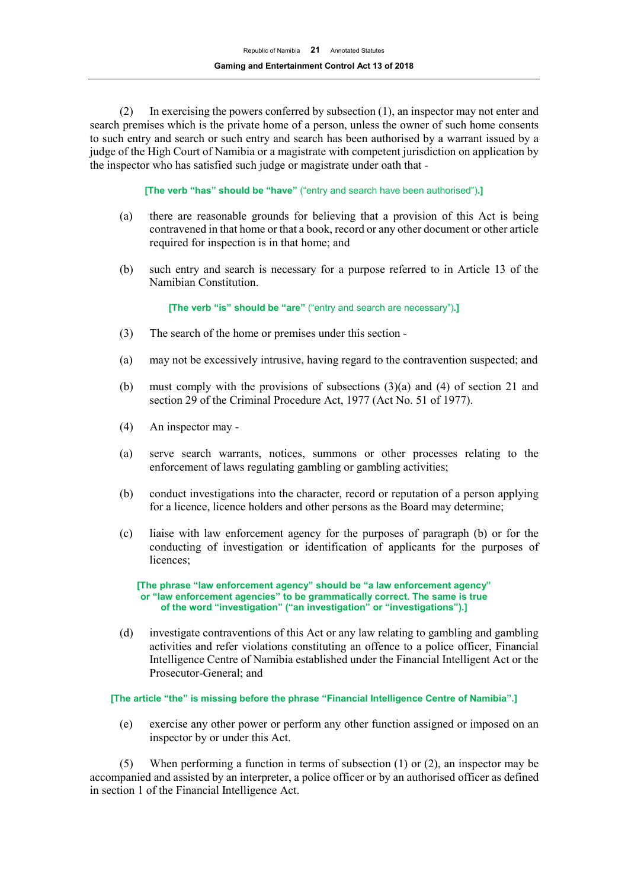(2) In exercising the powers conferred by subsection (1), an inspector may not enter and search premises which is the private home of a person, unless the owner of such home consents to such entry and search or such entry and search has been authorised by a warrant issued by a judge of the High Court of Namibia or a magistrate with competent jurisdiction on application by the inspector who has satisfied such judge or magistrate under oath that -

**[The verb "has" should be "have"** ("entry and search have been authorised")**.]**

(a) there are reasonable grounds for believing that a provision of this Act is being contravened in that home or that a book, record or any other document or other article required for inspection is in that home; and

(b) such entry and search is necessary for a purpose referred to in Article 13 of the Namibian Constitution.

**[The verb "is" should be "are"** ("entry and search are necessary")**.]**

(3) The search of the home or premises under this section -

(a) may not be excessively intrusive, having regard to the contravention suspected; and

(b) must comply with the provisions of subsections (3)(a) and (4) of section 21 and section 29 of the Criminal Procedure Act, 1977 (Act No. 51 of 1977).

(4) An inspector may -

(a) serve search warrants, notices, summons or other processes relating to the enforcement of laws regulating gambling or gambling activities;

(b) conduct investigations into the character, record or reputation of a person applying for a licence, licence holders and other persons as the Board may determine;

(c) liaise with law enforcement agency for the purposes of paragraph (b) or for the conducting of investigation or identification of applicants for the purposes of licences;

**[The phrase "law enforcement agency" should be "a law enforcement agency" or "law enforcement agencies" to be grammatically correct. The same is true of the word "investigation" ("an investigation" or "investigations").]**

(d) investigate contraventions of this Act or any law relating to gambling and gambling activities and refer violations constituting an offence to a police officer, Financial Intelligence Centre of Namibia established under the Financial Intelligent Act or the Prosecutor-General; and

**[The article "the" is missing before the phrase "Financial Intelligence Centre of Namibia".]**

(e) exercise any other power or perform any other function assigned or imposed on an inspector by or under this Act.

(5) When performing a function in terms of subsection (1) or (2), an inspector may be accompanied and assisted by an interpreter, a police officer or by an authorised officer as defined in section 1 of the Financial Intelligence Act.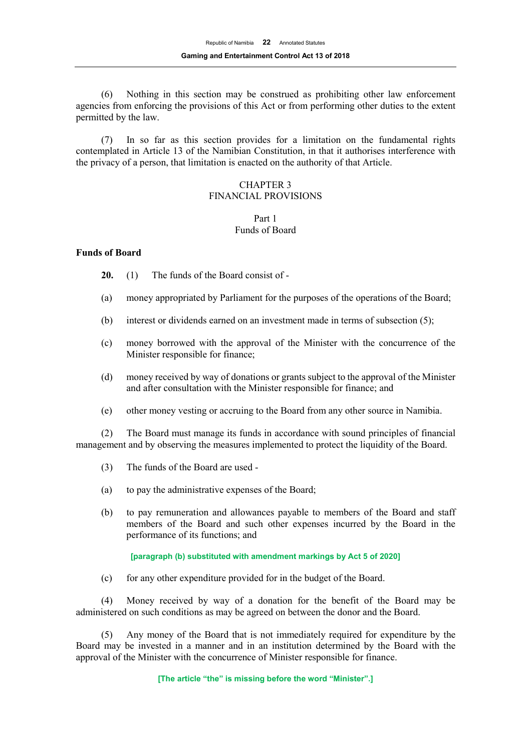(6) Nothing in this section may be construed as prohibiting other law enforcement agencies from enforcing the provisions of this Act or from performing other duties to the extent permitted by the law.

(7) In so far as this section provides for a limitation on the fundamental rights contemplated in Article 13 of the Namibian Constitution, in that it authorises interference with the privacy of a person, that limitation is enacted on the authority of that Article.

## CHAPTER 3
## FINANCIAL PROVISIONS

### Part 1
### Funds of Board

**Funds of Board**

**20.** (1) The funds of the Board consist of -

(a) money appropriated by Parliament for the purposes of the operations of the Board;

(b) interest or dividends earned on an investment made in terms of subsection (5);

(c) money borrowed with the approval of the Minister with the concurrence of the Minister responsible for finance;

(d) money received by way of donations or grants subject to the approval of the Minister and after consultation with the Minister responsible for finance; and

(e) other money vesting or accruing to the Board from any other source in Namibia.

(2) The Board must manage its funds in accordance with sound principles of financial management and by observing the measures implemented to protect the liquidity of the Board.

(3) The funds of the Board are used -

(a) to pay the administrative expenses of the Board;

(b) to pay remuneration and allowances payable to members of the Board and staff members of the Board and such other expenses incurred by the Board in the performance of its functions; and

**[paragraph (b) substituted with amendment markings by Act 5 of 2020]**

(c) for any other expenditure provided for in the budget of the Board.

(4) Money received by way of a donation for the benefit of the Board may be administered on such conditions as may be agreed on between the donor and the Board.

(5) Any money of the Board that is not immediately required for expenditure by the Board may be invested in a manner and in an institution determined by the Board with the approval of the Minister with the concurrence of Minister responsible for finance.

**[The article "the" is missing before the word "Minister".]**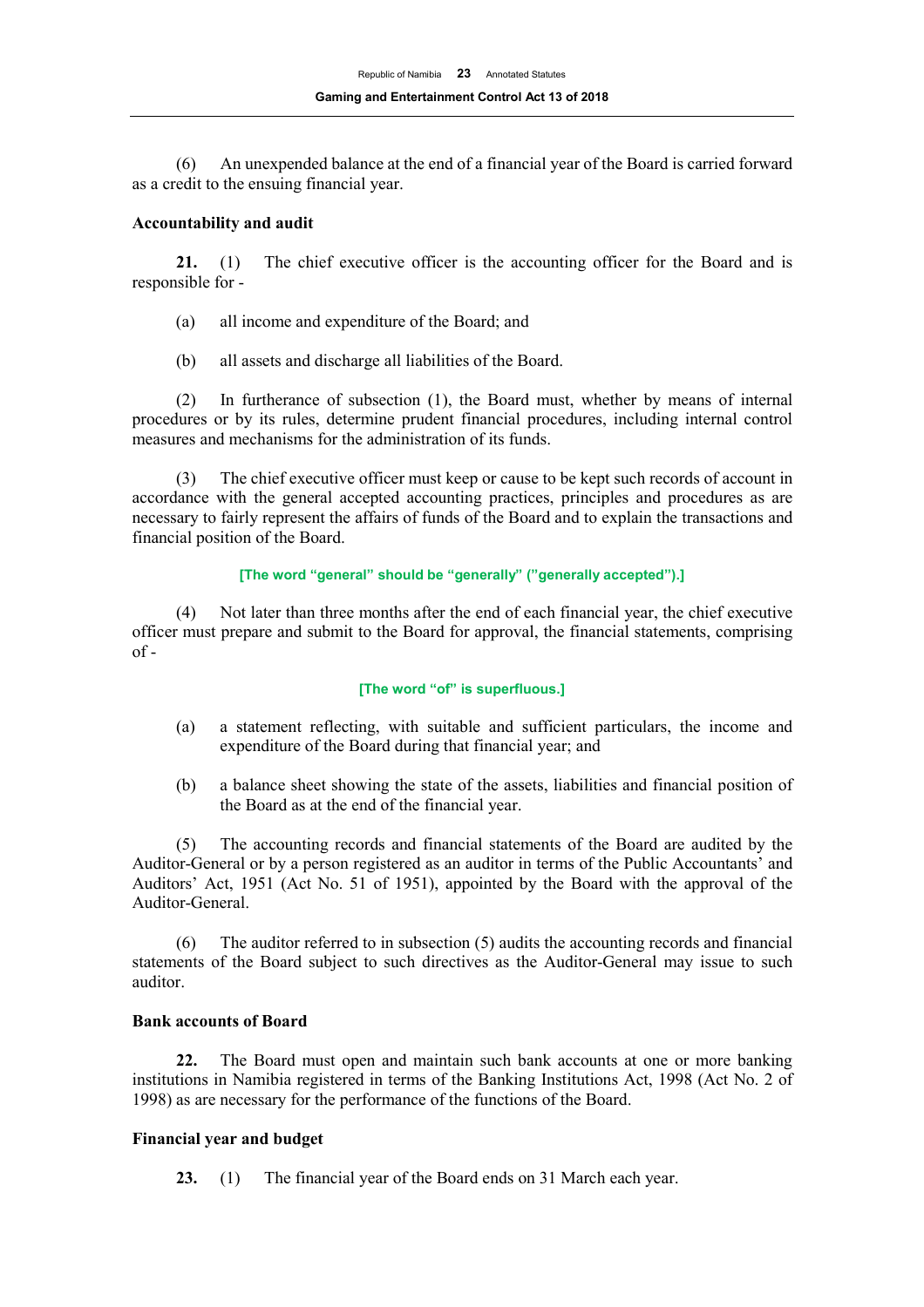(6) An unexpended balance at the end of a financial year of the Board is carried forward as a credit to the ensuing financial year.

**Accountability and audit**

**21.** (1) The chief executive officer is the accounting officer for the Board and is responsible for -

(a) all income and expenditure of the Board; and

(b) all assets and discharge all liabilities of the Board.

(2) In furtherance of subsection (1), the Board must, whether by means of internal procedures or by its rules, determine prudent financial procedures, including internal control measures and mechanisms for the administration of its funds.

(3) The chief executive officer must keep or cause to be kept such records of account in accordance with the general accepted accounting practices, principles and procedures as are necessary to fairly represent the affairs of funds of the Board and to explain the transactions and financial position of the Board.

**[The word "general" should be "generally" ("generally accepted").]**

(4) Not later than three months after the end of each financial year, the chief executive officer must prepare and submit to the Board for approval, the financial statements, comprising of -

**[The word "of" is superfluous.]**

(a) a statement reflecting, with suitable and sufficient particulars, the income and expenditure of the Board during that financial year; and

(b) a balance sheet showing the state of the assets, liabilities and financial position of the Board as at the end of the financial year.

(5) The accounting records and financial statements of the Board are audited by the Auditor-General or by a person registered as an auditor in terms of the Public Accountants' and Auditors' Act, 1951 (Act No. 51 of 1951), appointed by the Board with the approval of the Auditor-General.

(6) The auditor referred to in subsection (5) audits the accounting records and financial statements of the Board subject to such directives as the Auditor-General may issue to such auditor.

**Bank accounts of Board**

**22.** The Board must open and maintain such bank accounts at one or more banking institutions in Namibia registered in terms of the Banking Institutions Act, 1998 (Act No. 2 of 1998) as are necessary for the performance of the functions of the Board.

**Financial year and budget**

**23.** (1) The financial year of the Board ends on 31 March each year.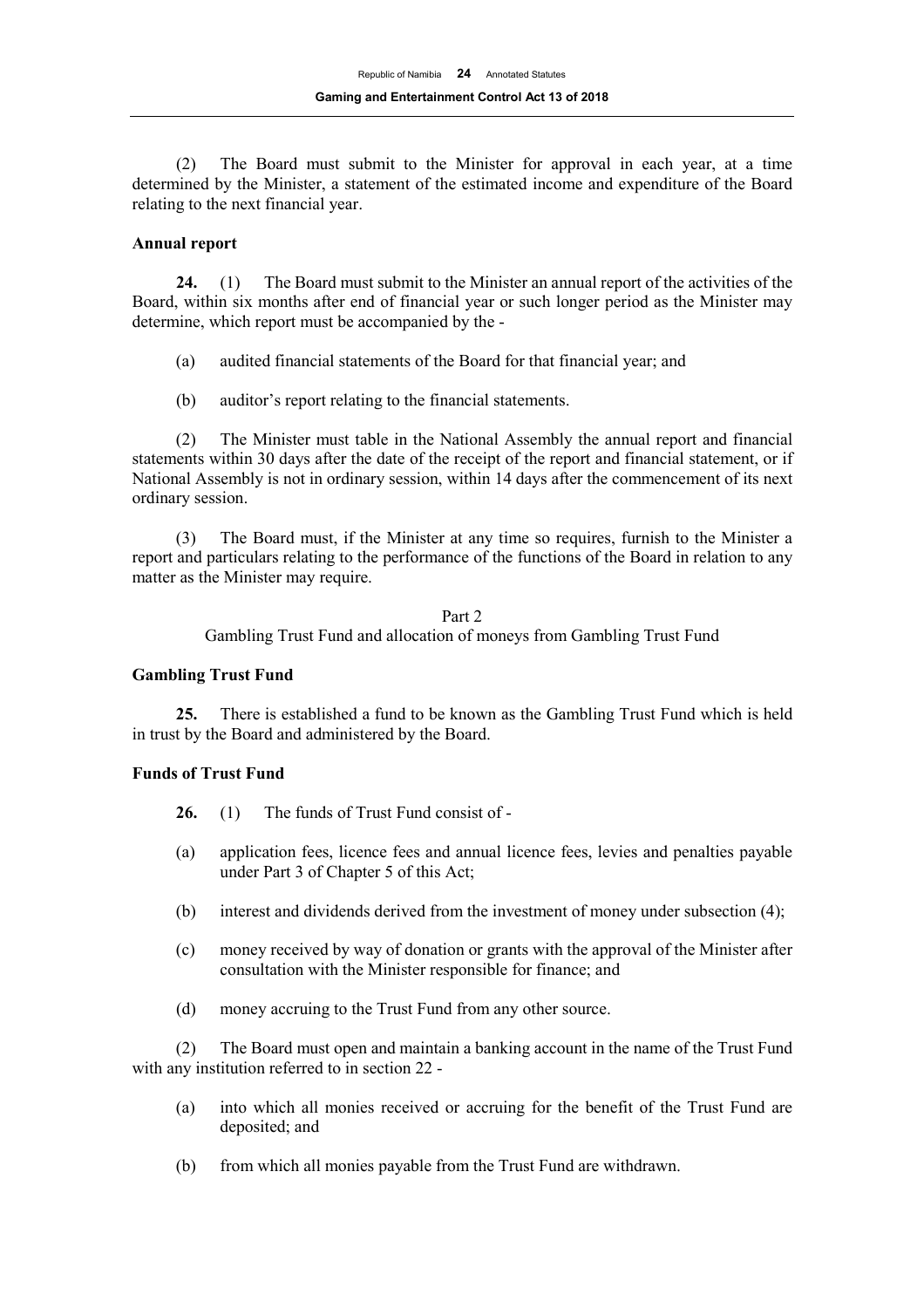(2) The Board must submit to the Minister for approval in each year, at a time determined by the Minister, a statement of the estimated income and expenditure of the Board relating to the next financial year.

**Annual report**

**24.** (1) The Board must submit to the Minister an annual report of the activities of the Board, within six months after end of financial year or such longer period as the Minister may determine, which report must be accompanied by the -

(a) audited financial statements of the Board for that financial year; and

(b) auditor's report relating to the financial statements.

(2) The Minister must table in the National Assembly the annual report and financial statements within 30 days after the date of the receipt of the report and financial statement, or if National Assembly is not in ordinary session, within 14 days after the commencement of its next ordinary session.

(3) The Board must, if the Minister at any time so requires, furnish to the Minister a report and particulars relating to the performance of the functions of the Board in relation to any matter as the Minister may require.

Part 2

Gambling Trust Fund and allocation of moneys from Gambling Trust Fund

**Gambling Trust Fund**

**25.** There is established a fund to be known as the Gambling Trust Fund which is held in trust by the Board and administered by the Board.

**Funds of Trust Fund**

**26.** (1) The funds of Trust Fund consist of -

(a) application fees, licence fees and annual licence fees, levies and penalties payable under Part 3 of Chapter 5 of this Act;

(b) interest and dividends derived from the investment of money under subsection (4);

(c) money received by way of donation or grants with the approval of the Minister after consultation with the Minister responsible for finance; and

(d) money accruing to the Trust Fund from any other source.

(2) The Board must open and maintain a banking account in the name of the Trust Fund with any institution referred to in section 22 -

(a) into which all monies received or accruing for the benefit of the Trust Fund are deposited; and

(b) from which all monies payable from the Trust Fund are withdrawn.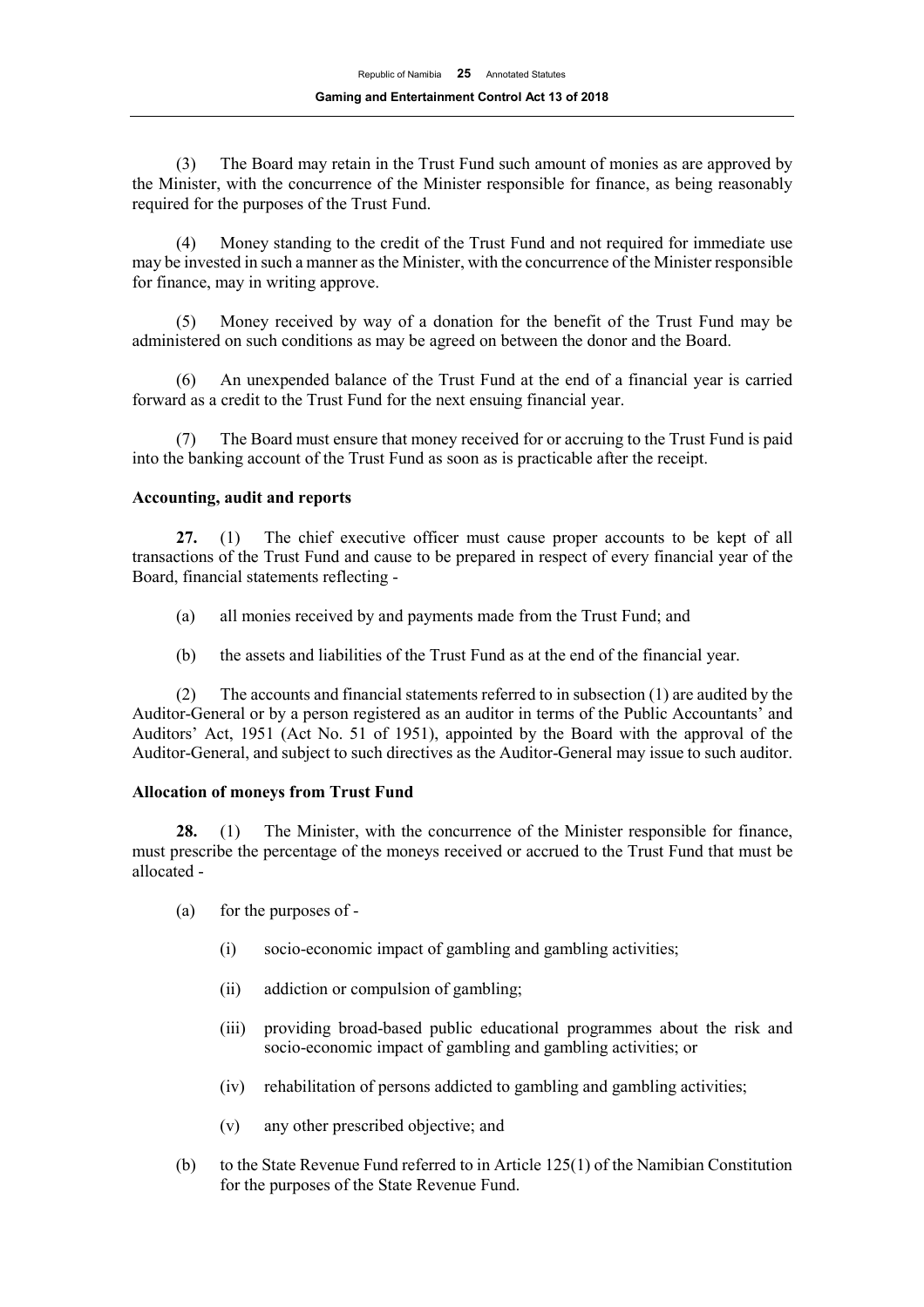(3) The Board may retain in the Trust Fund such amount of monies as are approved by the Minister, with the concurrence of the Minister responsible for finance, as being reasonably required for the purposes of the Trust Fund.

(4) Money standing to the credit of the Trust Fund and not required for immediate use may be invested in such a manner as the Minister, with the concurrence of the Minister responsible for finance, may in writing approve.

(5) Money received by way of a donation for the benefit of the Trust Fund may be administered on such conditions as may be agreed on between the donor and the Board.

(6) An unexpended balance of the Trust Fund at the end of a financial year is carried forward as a credit to the Trust Fund for the next ensuing financial year.

(7) The Board must ensure that money received for or accruing to the Trust Fund is paid into the banking account of the Trust Fund as soon as is practicable after the receipt.

**Accounting, audit and reports**

**27.** (1) The chief executive officer must cause proper accounts to be kept of all transactions of the Trust Fund and cause to be prepared in respect of every financial year of the Board, financial statements reflecting -

(a) all monies received by and payments made from the Trust Fund; and

(b) the assets and liabilities of the Trust Fund as at the end of the financial year.

(2) The accounts and financial statements referred to in subsection (1) are audited by the Auditor-General or by a person registered as an auditor in terms of the Public Accountants' and Auditors' Act, 1951 (Act No. 51 of 1951), appointed by the Board with the approval of the Auditor-General, and subject to such directives as the Auditor-General may issue to such auditor.

**Allocation of moneys from Trust Fund**

**28.** (1) The Minister, with the concurrence of the Minister responsible for finance, must prescribe the percentage of the moneys received or accrued to the Trust Fund that must be allocated -

(a) for the purposes of -

(i) socio-economic impact of gambling and gambling activities;

(ii) addiction or compulsion of gambling;

(iii) providing broad-based public educational programmes about the risk and socio-economic impact of gambling and gambling activities; or

(iv) rehabilitation of persons addicted to gambling and gambling activities;

(v) any other prescribed objective; and

(b) to the State Revenue Fund referred to in Article 125(1) of the Namibian Constitution for the purposes of the State Revenue Fund.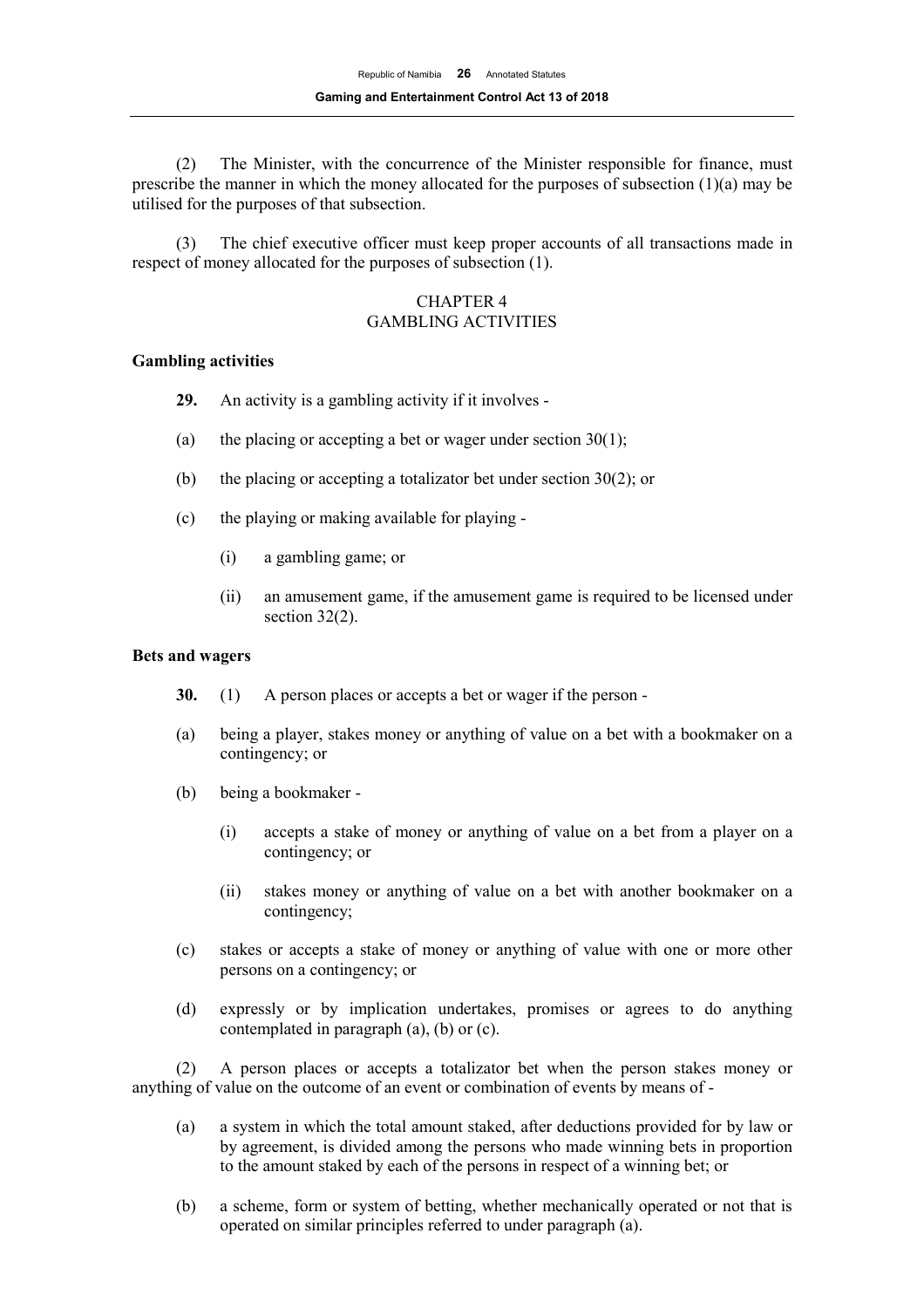(2) The Minister, with the concurrence of the Minister responsible for finance, must prescribe the manner in which the money allocated for the purposes of subsection (1)(a) may be utilised for the purposes of that subsection.

(3) The chief executive officer must keep proper accounts of all transactions made in respect of money allocated for the purposes of subsection (1).

## CHAPTER 4
## GAMBLING ACTIVITIES

**Gambling activities**

**29.** An activity is a gambling activity if it involves -

(a) the placing or accepting a bet or wager under section 30(1);

(b) the placing or accepting a totalizator bet under section 30(2); or

(c) the playing or making available for playing -

(i) a gambling game; or

(ii) an amusement game, if the amusement game is required to be licensed under section 32(2).

**Bets and wagers**

**30.** (1) A person places or accepts a bet or wager if the person -

(a) being a player, stakes money or anything of value on a bet with a bookmaker on a contingency; or

(b) being a bookmaker -

(i) accepts a stake of money or anything of value on a bet from a player on a contingency; or

(ii) stakes money or anything of value on a bet with another bookmaker on a contingency;

(c) stakes or accepts a stake of money or anything of value with one or more other persons on a contingency; or

(d) expressly or by implication undertakes, promises or agrees to do anything contemplated in paragraph (a), (b) or (c).

(2) A person places or accepts a totalizator bet when the person stakes money or anything of value on the outcome of an event or combination of events by means of -

(a) a system in which the total amount staked, after deductions provided for by law or by agreement, is divided among the persons who made winning bets in proportion to the amount staked by each of the persons in respect of a winning bet; or

(b) a scheme, form or system of betting, whether mechanically operated or not that is operated on similar principles referred to under paragraph (a).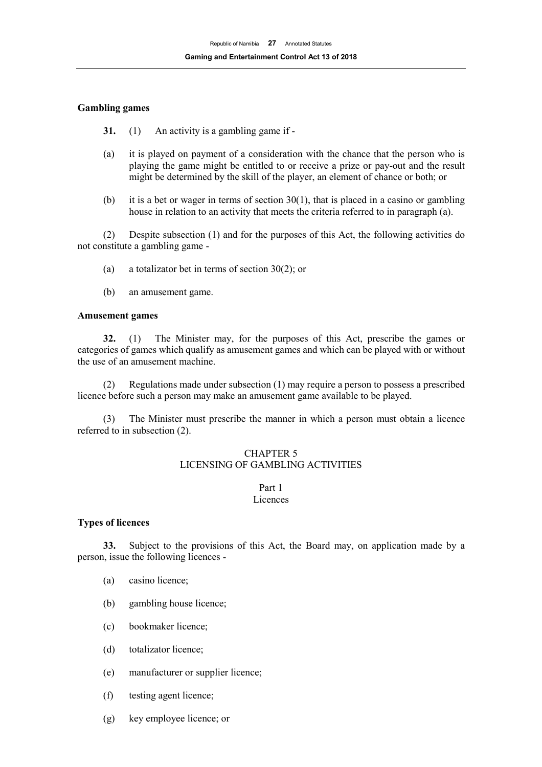**Gambling games**

**31.** (1) An activity is a gambling game if -

(a) it is played on payment of a consideration with the chance that the person who is playing the game might be entitled to or receive a prize or pay-out and the result might be determined by the skill of the player, an element of chance or both; or

(b) it is a bet or wager in terms of section 30(1), that is placed in a casino or gambling house in relation to an activity that meets the criteria referred to in paragraph (a).

(2) Despite subsection (1) and for the purposes of this Act, the following activities do not constitute a gambling game -

(a) a totalizator bet in terms of section 30(2); or

(b) an amusement game.

**Amusement games**

**32.** (1) The Minister may, for the purposes of this Act, prescribe the games or categories of games which qualify as amusement games and which can be played with or without the use of an amusement machine.

(2) Regulations made under subsection (1) may require a person to possess a prescribed licence before such a person may make an amusement game available to be played.

(3) The Minister must prescribe the manner in which a person must obtain a licence referred to in subsection (2).

## CHAPTER 5
## LICENSING OF GAMBLING ACTIVITIES

### Part 1
### Licences

**Types of licences**

**33.** Subject to the provisions of this Act, the Board may, on application made by a person, issue the following licences -

(a) casino licence;

(b) gambling house licence;

(c) bookmaker licence;

(d) totalizator licence;

(e) manufacturer or supplier licence;

(f) testing agent licence;

(g) key employee licence; or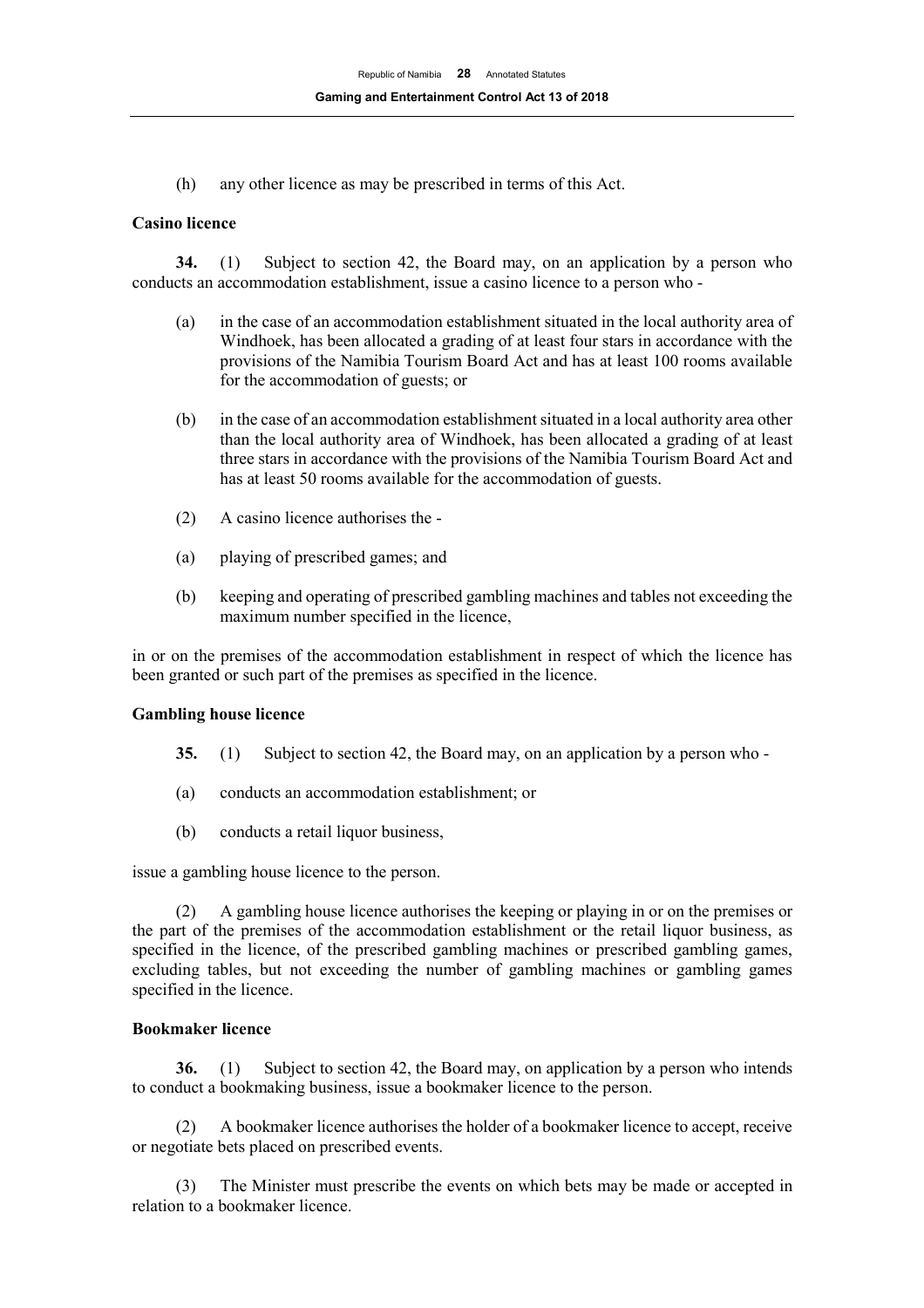(h) any other licence as may be prescribed in terms of this Act.

**Casino licence**

**34.** (1) Subject to section 42, the Board may, on an application by a person who conducts an accommodation establishment, issue a casino licence to a person who -

(a) in the case of an accommodation establishment situated in the local authority area of Windhoek, has been allocated a grading of at least four stars in accordance with the provisions of the Namibia Tourism Board Act and has at least 100 rooms available for the accommodation of guests; or

(b) in the case of an accommodation establishment situated in a local authority area other than the local authority area of Windhoek, has been allocated a grading of at least three stars in accordance with the provisions of the Namibia Tourism Board Act and has at least 50 rooms available for the accommodation of guests.

(2) A casino licence authorises the -

(a) playing of prescribed games; and

(b) keeping and operating of prescribed gambling machines and tables not exceeding the maximum number specified in the licence,

in or on the premises of the accommodation establishment in respect of which the licence has been granted or such part of the premises as specified in the licence.

**Gambling house licence**

**35.** (1) Subject to section 42, the Board may, on an application by a person who -

(a) conducts an accommodation establishment; or

(b) conducts a retail liquor business,

issue a gambling house licence to the person.

(2) A gambling house licence authorises the keeping or playing in or on the premises or the part of the premises of the accommodation establishment or the retail liquor business, as specified in the licence, of the prescribed gambling machines or prescribed gambling games, excluding tables, but not exceeding the number of gambling machines or gambling games specified in the licence.

**Bookmaker licence**

**36.** (1) Subject to section 42, the Board may, on application by a person who intends to conduct a bookmaking business, issue a bookmaker licence to the person.

(2) A bookmaker licence authorises the holder of a bookmaker licence to accept, receive or negotiate bets placed on prescribed events.

(3) The Minister must prescribe the events on which bets may be made or accepted in relation to a bookmaker licence.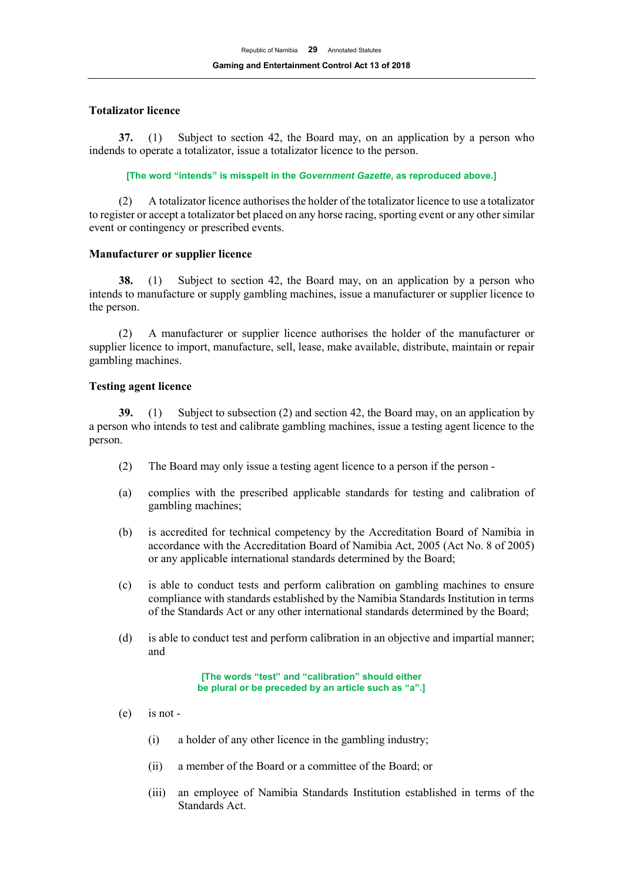### Totalizator licence

**37.** (1) Subject to section 42, the Board may, on an application by a person who indends to operate a totalizator, issue a totalizator licence to the person.

**[The word "intends" is misspelt in the *Government Gazette*, as reproduced above.]**

(2) A totalizator licence authorises the holder of the totalizator licence to use a totalizator to register or accept a totalizator bet placed on any horse racing, sporting event or any other similar event or contingency or prescribed events.

### Manufacturer or supplier licence

**38.** (1) Subject to section 42, the Board may, on an application by a person who intends to manufacture or supply gambling machines, issue a manufacturer or supplier licence to the person.

(2) A manufacturer or supplier licence authorises the holder of the manufacturer or supplier licence to import, manufacture, sell, lease, make available, distribute, maintain or repair gambling machines.

### Testing agent licence

**39.** (1) Subject to subsection (2) and section 42, the Board may, on an application by a person who intends to test and calibrate gambling machines, issue a testing agent licence to the person.

(2) The Board may only issue a testing agent licence to a person if the person -

(a) complies with the prescribed applicable standards for testing and calibration of gambling machines;

(b) is accredited for technical competency by the Accreditation Board of Namibia in accordance with the Accreditation Board of Namibia Act, 2005 (Act No. 8 of 2005) or any applicable international standards determined by the Board;

(c) is able to conduct tests and perform calibration on gambling machines to ensure compliance with standards established by the Namibia Standards Institution in terms of the Standards Act or any other international standards determined by the Board;

(d) is able to conduct test and perform calibration in an objective and impartial manner; and

**[The words "test" and "calibration" should either be plural or be preceded by an article such as "a".]**

(e) is not -

(i) a holder of any other licence in the gambling industry;

(ii) a member of the Board or a committee of the Board; or

(iii) an employee of Namibia Standards Institution established in terms of the Standards Act.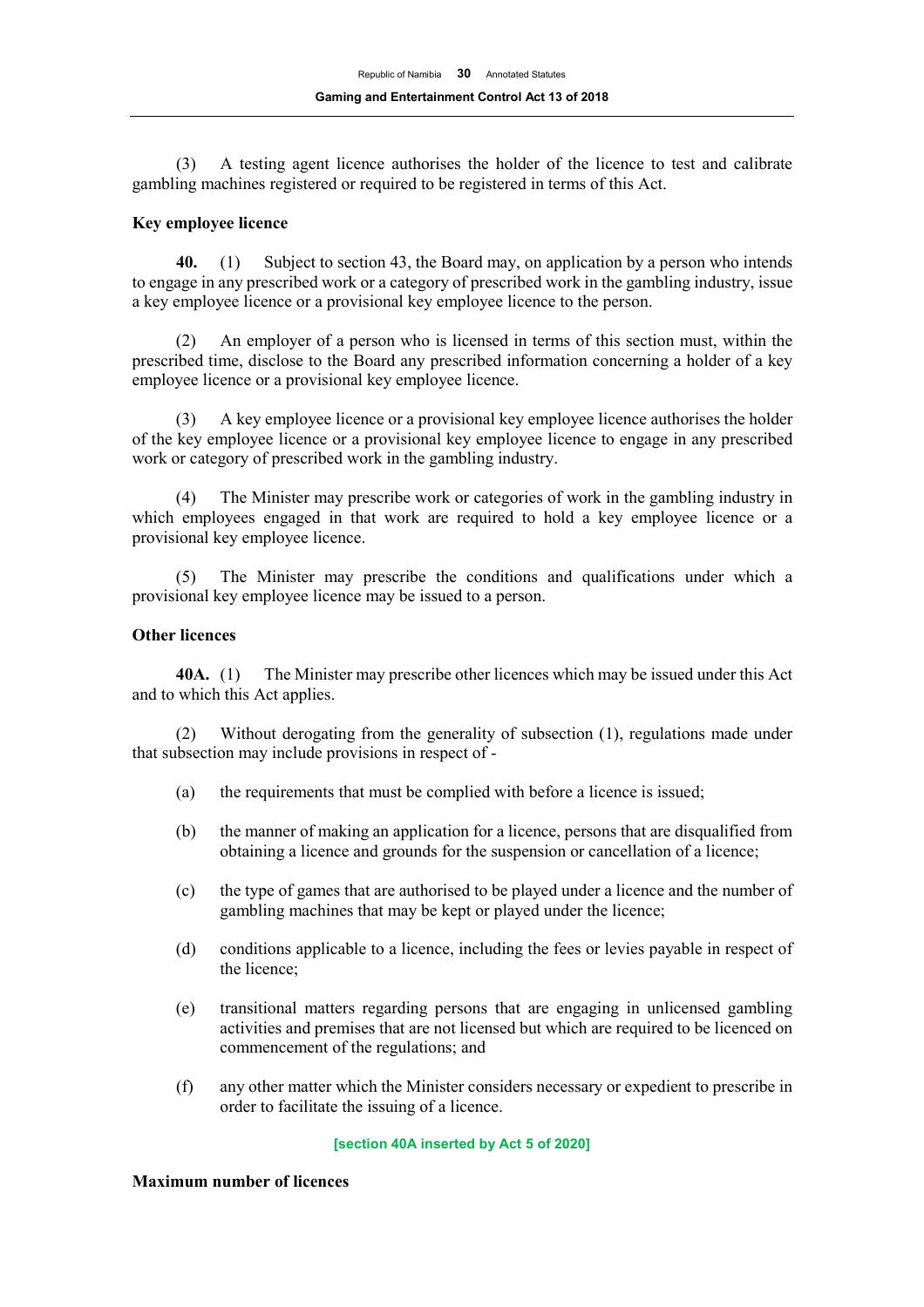(3) A testing agent licence authorises the holder of the licence to test and calibrate gambling machines registered or required to be registered in terms of this Act.

**Key employee licence**

**40.** (1) Subject to section 43, the Board may, on application by a person who intends to engage in any prescribed work or a category of prescribed work in the gambling industry, issue a key employee licence or a provisional key employee licence to the person.

(2) An employer of a person who is licensed in terms of this section must, within the prescribed time, disclose to the Board any prescribed information concerning a holder of a key employee licence or a provisional key employee licence.

(3) A key employee licence or a provisional key employee licence authorises the holder of the key employee licence or a provisional key employee licence to engage in any prescribed work or category of prescribed work in the gambling industry.

(4) The Minister may prescribe work or categories of work in the gambling industry in which employees engaged in that work are required to hold a key employee licence or a provisional key employee licence.

(5) The Minister may prescribe the conditions and qualifications under which a provisional key employee licence may be issued to a person.

**Other licences**

**40A.** (1) The Minister may prescribe other licences which may be issued under this Act and to which this Act applies.

(2) Without derogating from the generality of subsection (1), regulations made under that subsection may include provisions in respect of -

(a) the requirements that must be complied with before a licence is issued;

(b) the manner of making an application for a licence, persons that are disqualified from obtaining a licence and grounds for the suspension or cancellation of a licence;

(c) the type of games that are authorised to be played under a licence and the number of gambling machines that may be kept or played under the licence;

(d) conditions applicable to a licence, including the fees or levies payable in respect of the licence;

(e) transitional matters regarding persons that are engaging in unlicensed gambling activities and premises that are not licensed but which are required to be licenced on commencement of the regulations; and

(f) any other matter which the Minister considers necessary or expedient to prescribe in order to facilitate the issuing of a licence.

**[section 40A inserted by Act 5 of 2020]**

**Maximum number of licences**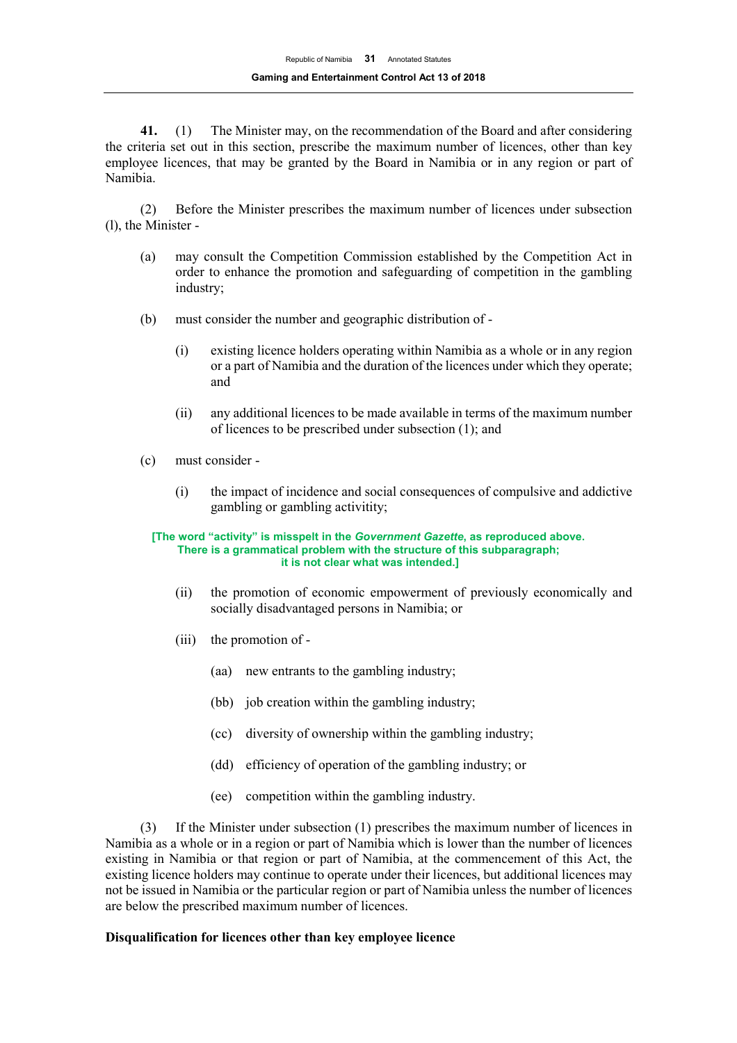**41.** (1) The Minister may, on the recommendation of the Board and after considering the criteria set out in this section, prescribe the maximum number of licences, other than key employee licences, that may be granted by the Board in Namibia or in any region or part of Namibia.

(2) Before the Minister prescribes the maximum number of licences under subsection (l), the Minister -

(a) may consult the Competition Commission established by the Competition Act in order to enhance the promotion and safeguarding of competition in the gambling industry;

(b) must consider the number and geographic distribution of -

(i) existing licence holders operating within Namibia as a whole or in any region or a part of Namibia and the duration of the licences under which they operate; and

(ii) any additional licences to be made available in terms of the maximum number of licences to be prescribed under subsection (1); and

(c) must consider -

(i) the impact of incidence and social consequences of compulsive and addictive gambling or gambling activitity;

**[The word "activity" is misspelt in the *Government Gazette*, as reproduced above. There is a grammatical problem with the structure of this subparagraph; it is not clear what was intended.]**

(ii) the promotion of economic empowerment of previously economically and socially disadvantaged persons in Namibia; or

(iii) the promotion of -

(aa) new entrants to the gambling industry;

(bb) job creation within the gambling industry;

(cc) diversity of ownership within the gambling industry;

(dd) efficiency of operation of the gambling industry; or

(ee) competition within the gambling industry.

(3) If the Minister under subsection (1) prescribes the maximum number of licences in Namibia as a whole or in a region or part of Namibia which is lower than the number of licences existing in Namibia or that region or part of Namibia, at the commencement of this Act, the existing licence holders may continue to operate under their licences, but additional licences may not be issued in Namibia or the particular region or part of Namibia unless the number of licences are below the prescribed maximum number of licences.

**Disqualification for licences other than key employee licence**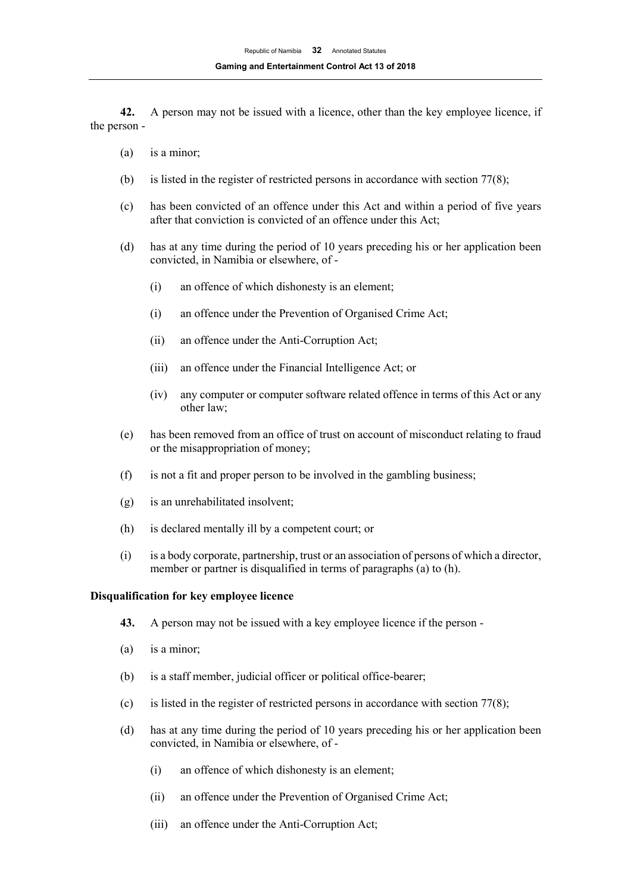**42.** A person may not be issued with a licence, other than the key employee licence, if the person -

(a) is a minor;

(b) is listed in the register of restricted persons in accordance with section 77(8);

(c) has been convicted of an offence under this Act and within a period of five years after that conviction is convicted of an offence under this Act;

(d) has at any time during the period of 10 years preceding his or her application been convicted, in Namibia or elsewhere, of -

(i) an offence of which dishonesty is an element;

(i) an offence under the Prevention of Organised Crime Act;

(ii) an offence under the Anti-Corruption Act;

(iii) an offence under the Financial Intelligence Act; or

(iv) any computer or computer software related offence in terms of this Act or any other law;

(e) has been removed from an office of trust on account of misconduct relating to fraud or the misappropriation of money;

(f) is not a fit and proper person to be involved in the gambling business;

(g) is an unrehabilitated insolvent;

(h) is declared mentally ill by a competent court; or

(i) is a body corporate, partnership, trust or an association of persons of which a director, member or partner is disqualified in terms of paragraphs (a) to (h).

**Disqualification for key employee licence**

**43.** A person may not be issued with a key employee licence if the person -

(a) is a minor;

(b) is a staff member, judicial officer or political office-bearer;

(c) is listed in the register of restricted persons in accordance with section 77(8);

(d) has at any time during the period of 10 years preceding his or her application been convicted, in Namibia or elsewhere, of -

(i) an offence of which dishonesty is an element;

(ii) an offence under the Prevention of Organised Crime Act;

(iii) an offence under the Anti-Corruption Act;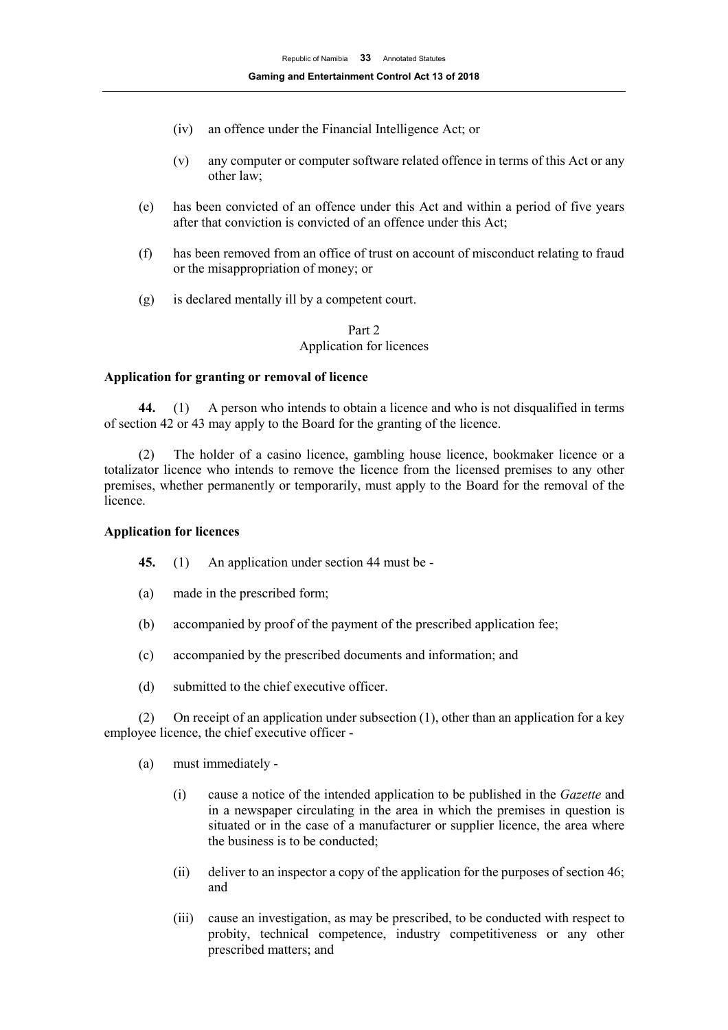(iv) an offence under the Financial Intelligence Act; or

(v) any computer or computer software related offence in terms of this Act or any other law;

(e) has been convicted of an offence under this Act and within a period of five years after that conviction is convicted of an offence under this Act;

(f) has been removed from an office of trust on account of misconduct relating to fraud or the misappropriation of money; or

(g) is declared mentally ill by a competent court.

## Part 2
## Application for licences

**Application for granting or removal of licence**

**44.** (1) A person who intends to obtain a licence and who is not disqualified in terms of section 42 or 43 may apply to the Board for the granting of the licence.

(2) The holder of a casino licence, gambling house licence, bookmaker licence or a totalizator licence who intends to remove the licence from the licensed premises to any other premises, whether permanently or temporarily, must apply to the Board for the removal of the licence.

**Application for licences**

**45.** (1) An application under section 44 must be -

(a) made in the prescribed form;

(b) accompanied by proof of the payment of the prescribed application fee;

(c) accompanied by the prescribed documents and information; and

(d) submitted to the chief executive officer.

(2) On receipt of an application under subsection (1), other than an application for a key employee licence, the chief executive officer -

(a) must immediately -

(i) cause a notice of the intended application to be published in the *Gazette* and in a newspaper circulating in the area in which the premises in question is situated or in the case of a manufacturer or supplier licence, the area where the business is to be conducted;

(ii) deliver to an inspector a copy of the application for the purposes of section 46; and

(iii) cause an investigation, as may be prescribed, to be conducted with respect to probity, technical competence, industry competitiveness or any other prescribed matters; and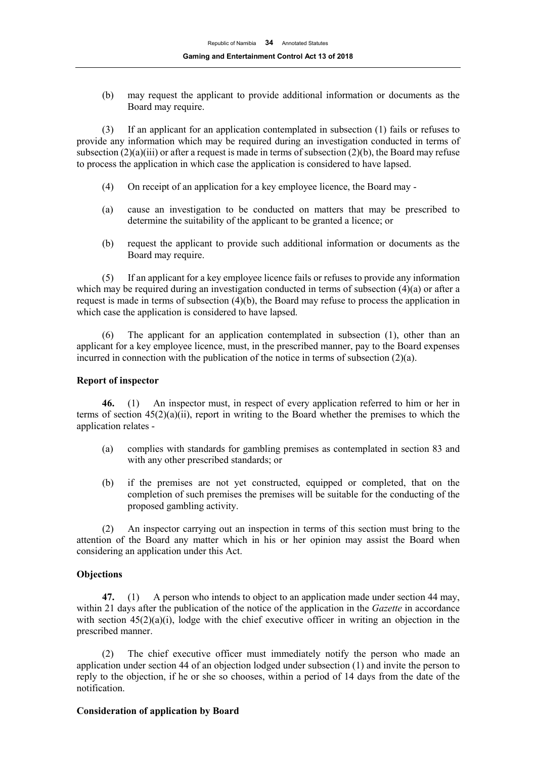(b) may request the applicant to provide additional information or documents as the Board may require.

(3) If an applicant for an application contemplated in subsection (1) fails or refuses to provide any information which may be required during an investigation conducted in terms of subsection (2)(a)(iii) or after a request is made in terms of subsection (2)(b), the Board may refuse to process the application in which case the application is considered to have lapsed.

(4) On receipt of an application for a key employee licence, the Board may -

(a) cause an investigation to be conducted on matters that may be prescribed to determine the suitability of the applicant to be granted a licence; or

(b) request the applicant to provide such additional information or documents as the Board may require.

(5) If an applicant for a key employee licence fails or refuses to provide any information which may be required during an investigation conducted in terms of subsection (4)(a) or after a request is made in terms of subsection (4)(b), the Board may refuse to process the application in which case the application is considered to have lapsed.

(6) The applicant for an application contemplated in subsection (1), other than an applicant for a key employee licence, must, in the prescribed manner, pay to the Board expenses incurred in connection with the publication of the notice in terms of subsection (2)(a).

**Report of inspector**

**46.** (1) An inspector must, in respect of every application referred to him or her in terms of section 45(2)(a)(ii), report in writing to the Board whether the premises to which the application relates -

(a) complies with standards for gambling premises as contemplated in section 83 and with any other prescribed standards; or

(b) if the premises are not yet constructed, equipped or completed, that on the completion of such premises the premises will be suitable for the conducting of the proposed gambling activity.

(2) An inspector carrying out an inspection in terms of this section must bring to the attention of the Board any matter which in his or her opinion may assist the Board when considering an application under this Act.

**Objections**

**47.** (1) A person who intends to object to an application made under section 44 may, within 21 days after the publication of the notice of the application in the *Gazette* in accordance with section 45(2)(a)(i), lodge with the chief executive officer in writing an objection in the prescribed manner.

(2) The chief executive officer must immediately notify the person who made an application under section 44 of an objection lodged under subsection (1) and invite the person to reply to the objection, if he or she so chooses, within a period of 14 days from the date of the notification.

**Consideration of application by Board**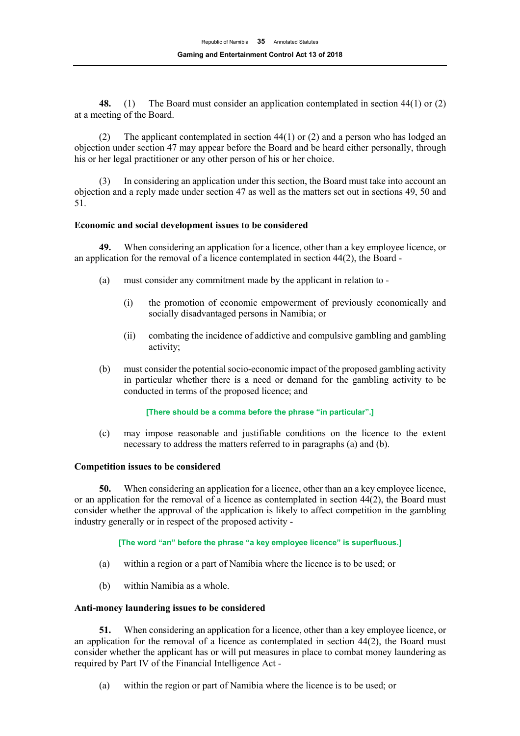**48.** (1) The Board must consider an application contemplated in section 44(1) or (2) at a meeting of the Board.

(2) The applicant contemplated in section 44(1) or (2) and a person who has lodged an objection under section 47 may appear before the Board and be heard either personally, through his or her legal practitioner or any other person of his or her choice.

(3) In considering an application under this section, the Board must take into account an objection and a reply made under section 47 as well as the matters set out in sections 49, 50 and 51.

**Economic and social development issues to be considered**

**49.** When considering an application for a licence, other than a key employee licence, or an application for the removal of a licence contemplated in section 44(2), the Board -

(a) must consider any commitment made by the applicant in relation to -

(i) the promotion of economic empowerment of previously economically and socially disadvantaged persons in Namibia; or

(ii) combating the incidence of addictive and compulsive gambling and gambling activity;

(b) must consider the potential socio-economic impact of the proposed gambling activity in particular whether there is a need or demand for the gambling activity to be conducted in terms of the proposed licence; and

[There should be a comma before the phrase "in particular".]

(c) may impose reasonable and justifiable conditions on the licence to the extent necessary to address the matters referred to in paragraphs (a) and (b).

**Competition issues to be considered**

**50.** When considering an application for a licence, other than an a key employee licence, or an application for the removal of a licence as contemplated in section 44(2), the Board must consider whether the approval of the application is likely to affect competition in the gambling industry generally or in respect of the proposed activity -

[The word "an" before the phrase "a key employee licence" is superfluous.]

(a) within a region or a part of Namibia where the licence is to be used; or

(b) within Namibia as a whole.

**Anti-money laundering issues to be considered**

**51.** When considering an application for a licence, other than a key employee licence, or an application for the removal of a licence as contemplated in section 44(2), the Board must consider whether the applicant has or will put measures in place to combat money laundering as required by Part IV of the Financial Intelligence Act -

(a) within the region or part of Namibia where the licence is to be used; or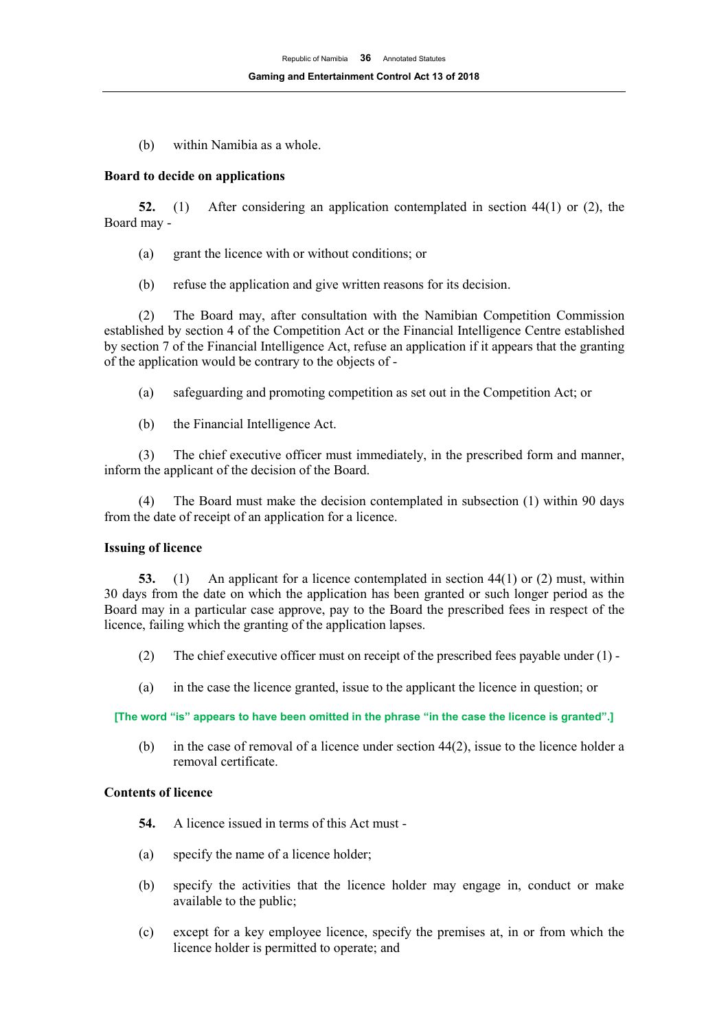(b) within Namibia as a whole.

**Board to decide on applications**

**52.** (1) After considering an application contemplated in section 44(1) or (2), the Board may -

(a) grant the licence with or without conditions; or

(b) refuse the application and give written reasons for its decision.

(2) The Board may, after consultation with the Namibian Competition Commission established by section 4 of the Competition Act or the Financial Intelligence Centre established by section 7 of the Financial Intelligence Act, refuse an application if it appears that the granting of the application would be contrary to the objects of -

(a) safeguarding and promoting competition as set out in the Competition Act; or

(b) the Financial Intelligence Act.

(3) The chief executive officer must immediately, in the prescribed form and manner, inform the applicant of the decision of the Board.

(4) The Board must make the decision contemplated in subsection (1) within 90 days from the date of receipt of an application for a licence.

**Issuing of licence**

**53.** (1) An applicant for a licence contemplated in section 44(1) or (2) must, within 30 days from the date on which the application has been granted or such longer period as the Board may in a particular case approve, pay to the Board the prescribed fees in respect of the licence, failing which the granting of the application lapses.

(2) The chief executive officer must on receipt of the prescribed fees payable under (1) -

(a) in the case the licence granted, issue to the applicant the licence in question; or

**[The word "is" appears to have been omitted in the phrase "in the case the licence is granted".]**

(b) in the case of removal of a licence under section 44(2), issue to the licence holder a removal certificate.

**Contents of licence**

**54.** A licence issued in terms of this Act must -

(a) specify the name of a licence holder;

(b) specify the activities that the licence holder may engage in, conduct or make available to the public;

(c) except for a key employee licence, specify the premises at, in or from which the licence holder is permitted to operate; and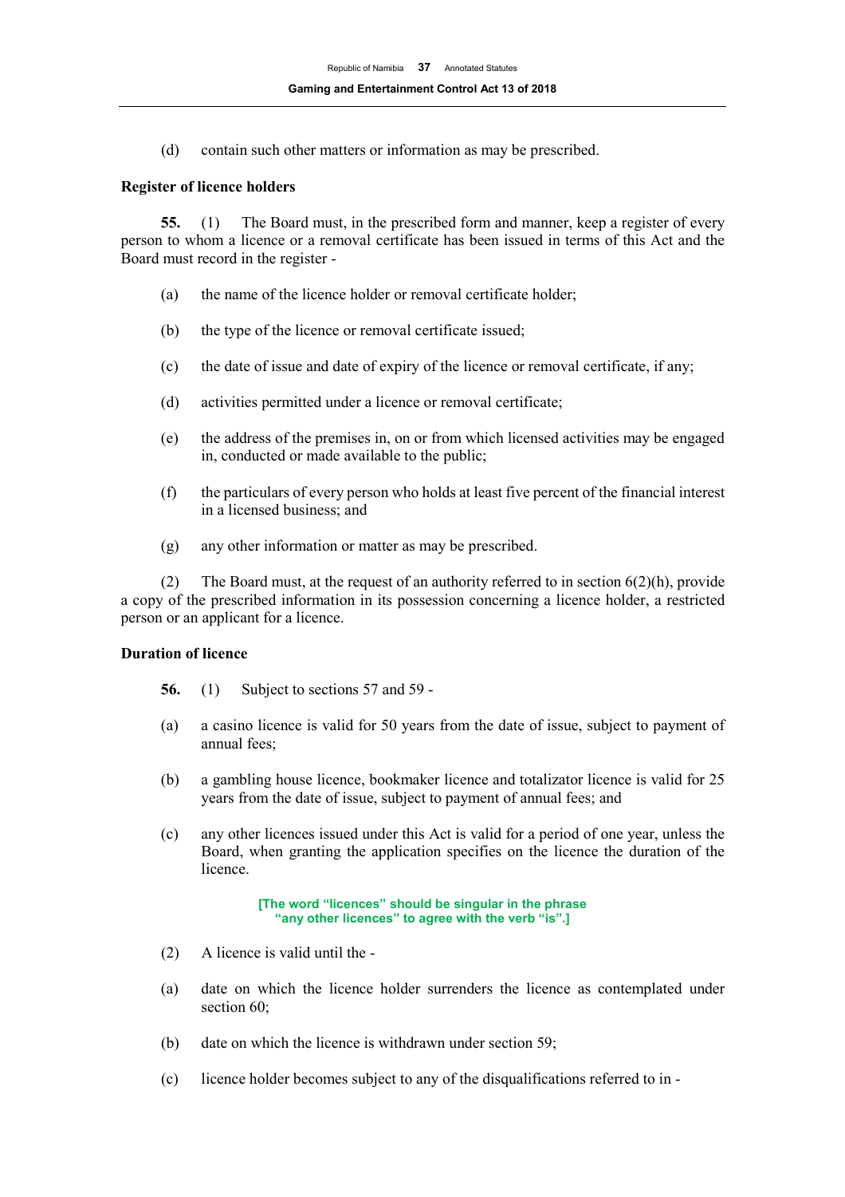(d) contain such other matters or information as may be prescribed.

**Register of licence holders**

**55.** (1) The Board must, in the prescribed form and manner, keep a register of every person to whom a licence or a removal certificate has been issued in terms of this Act and the Board must record in the register -

(a) the name of the licence holder or removal certificate holder;

(b) the type of the licence or removal certificate issued;

(c) the date of issue and date of expiry of the licence or removal certificate, if any;

(d) activities permitted under a licence or removal certificate;

(e) the address of the premises in, on or from which licensed activities may be engaged in, conducted or made available to the public;

(f) the particulars of every person who holds at least five percent of the financial interest in a licensed business; and

(g) any other information or matter as may be prescribed.

(2) The Board must, at the request of an authority referred to in section 6(2)(h), provide a copy of the prescribed information in its possession concerning a licence holder, a restricted person or an applicant for a licence.

**Duration of licence**

**56.** (1) Subject to sections 57 and 59 -

(a) a casino licence is valid for 50 years from the date of issue, subject to payment of annual fees;

(b) a gambling house licence, bookmaker licence and totalizator licence is valid for 25 years from the date of issue, subject to payment of annual fees; and

(c) any other licences issued under this Act is valid for a period of one year, unless the Board, when granting the application specifies on the licence the duration of the licence.

**[The word "licences" should be singular in the phrase "any other licences" to agree with the verb "is".]**

(2) A licence is valid until the -

(a) date on which the licence holder surrenders the licence as contemplated under section 60;

(b) date on which the licence is withdrawn under section 59;

(c) licence holder becomes subject to any of the disqualifications referred to in -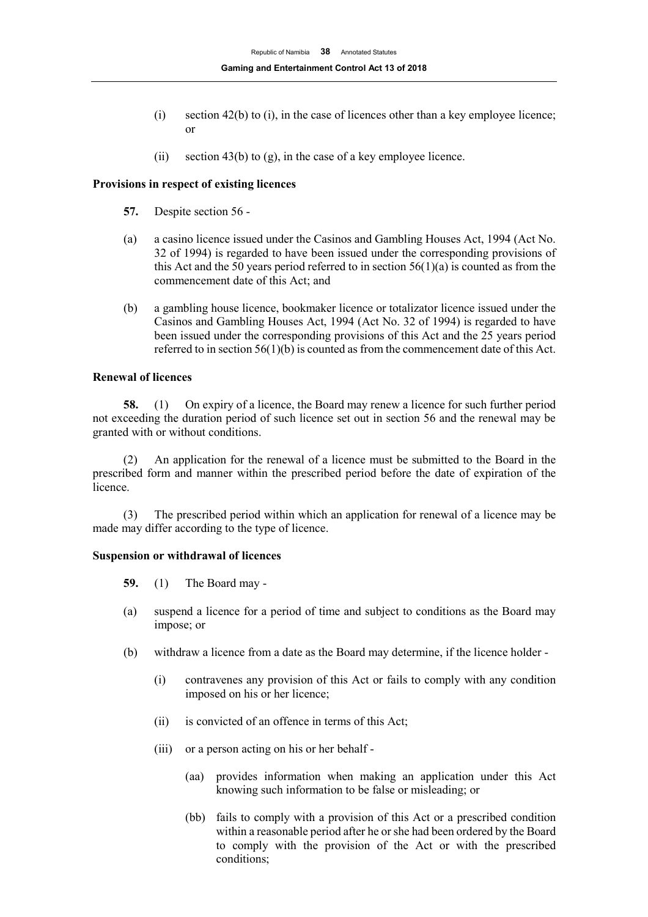(i) section 42(b) to (i), in the case of licences other than a key employee licence; or

(ii) section 43(b) to (g), in the case of a key employee licence.

**Provisions in respect of existing licences**

**57.** Despite section 56 -

(a) a casino licence issued under the Casinos and Gambling Houses Act, 1994 (Act No. 32 of 1994) is regarded to have been issued under the corresponding provisions of this Act and the 50 years period referred to in section 56(1)(a) is counted as from the commencement date of this Act; and

(b) a gambling house licence, bookmaker licence or totalizator licence issued under the Casinos and Gambling Houses Act, 1994 (Act No. 32 of 1994) is regarded to have been issued under the corresponding provisions of this Act and the 25 years period referred to in section 56(1)(b) is counted as from the commencement date of this Act.

**Renewal of licences**

**58.** (1) On expiry of a licence, the Board may renew a licence for such further period not exceeding the duration period of such licence set out in section 56 and the renewal may be granted with or without conditions.

(2) An application for the renewal of a licence must be submitted to the Board in the prescribed form and manner within the prescribed period before the date of expiration of the licence.

(3) The prescribed period within which an application for renewal of a licence may be made may differ according to the type of licence.

**Suspension or withdrawal of licences**

**59.** (1) The Board may -

(a) suspend a licence for a period of time and subject to conditions as the Board may impose; or

(b) withdraw a licence from a date as the Board may determine, if the licence holder -

(i) contravenes any provision of this Act or fails to comply with any condition imposed on his or her licence;

(ii) is convicted of an offence in terms of this Act;

(iii) or a person acting on his or her behalf -

(aa) provides information when making an application under this Act knowing such information to be false or misleading; or

(bb) fails to comply with a provision of this Act or a prescribed condition within a reasonable period after he or she had been ordered by the Board to comply with the provision of the Act or with the prescribed conditions;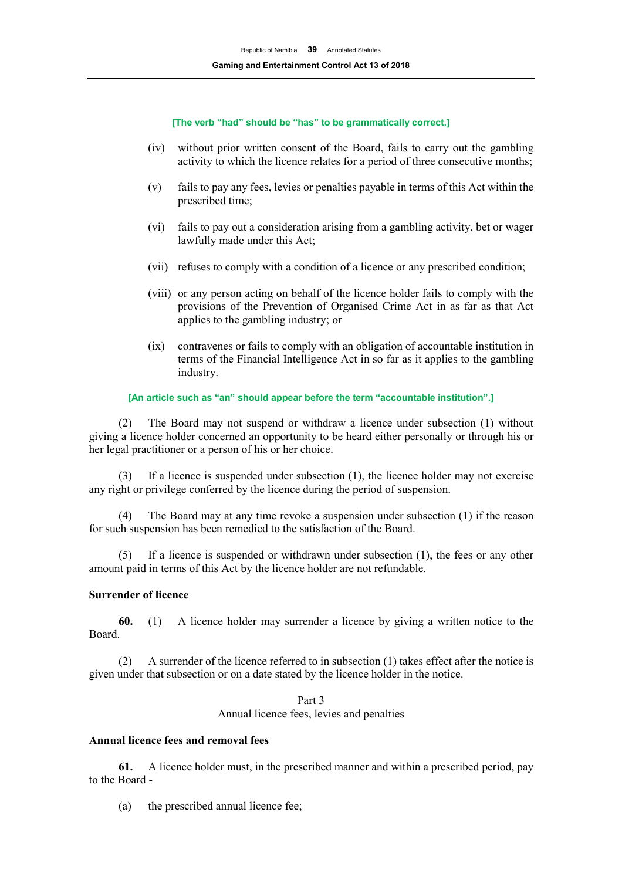**[The verb "had" should be "has" to be grammatically correct.]**

(iv) without prior written consent of the Board, fails to carry out the gambling activity to which the licence relates for a period of three consecutive months;

(v) fails to pay any fees, levies or penalties payable in terms of this Act within the prescribed time;

(vi) fails to pay out a consideration arising from a gambling activity, bet or wager lawfully made under this Act;

(vii) refuses to comply with a condition of a licence or any prescribed condition;

(viii) or any person acting on behalf of the licence holder fails to comply with the provisions of the Prevention of Organised Crime Act in as far as that Act applies to the gambling industry; or

(ix) contravenes or fails to comply with an obligation of accountable institution in terms of the Financial Intelligence Act in so far as it applies to the gambling industry.

**[An article such as "an" should appear before the term "accountable institution".]**

(2) The Board may not suspend or withdraw a licence under subsection (1) without giving a licence holder concerned an opportunity to be heard either personally or through his or her legal practitioner or a person of his or her choice.

(3) If a licence is suspended under subsection (1), the licence holder may not exercise any right or privilege conferred by the licence during the period of suspension.

(4) The Board may at any time revoke a suspension under subsection (1) if the reason for such suspension has been remedied to the satisfaction of the Board.

(5) If a licence is suspended or withdrawn under subsection (1), the fees or any other amount paid in terms of this Act by the licence holder are not refundable.

**Surrender of licence**

**60.** (1) A licence holder may surrender a licence by giving a written notice to the Board.

(2) A surrender of the licence referred to in subsection (1) takes effect after the notice is given under that subsection or on a date stated by the licence holder in the notice.

## Part 3
## Annual licence fees, levies and penalties

**Annual licence fees and removal fees**

**61.** A licence holder must, in the prescribed manner and within a prescribed period, pay to the Board -

(a) the prescribed annual licence fee;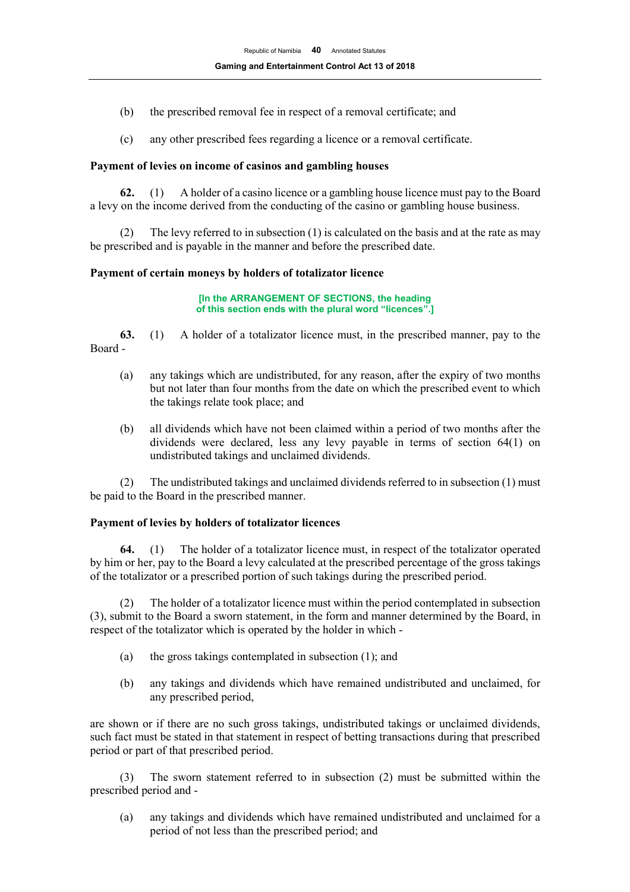(b) the prescribed removal fee in respect of a removal certificate; and

(c) any other prescribed fees regarding a licence or a removal certificate.

**Payment of levies on income of casinos and gambling houses**

**62.** (1) A holder of a casino licence or a gambling house licence must pay to the Board a levy on the income derived from the conducting of the casino or gambling house business.

(2) The levy referred to in subsection (1) is calculated on the basis and at the rate as may be prescribed and is payable in the manner and before the prescribed date.

**Payment of certain moneys by holders of totalizator licence**

**[In the ARRANGEMENT OF SECTIONS, the heading of this section ends with the plural word "licences".]**

**63.** (1) A holder of a totalizator licence must, in the prescribed manner, pay to the Board -

(a) any takings which are undistributed, for any reason, after the expiry of two months but not later than four months from the date on which the prescribed event to which the takings relate took place; and

(b) all dividends which have not been claimed within a period of two months after the dividends were declared, less any levy payable in terms of section 64(1) on undistributed takings and unclaimed dividends.

(2) The undistributed takings and unclaimed dividends referred to in subsection (1) must be paid to the Board in the prescribed manner.

**Payment of levies by holders of totalizator licences**

**64.** (1) The holder of a totalizator licence must, in respect of the totalizator operated by him or her, pay to the Board a levy calculated at the prescribed percentage of the gross takings of the totalizator or a prescribed portion of such takings during the prescribed period.

(2) The holder of a totalizator licence must within the period contemplated in subsection (3), submit to the Board a sworn statement, in the form and manner determined by the Board, in respect of the totalizator which is operated by the holder in which -

(a) the gross takings contemplated in subsection (1); and

(b) any takings and dividends which have remained undistributed and unclaimed, for any prescribed period,

are shown or if there are no such gross takings, undistributed takings or unclaimed dividends, such fact must be stated in that statement in respect of betting transactions during that prescribed period or part of that prescribed period.

(3) The sworn statement referred to in subsection (2) must be submitted within the prescribed period and -

(a) any takings and dividends which have remained undistributed and unclaimed for a period of not less than the prescribed period; and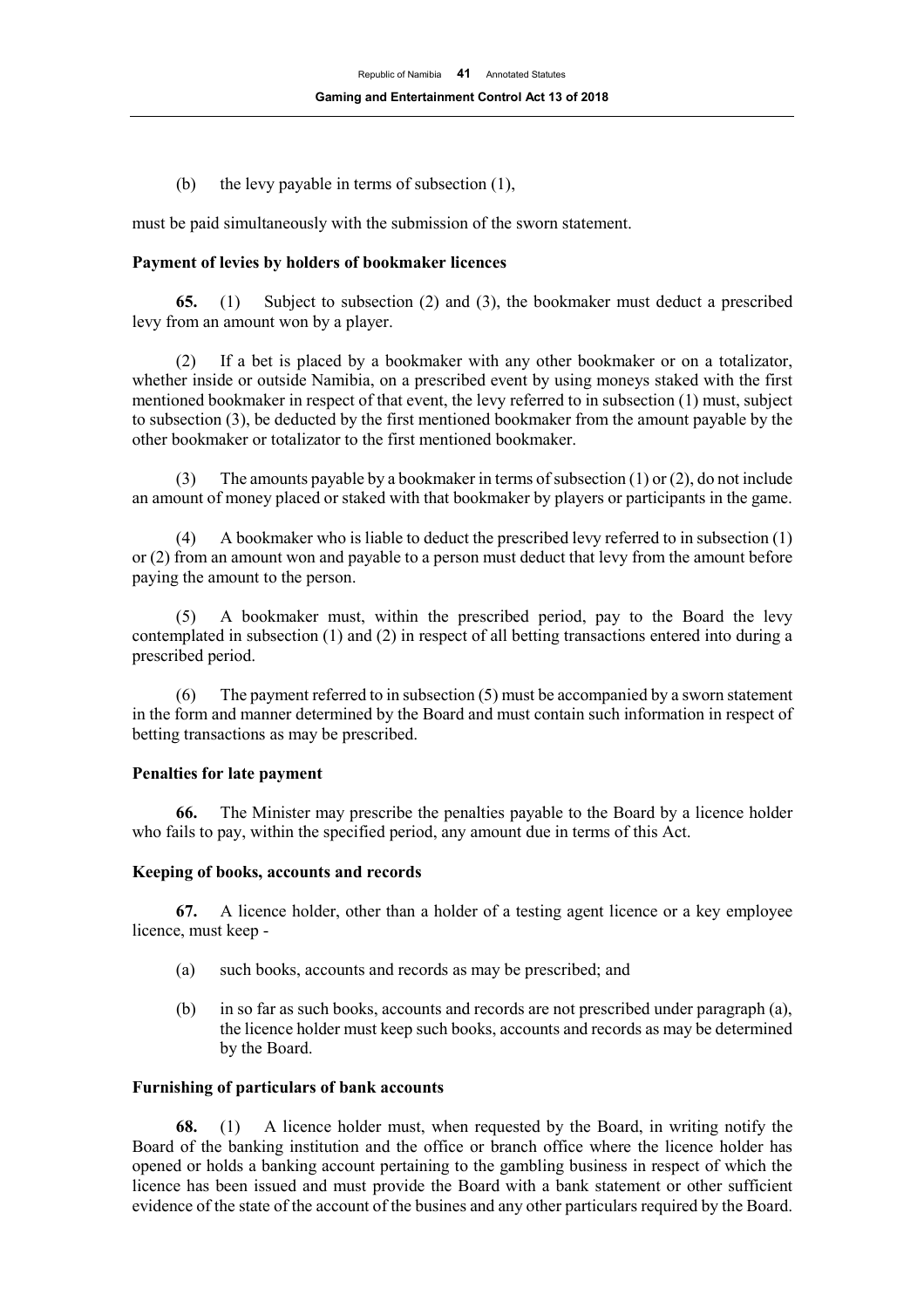(b) the levy payable in terms of subsection (1),

must be paid simultaneously with the submission of the sworn statement.

**Payment of levies by holders of bookmaker licences**

**65.** (1) Subject to subsection (2) and (3), the bookmaker must deduct a prescribed levy from an amount won by a player.

(2) If a bet is placed by a bookmaker with any other bookmaker or on a totalizator, whether inside or outside Namibia, on a prescribed event by using moneys staked with the first mentioned bookmaker in respect of that event, the levy referred to in subsection (1) must, subject to subsection (3), be deducted by the first mentioned bookmaker from the amount payable by the other bookmaker or totalizator to the first mentioned bookmaker.

(3) The amounts payable by a bookmaker in terms of subsection (1) or (2), do not include an amount of money placed or staked with that bookmaker by players or participants in the game.

(4) A bookmaker who is liable to deduct the prescribed levy referred to in subsection (1) or (2) from an amount won and payable to a person must deduct that levy from the amount before paying the amount to the person.

(5) A bookmaker must, within the prescribed period, pay to the Board the levy contemplated in subsection (1) and (2) in respect of all betting transactions entered into during a prescribed period.

(6) The payment referred to in subsection (5) must be accompanied by a sworn statement in the form and manner determined by the Board and must contain such information in respect of betting transactions as may be prescribed.

**Penalties for late payment**

**66.** The Minister may prescribe the penalties payable to the Board by a licence holder who fails to pay, within the specified period, any amount due in terms of this Act.

**Keeping of books, accounts and records**

**67.** A licence holder, other than a holder of a testing agent licence or a key employee licence, must keep -

(a) such books, accounts and records as may be prescribed; and

(b) in so far as such books, accounts and records are not prescribed under paragraph (a), the licence holder must keep such books, accounts and records as may be determined by the Board.

**Furnishing of particulars of bank accounts**

**68.** (1) A licence holder must, when requested by the Board, in writing notify the Board of the banking institution and the office or branch office where the licence holder has opened or holds a banking account pertaining to the gambling business in respect of which the licence has been issued and must provide the Board with a bank statement or other sufficient evidence of the state of the account of the busines and any other particulars required by the Board.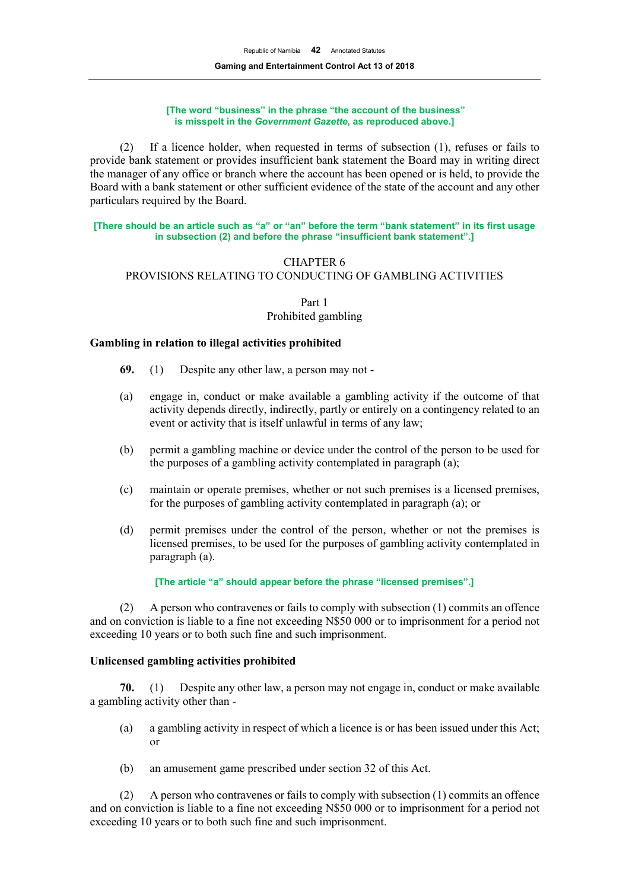**[The word "business" in the phrase "the account of the business" is misspelt in the *Government Gazette*, as reproduced above.]**

(2) If a licence holder, when requested in terms of subsection (1), refuses or fails to provide bank statement or provides insufficient bank statement the Board may in writing direct the manager of any office or branch where the account has been opened or is held, to provide the Board with a bank statement or other sufficient evidence of the state of the account and any other particulars required by the Board.

**[There should be an article such as "a" or "an" before the term "bank statement" in its first usage in subsection (2) and before the phrase "insufficient bank statement".]**

## CHAPTER 6
## PROVISIONS RELATING TO CONDUCTING OF GAMBLING ACTIVITIES

### Part 1
### Prohibited gambling

**Gambling in relation to illegal activities prohibited**

**69.** (1) Despite any other law, a person may not -

(a) engage in, conduct or make available a gambling activity if the outcome of that activity depends directly, indirectly, partly or entirely on a contingency related to an event or activity that is itself unlawful in terms of any law;

(b) permit a gambling machine or device under the control of the person to be used for the purposes of a gambling activity contemplated in paragraph (a);

(c) maintain or operate premises, whether or not such premises is a licensed premises, for the purposes of gambling activity contemplated in paragraph (a); or

(d) permit premises under the control of the person, whether or not the premises is licensed premises, to be used for the purposes of gambling activity contemplated in paragraph (a).

**[The article "a" should appear before the phrase "licensed premises".]**

(2) A person who contravenes or fails to comply with subsection (1) commits an offence and on conviction is liable to a fine not exceeding N$50 000 or to imprisonment for a period not exceeding 10 years or to both such fine and such imprisonment.

**Unlicensed gambling activities prohibited**

**70.** (1) Despite any other law, a person may not engage in, conduct or make available a gambling activity other than -

(a) a gambling activity in respect of which a licence is or has been issued under this Act; or

(b) an amusement game prescribed under section 32 of this Act.

(2) A person who contravenes or fails to comply with subsection (1) commits an offence and on conviction is liable to a fine not exceeding N$50 000 or to imprisonment for a period not exceeding 10 years or to both such fine and such imprisonment.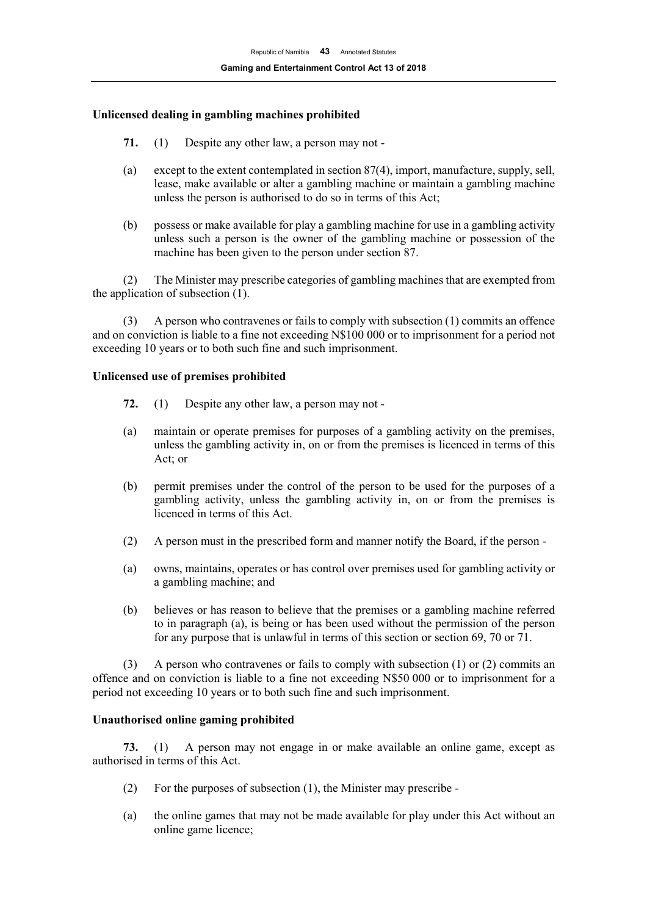**Unlicensed dealing in gambling machines prohibited**

**71.** (1) Despite any other law, a person may not -

(a) except to the extent contemplated in section 87(4), import, manufacture, supply, sell, lease, make available or alter a gambling machine or maintain a gambling machine unless the person is authorised to do so in terms of this Act;

(b) possess or make available for play a gambling machine for use in a gambling activity unless such a person is the owner of the gambling machine or possession of the machine has been given to the person under section 87.

(2) The Minister may prescribe categories of gambling machines that are exempted from the application of subsection (1).

(3) A person who contravenes or fails to comply with subsection (1) commits an offence and on conviction is liable to a fine not exceeding N$100 000 or to imprisonment for a period not exceeding 10 years or to both such fine and such imprisonment.

**Unlicensed use of premises prohibited**

**72.** (1) Despite any other law, a person may not -

(a) maintain or operate premises for purposes of a gambling activity on the premises, unless the gambling activity in, on or from the premises is licenced in terms of this Act; or

(b) permit premises under the control of the person to be used for the purposes of a gambling activity, unless the gambling activity in, on or from the premises is licenced in terms of this Act.

(2) A person must in the prescribed form and manner notify the Board, if the person -

(a) owns, maintains, operates or has control over premises used for gambling activity or a gambling machine; and

(b) believes or has reason to believe that the premises or a gambling machine referred to in paragraph (a), is being or has been used without the permission of the person for any purpose that is unlawful in terms of this section or section 69, 70 or 71.

(3) A person who contravenes or fails to comply with subsection (1) or (2) commits an offence and on conviction is liable to a fine not exceeding N$50 000 or to imprisonment for a period not exceeding 10 years or to both such fine and such imprisonment.

**Unauthorised online gaming prohibited**

**73.** (1) A person may not engage in or make available an online game, except as authorised in terms of this Act.

(2) For the purposes of subsection (1), the Minister may prescribe -

(a) the online games that may not be made available for play under this Act without an online game licence;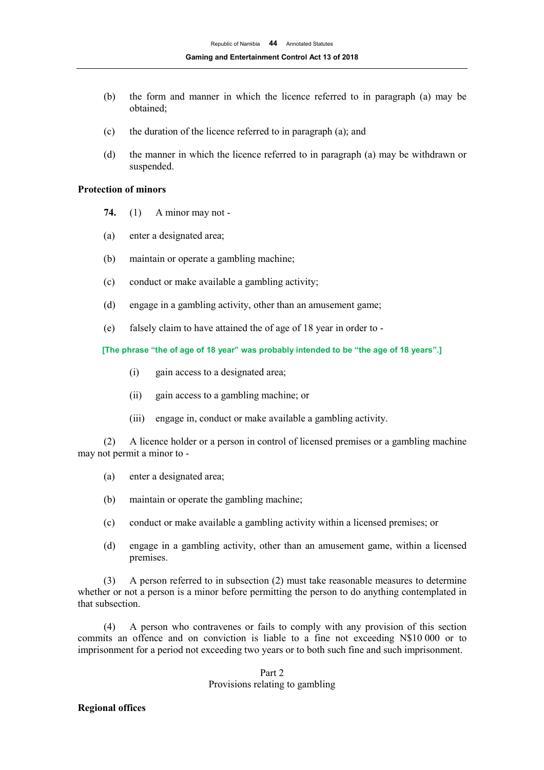(b) the form and manner in which the licence referred to in paragraph (a) may be obtained;

(c) the duration of the licence referred to in paragraph (a); and

(d) the manner in which the licence referred to in paragraph (a) may be withdrawn or suspended.

**Protection of minors**

**74.** (1) A minor may not -

(a) enter a designated area;

(b) maintain or operate a gambling machine;

(c) conduct or make available a gambling activity;

(d) engage in a gambling activity, other than an amusement game;

(e) falsely claim to have attained the of age of 18 year in order to -

**[The phrase "the of age of 18 year" was probably intended to be "the age of 18 years".]**

(i) gain access to a designated area;

(ii) gain access to a gambling machine; or

(iii) engage in, conduct or make available a gambling activity.

(2) A licence holder or a person in control of licensed premises or a gambling machine may not permit a minor to -

(a) enter a designated area;

(b) maintain or operate the gambling machine;

(c) conduct or make available a gambling activity within a licensed premises; or

(d) engage in a gambling activity, other than an amusement game, within a licensed premises.

(3) A person referred to in subsection (2) must take reasonable measures to determine whether or not a person is a minor before permitting the person to do anything contemplated in that subsection.

(4) A person who contravenes or fails to comply with any provision of this section commits an offence and on conviction is liable to a fine not exceeding N$10 000 or to imprisonment for a period not exceeding two years or to both such fine and such imprisonment.

Part 2
Provisions relating to gambling

**Regional offices**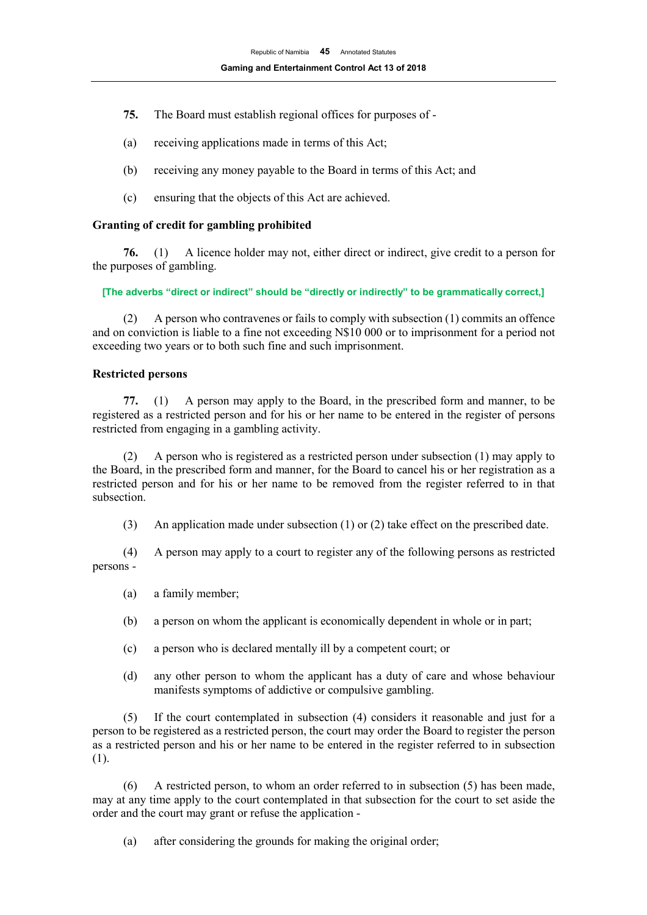**75.** The Board must establish regional offices for purposes of -

(a) receiving applications made in terms of this Act;

(b) receiving any money payable to the Board in terms of this Act; and

(c) ensuring that the objects of this Act are achieved.

**Granting of credit for gambling prohibited**

**76.** (1) A licence holder may not, either direct or indirect, give credit to a person for the purposes of gambling.

**[The adverbs "direct or indirect" should be "directly or indirectly" to be grammatically correct,]**

(2) A person who contravenes or fails to comply with subsection (1) commits an offence and on conviction is liable to a fine not exceeding N$10 000 or to imprisonment for a period not exceeding two years or to both such fine and such imprisonment.

**Restricted persons**

**77.** (1) A person may apply to the Board, in the prescribed form and manner, to be registered as a restricted person and for his or her name to be entered in the register of persons restricted from engaging in a gambling activity.

(2) A person who is registered as a restricted person under subsection (1) may apply to the Board, in the prescribed form and manner, for the Board to cancel his or her registration as a restricted person and for his or her name to be removed from the register referred to in that subsection.

(3) An application made under subsection (1) or (2) take effect on the prescribed date.

(4) A person may apply to a court to register any of the following persons as restricted persons -

(a) a family member;

(b) a person on whom the applicant is economically dependent in whole or in part;

(c) a person who is declared mentally ill by a competent court; or

(d) any other person to whom the applicant has a duty of care and whose behaviour manifests symptoms of addictive or compulsive gambling.

(5) If the court contemplated in subsection (4) considers it reasonable and just for a person to be registered as a restricted person, the court may order the Board to register the person as a restricted person and his or her name to be entered in the register referred to in subsection (1).

(6) A restricted person, to whom an order referred to in subsection (5) has been made, may at any time apply to the court contemplated in that subsection for the court to set aside the order and the court may grant or refuse the application -

(a) after considering the grounds for making the original order;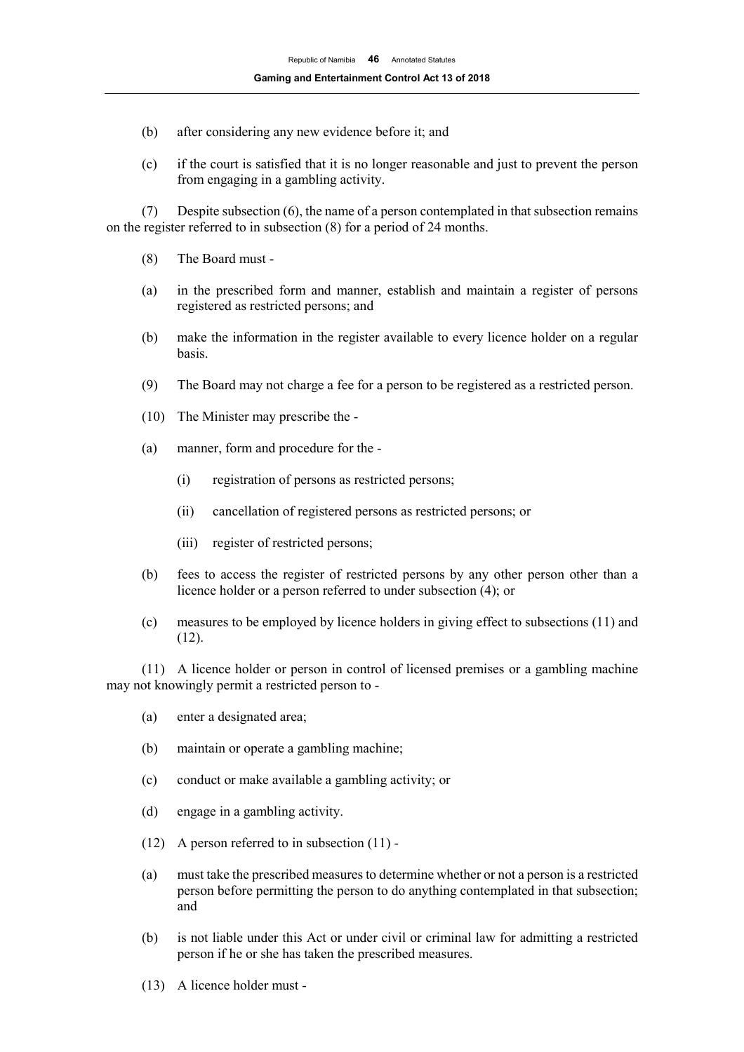(b) after considering any new evidence before it; and

(c) if the court is satisfied that it is no longer reasonable and just to prevent the person from engaging in a gambling activity.

(7) Despite subsection (6), the name of a person contemplated in that subsection remains on the register referred to in subsection (8) for a period of 24 months.

(8) The Board must -

(a) in the prescribed form and manner, establish and maintain a register of persons registered as restricted persons; and

(b) make the information in the register available to every licence holder on a regular basis.

(9) The Board may not charge a fee for a person to be registered as a restricted person.

(10) The Minister may prescribe the -

(a) manner, form and procedure for the -

  (i) registration of persons as restricted persons;

  (ii) cancellation of registered persons as restricted persons; or

  (iii) register of restricted persons;

(b) fees to access the register of restricted persons by any other person other than a licence holder or a person referred to under subsection (4); or

(c) measures to be employed by licence holders in giving effect to subsections (11) and (12).

(11) A licence holder or person in control of licensed premises or a gambling machine may not knowingly permit a restricted person to -

(a) enter a designated area;

(b) maintain or operate a gambling machine;

(c) conduct or make available a gambling activity; or

(d) engage in a gambling activity.

(12) A person referred to in subsection (11) -

(a) must take the prescribed measures to determine whether or not a person is a restricted person before permitting the person to do anything contemplated in that subsection; and

(b) is not liable under this Act or under civil or criminal law for admitting a restricted person if he or she has taken the prescribed measures.

(13) A licence holder must -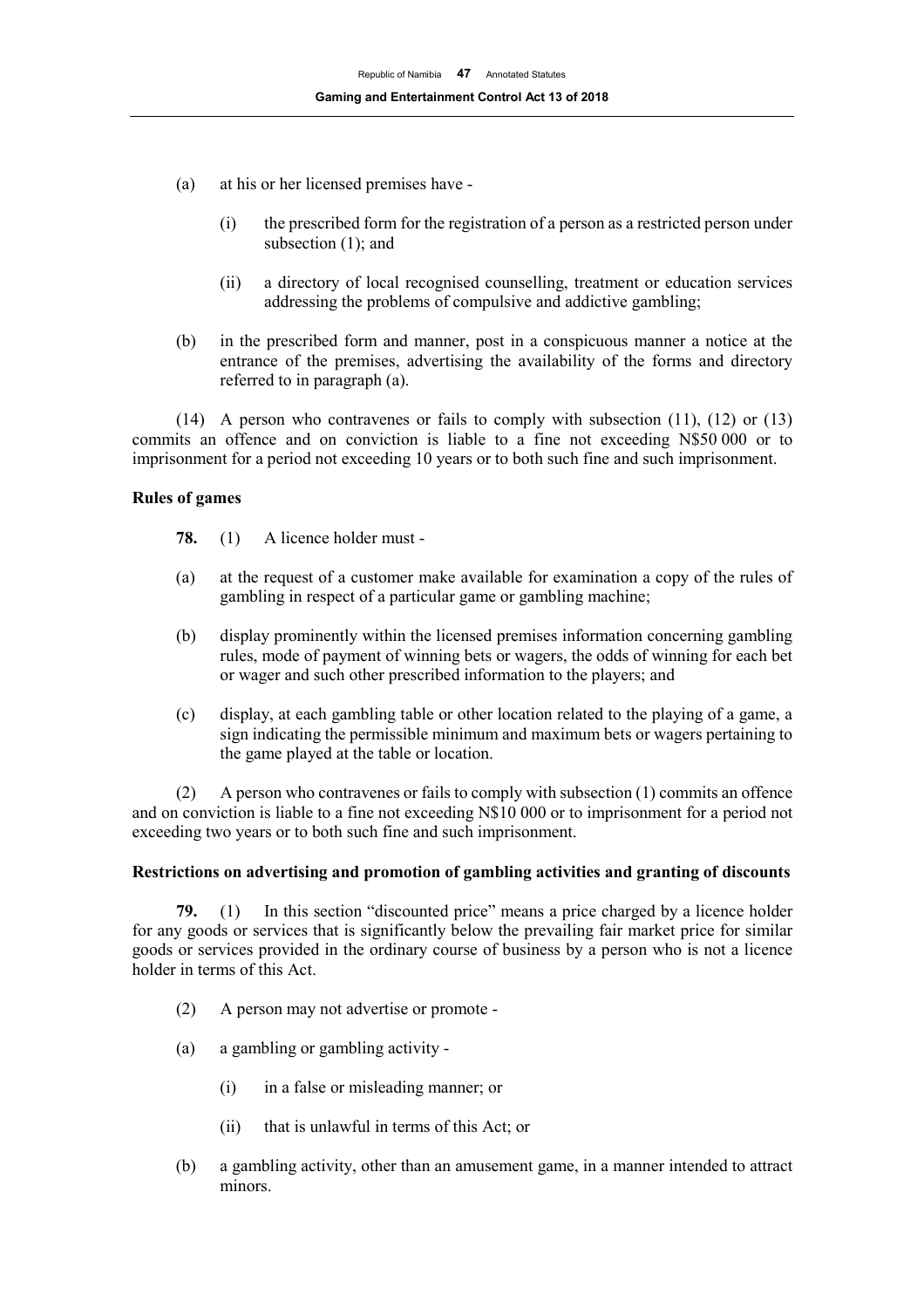(a) at his or her licensed premises have -

(i) the prescribed form for the registration of a person as a restricted person under subsection (1); and

(ii) a directory of local recognised counselling, treatment or education services addressing the problems of compulsive and addictive gambling;

(b) in the prescribed form and manner, post in a conspicuous manner a notice at the entrance of the premises, advertising the availability of the forms and directory referred to in paragraph (a).

(14) A person who contravenes or fails to comply with subsection (11), (12) or (13) commits an offence and on conviction is liable to a fine not exceeding N$50 000 or to imprisonment for a period not exceeding 10 years or to both such fine and such imprisonment.

**Rules of games**

**78.** (1) A licence holder must -

(a) at the request of a customer make available for examination a copy of the rules of gambling in respect of a particular game or gambling machine;

(b) display prominently within the licensed premises information concerning gambling rules, mode of payment of winning bets or wagers, the odds of winning for each bet or wager and such other prescribed information to the players; and

(c) display, at each gambling table or other location related to the playing of a game, a sign indicating the permissible minimum and maximum bets or wagers pertaining to the game played at the table or location.

(2) A person who contravenes or fails to comply with subsection (1) commits an offence and on conviction is liable to a fine not exceeding N$10 000 or to imprisonment for a period not exceeding two years or to both such fine and such imprisonment.

**Restrictions on advertising and promotion of gambling activities and granting of discounts**

**79.** (1) In this section "discounted price" means a price charged by a licence holder for any goods or services that is significantly below the prevailing fair market price for similar goods or services provided in the ordinary course of business by a person who is not a licence holder in terms of this Act.

(2) A person may not advertise or promote -

(a) a gambling or gambling activity -

(i) in a false or misleading manner; or

(ii) that is unlawful in terms of this Act; or

(b) a gambling activity, other than an amusement game, in a manner intended to attract minors.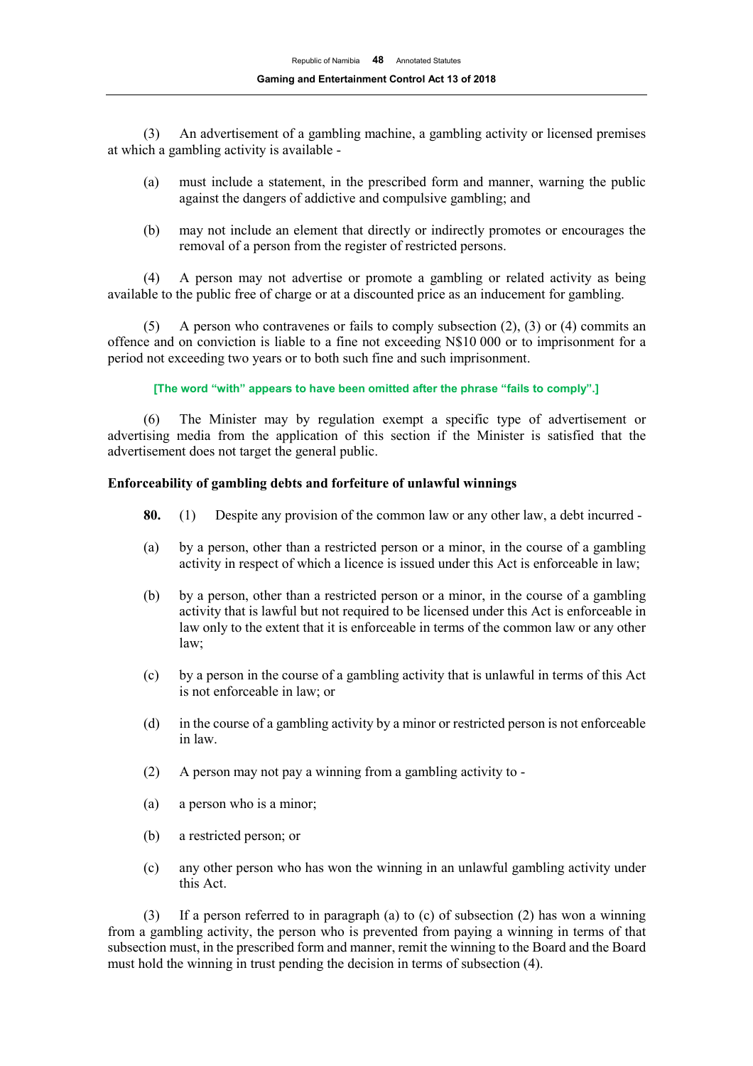(3) An advertisement of a gambling machine, a gambling activity or licensed premises at which a gambling activity is available -

(a) must include a statement, in the prescribed form and manner, warning the public against the dangers of addictive and compulsive gambling; and

(b) may not include an element that directly or indirectly promotes or encourages the removal of a person from the register of restricted persons.

(4) A person may not advertise or promote a gambling or related activity as being available to the public free of charge or at a discounted price as an inducement for gambling.

(5) A person who contravenes or fails to comply subsection (2), (3) or (4) commits an offence and on conviction is liable to a fine not exceeding N$10 000 or to imprisonment for a period not exceeding two years or to both such fine and such imprisonment.

**[The word "with" appears to have been omitted after the phrase "fails to comply".]**

(6) The Minister may by regulation exempt a specific type of advertisement or advertising media from the application of this section if the Minister is satisfied that the advertisement does not target the general public.

### Enforceability of gambling debts and forfeiture of unlawful winnings

**80.** (1) Despite any provision of the common law or any other law, a debt incurred -

(a) by a person, other than a restricted person or a minor, in the course of a gambling activity in respect of which a licence is issued under this Act is enforceable in law;

(b) by a person, other than a restricted person or a minor, in the course of a gambling activity that is lawful but not required to be licensed under this Act is enforceable in law only to the extent that it is enforceable in terms of the common law or any other law;

(c) by a person in the course of a gambling activity that is unlawful in terms of this Act is not enforceable in law; or

(d) in the course of a gambling activity by a minor or restricted person is not enforceable in law.

(2) A person may not pay a winning from a gambling activity to -

(a) a person who is a minor;

(b) a restricted person; or

(c) any other person who has won the winning in an unlawful gambling activity under this Act.

(3) If a person referred to in paragraph (a) to (c) of subsection (2) has won a winning from a gambling activity, the person who is prevented from paying a winning in terms of that subsection must, in the prescribed form and manner, remit the winning to the Board and the Board must hold the winning in trust pending the decision in terms of subsection (4).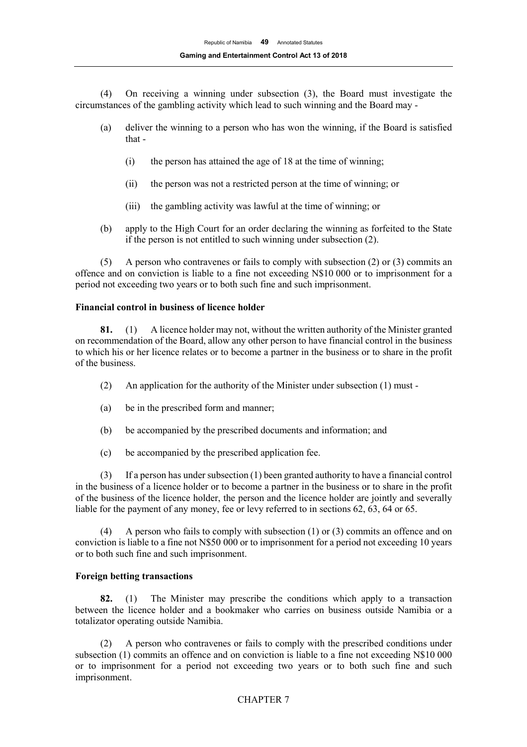(4) On receiving a winning under subsection (3), the Board must investigate the circumstances of the gambling activity which lead to such winning and the Board may -

(a) deliver the winning to a person who has won the winning, if the Board is satisfied that -

(i) the person has attained the age of 18 at the time of winning;

(ii) the person was not a restricted person at the time of winning; or

(iii) the gambling activity was lawful at the time of winning; or

(b) apply to the High Court for an order declaring the winning as forfeited to the State if the person is not entitled to such winning under subsection (2).

(5) A person who contravenes or fails to comply with subsection (2) or (3) commits an offence and on conviction is liable to a fine not exceeding N$10 000 or to imprisonment for a period not exceeding two years or to both such fine and such imprisonment.

**Financial control in business of licence holder**

**81.** (1) A licence holder may not, without the written authority of the Minister granted on recommendation of the Board, allow any other person to have financial control in the business to which his or her licence relates or to become a partner in the business or to share in the profit of the business.

(2) An application for the authority of the Minister under subsection (1) must -

(a) be in the prescribed form and manner;

(b) be accompanied by the prescribed documents and information; and

(c) be accompanied by the prescribed application fee.

(3) If a person has under subsection (1) been granted authority to have a financial control in the business of a licence holder or to become a partner in the business or to share in the profit of the business of the licence holder, the person and the licence holder are jointly and severally liable for the payment of any money, fee or levy referred to in sections 62, 63, 64 or 65.

(4) A person who fails to comply with subsection (1) or (3) commits an offence and on conviction is liable to a fine not N$50 000 or to imprisonment for a period not exceeding 10 years or to both such fine and such imprisonment.

**Foreign betting transactions**

**82.** (1) The Minister may prescribe the conditions which apply to a transaction between the licence holder and a bookmaker who carries on business outside Namibia or a totalizator operating outside Namibia.

(2) A person who contravenes or fails to comply with the prescribed conditions under subsection (1) commits an offence and on conviction is liable to a fine not exceeding N$10 000 or to imprisonment for a period not exceeding two years or to both such fine and such imprisonment.

CHAPTER 7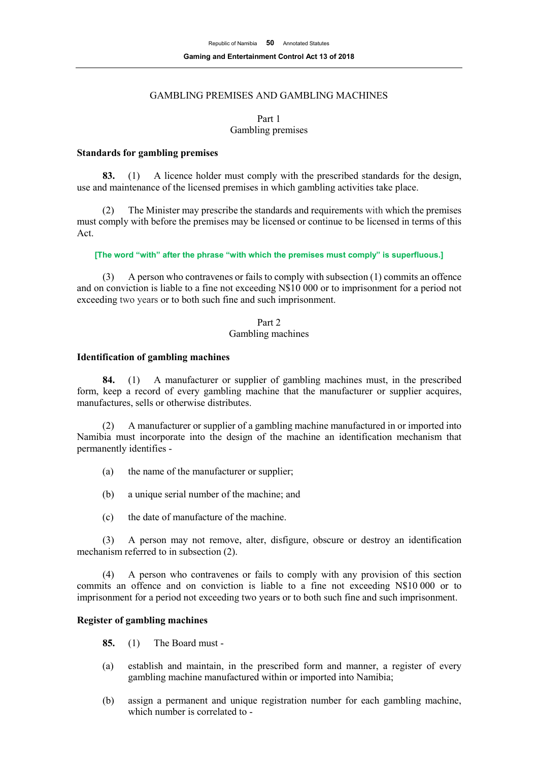GAMBLING PREMISES AND GAMBLING MACHINES

Part 1
Gambling premises

**Standards for gambling premises**

**83.** (1) A licence holder must comply with the prescribed standards for the design, use and maintenance of the licensed premises in which gambling activities take place.

(2) The Minister may prescribe the standards and requirements with which the premises must comply with before the premises may be licensed or continue to be licensed in terms of this Act.

**[The word "with" after the phrase "with which the premises must comply" is superfluous.]**

(3) A person who contravenes or fails to comply with subsection (1) commits an offence and on conviction is liable to a fine not exceeding N$10 000 or to imprisonment for a period not exceeding two years or to both such fine and such imprisonment.

Part 2
Gambling machines

**Identification of gambling machines**

**84.** (1) A manufacturer or supplier of gambling machines must, in the prescribed form, keep a record of every gambling machine that the manufacturer or supplier acquires, manufactures, sells or otherwise distributes.

(2) A manufacturer or supplier of a gambling machine manufactured in or imported into Namibia must incorporate into the design of the machine an identification mechanism that permanently identifies -

(a) the name of the manufacturer or supplier;

(b) a unique serial number of the machine; and

(c) the date of manufacture of the machine.

(3) A person may not remove, alter, disfigure, obscure or destroy an identification mechanism referred to in subsection (2).

(4) A person who contravenes or fails to comply with any provision of this section commits an offence and on conviction is liable to a fine not exceeding N$10 000 or to imprisonment for a period not exceeding two years or to both such fine and such imprisonment.

**Register of gambling machines**

**85.** (1) The Board must -

(a) establish and maintain, in the prescribed form and manner, a register of every gambling machine manufactured within or imported into Namibia;

(b) assign a permanent and unique registration number for each gambling machine, which number is correlated to -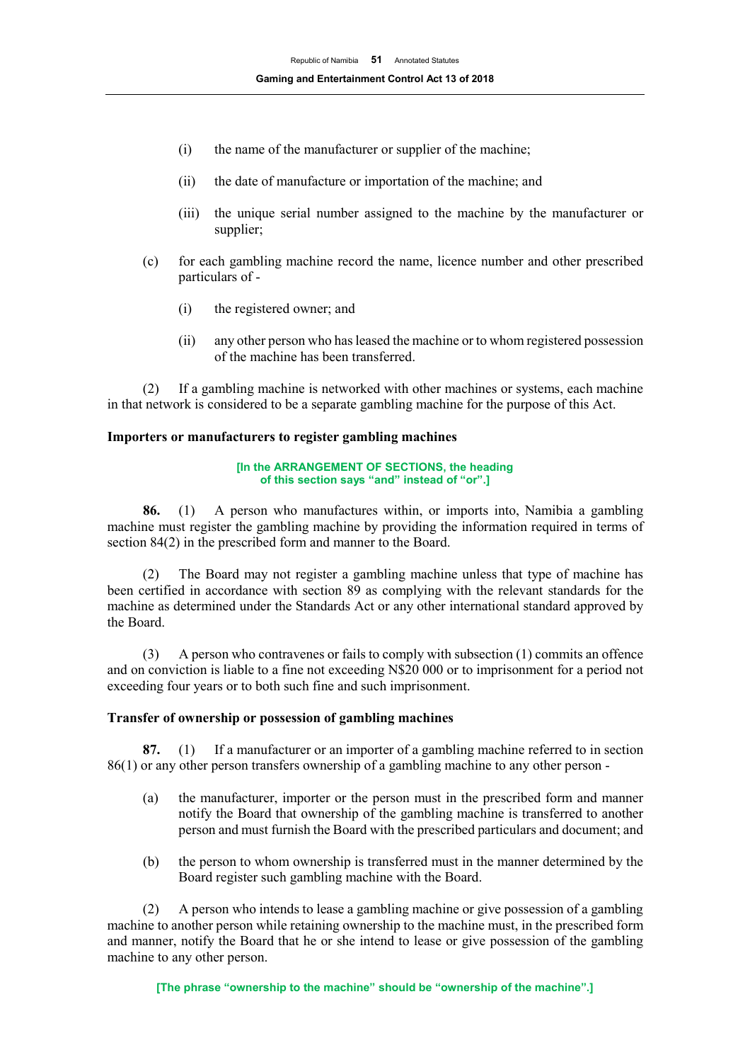- (i) the name of the manufacturer or supplier of the machine;
- (ii) the date of manufacture or importation of the machine; and
- (iii) the unique serial number assigned to the machine by the manufacturer or supplier;

(c) for each gambling machine record the name, licence number and other prescribed particulars of -

- (i) the registered owner; and
- (ii) any other person who has leased the machine or to whom registered possession of the machine has been transferred.

(2) If a gambling machine is networked with other machines or systems, each machine in that network is considered to be a separate gambling machine for the purpose of this Act.

### Importers or manufacturers to register gambling machines

**[In the ARRANGEMENT OF SECTIONS, the heading of this section says "and" instead of "or".]**

**86.** (1) A person who manufactures within, or imports into, Namibia a gambling machine must register the gambling machine by providing the information required in terms of section 84(2) in the prescribed form and manner to the Board.

(2) The Board may not register a gambling machine unless that type of machine has been certified in accordance with section 89 as complying with the relevant standards for the machine as determined under the Standards Act or any other international standard approved by the Board.

(3) A person who contravenes or fails to comply with subsection (1) commits an offence and on conviction is liable to a fine not exceeding N$20 000 or to imprisonment for a period not exceeding four years or to both such fine and such imprisonment.

### Transfer of ownership or possession of gambling machines

**87.** (1) If a manufacturer or an importer of a gambling machine referred to in section 86(1) or any other person transfers ownership of a gambling machine to any other person -

(a) the manufacturer, importer or the person must in the prescribed form and manner notify the Board that ownership of the gambling machine is transferred to another person and must furnish the Board with the prescribed particulars and document; and

(b) the person to whom ownership is transferred must in the manner determined by the Board register such gambling machine with the Board.

(2) A person who intends to lease a gambling machine or give possession of a gambling machine to another person while retaining ownership to the machine must, in the prescribed form and manner, notify the Board that he or she intend to lease or give possession of the gambling machine to any other person.

**[The phrase "ownership to the machine" should be "ownership of the machine".]**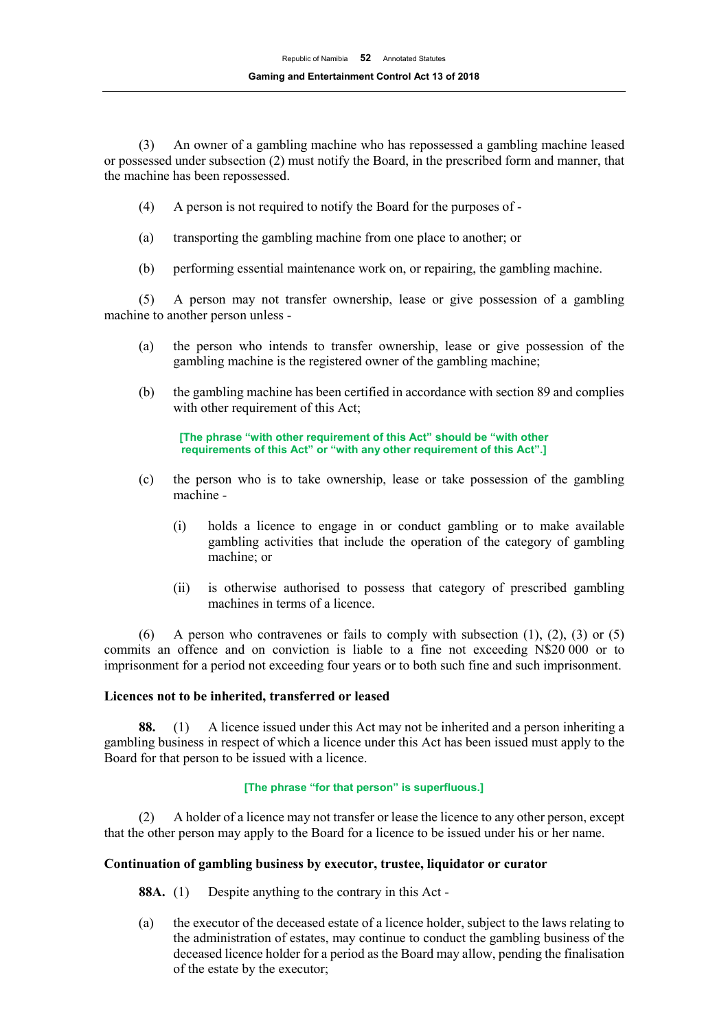(3) An owner of a gambling machine who has repossessed a gambling machine leased or possessed under subsection (2) must notify the Board, in the prescribed form and manner, that the machine has been repossessed.

(4) A person is not required to notify the Board for the purposes of -

(a) transporting the gambling machine from one place to another; or

(b) performing essential maintenance work on, or repairing, the gambling machine.

(5) A person may not transfer ownership, lease or give possession of a gambling machine to another person unless -

(a) the person who intends to transfer ownership, lease or give possession of the gambling machine is the registered owner of the gambling machine;

(b) the gambling machine has been certified in accordance with section 89 and complies with other requirement of this Act;

**[The phrase "with other requirement of this Act" should be "with other requirements of this Act" or "with any other requirement of this Act".]**

(c) the person who is to take ownership, lease or take possession of the gambling machine -

(i) holds a licence to engage in or conduct gambling or to make available gambling activities that include the operation of the category of gambling machine; or

(ii) is otherwise authorised to possess that category of prescribed gambling machines in terms of a licence.

(6) A person who contravenes or fails to comply with subsection (1), (2), (3) or (5) commits an offence and on conviction is liable to a fine not exceeding N$20 000 or to imprisonment for a period not exceeding four years or to both such fine and such imprisonment.

**Licences not to be inherited, transferred or leased**

**88.** (1) A licence issued under this Act may not be inherited and a person inheriting a gambling business in respect of which a licence under this Act has been issued must apply to the Board for that person to be issued with a licence.

**[The phrase "for that person" is superfluous.]**

(2) A holder of a licence may not transfer or lease the licence to any other person, except that the other person may apply to the Board for a licence to be issued under his or her name.

**Continuation of gambling business by executor, trustee, liquidator or curator**

**88A.** (1) Despite anything to the contrary in this Act -

(a) the executor of the deceased estate of a licence holder, subject to the laws relating to the administration of estates, may continue to conduct the gambling business of the deceased licence holder for a period as the Board may allow, pending the finalisation of the estate by the executor;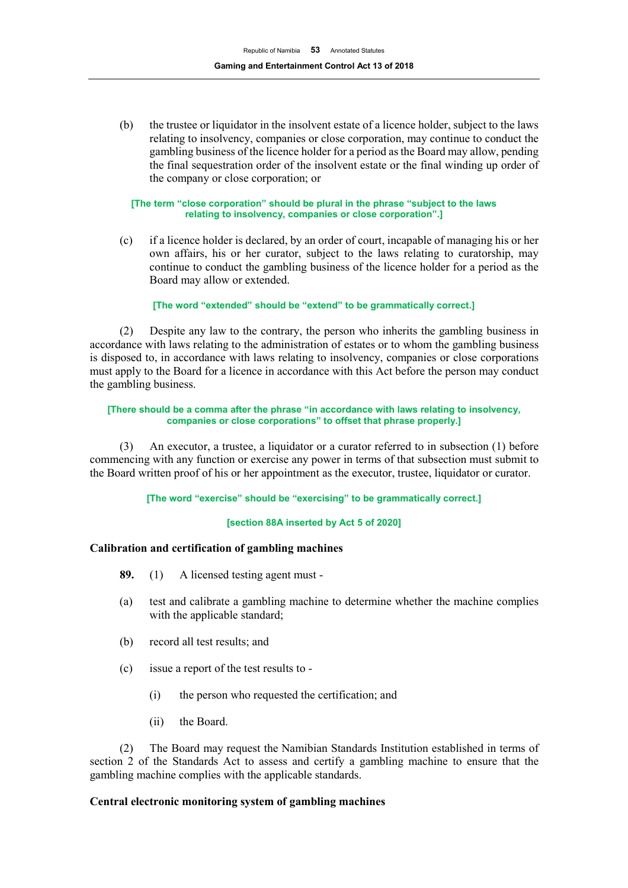(b) the trustee or liquidator in the insolvent estate of a licence holder, subject to the laws relating to insolvency, companies or close corporation, may continue to conduct the gambling business of the licence holder for a period as the Board may allow, pending the final sequestration order of the insolvent estate or the final winding up order of the company or close corporation; or

**[The term "close corporation" should be plural in the phrase "subject to the laws relating to insolvency, companies or close corporation".]**

(c) if a licence holder is declared, by an order of court, incapable of managing his or her own affairs, his or her curator, subject to the laws relating to curatorship, may continue to conduct the gambling business of the licence holder for a period as the Board may allow or extended.

**[The word "extended" should be "extend" to be grammatically correct.]**

(2) Despite any law to the contrary, the person who inherits the gambling business in accordance with laws relating to the administration of estates or to whom the gambling business is disposed to, in accordance with laws relating to insolvency, companies or close corporations must apply to the Board for a licence in accordance with this Act before the person may conduct the gambling business.

**[There should be a comma after the phrase "in accordance with laws relating to insolvency, companies or close corporations" to offset that phrase properly.]**

(3) An executor, a trustee, a liquidator or a curator referred to in subsection (1) before commencing with any function or exercise any power in terms of that subsection must submit to the Board written proof of his or her appointment as the executor, trustee, liquidator or curator.

**[The word "exercise" should be "exercising" to be grammatically correct.]**

**[section 88A inserted by Act 5 of 2020]**

### Calibration and certification of gambling machines

**89.** (1) A licensed testing agent must -

(a) test and calibrate a gambling machine to determine whether the machine complies with the applicable standard;

(b) record all test results; and

(c) issue a report of the test results to -

(i) the person who requested the certification; and

(ii) the Board.

(2) The Board may request the Namibian Standards Institution established in terms of section 2 of the Standards Act to assess and certify a gambling machine to ensure that the gambling machine complies with the applicable standards.

### Central electronic monitoring system of gambling machines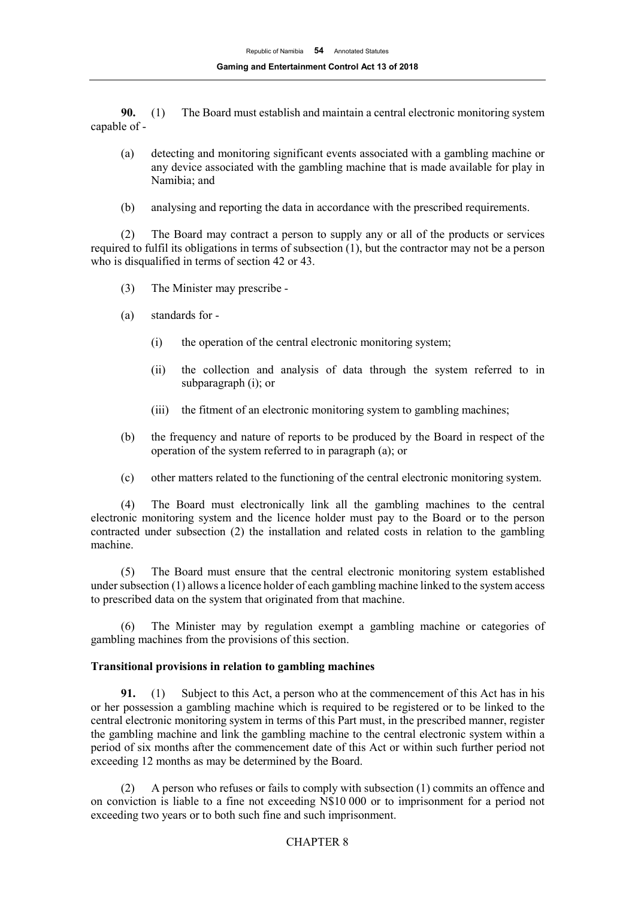**90.** (1) The Board must establish and maintain a central electronic monitoring system capable of -

(a) detecting and monitoring significant events associated with a gambling machine or any device associated with the gambling machine that is made available for play in Namibia; and

(b) analysing and reporting the data in accordance with the prescribed requirements.

(2) The Board may contract a person to supply any or all of the products or services required to fulfil its obligations in terms of subsection (1), but the contractor may not be a person who is disqualified in terms of section 42 or 43.

(3) The Minister may prescribe -

(a) standards for -

(i) the operation of the central electronic monitoring system;

(ii) the collection and analysis of data through the system referred to in subparagraph (i); or

(iii) the fitment of an electronic monitoring system to gambling machines;

(b) the frequency and nature of reports to be produced by the Board in respect of the operation of the system referred to in paragraph (a); or

(c) other matters related to the functioning of the central electronic monitoring system.

(4) The Board must electronically link all the gambling machines to the central electronic monitoring system and the licence holder must pay to the Board or to the person contracted under subsection (2) the installation and related costs in relation to the gambling machine.

(5) The Board must ensure that the central electronic monitoring system established under subsection (1) allows a licence holder of each gambling machine linked to the system access to prescribed data on the system that originated from that machine.

(6) The Minister may by regulation exempt a gambling machine or categories of gambling machines from the provisions of this section.

**Transitional provisions in relation to gambling machines**

**91.** (1) Subject to this Act, a person who at the commencement of this Act has in his or her possession a gambling machine which is required to be registered or to be linked to the central electronic monitoring system in terms of this Part must, in the prescribed manner, register the gambling machine and link the gambling machine to the central electronic system within a period of six months after the commencement date of this Act or within such further period not exceeding 12 months as may be determined by the Board.

(2) A person who refuses or fails to comply with subsection (1) commits an offence and on conviction is liable to a fine not exceeding N$10 000 or to imprisonment for a period not exceeding two years or to both such fine and such imprisonment.

CHAPTER 8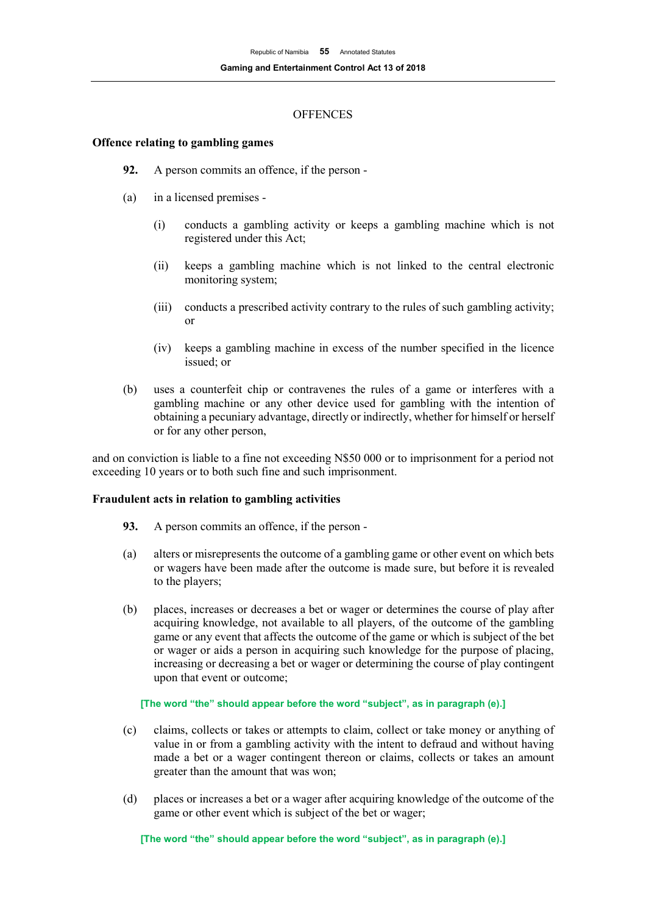OFFENCES

### Offence relating to gambling games

**92.** A person commits an offence, if the person -

(a) in a licensed premises -

(i) conducts a gambling activity or keeps a gambling machine which is not registered under this Act;

(ii) keeps a gambling machine which is not linked to the central electronic monitoring system;

(iii) conducts a prescribed activity contrary to the rules of such gambling activity; or

(iv) keeps a gambling machine in excess of the number specified in the licence issued; or

(b) uses a counterfeit chip or contravenes the rules of a game or interferes with a gambling machine or any other device used for gambling with the intention of obtaining a pecuniary advantage, directly or indirectly, whether for himself or herself or for any other person,

and on conviction is liable to a fine not exceeding N$50 000 or to imprisonment for a period not exceeding 10 years or to both such fine and such imprisonment.

### Fraudulent acts in relation to gambling activities

**93.** A person commits an offence, if the person -

(a) alters or misrepresents the outcome of a gambling game or other event on which bets or wagers have been made after the outcome is made sure, but before it is revealed to the players;

(b) places, increases or decreases a bet or wager or determines the course of play after acquiring knowledge, not available to all players, of the outcome of the gambling game or any event that affects the outcome of the game or which is subject of the bet or wager or aids a person in acquiring such knowledge for the purpose of placing, increasing or decreasing a bet or wager or determining the course of play contingent upon that event or outcome;

**[The word "the" should appear before the word "subject", as in paragraph (e).]**

(c) claims, collects or takes or attempts to claim, collect or take money or anything of value in or from a gambling activity with the intent to defraud and without having made a bet or a wager contingent thereon or claims, collects or takes an amount greater than the amount that was won;

(d) places or increases a bet or a wager after acquiring knowledge of the outcome of the game or other event which is subject of the bet or wager;

**[The word "the" should appear before the word "subject", as in paragraph (e).]**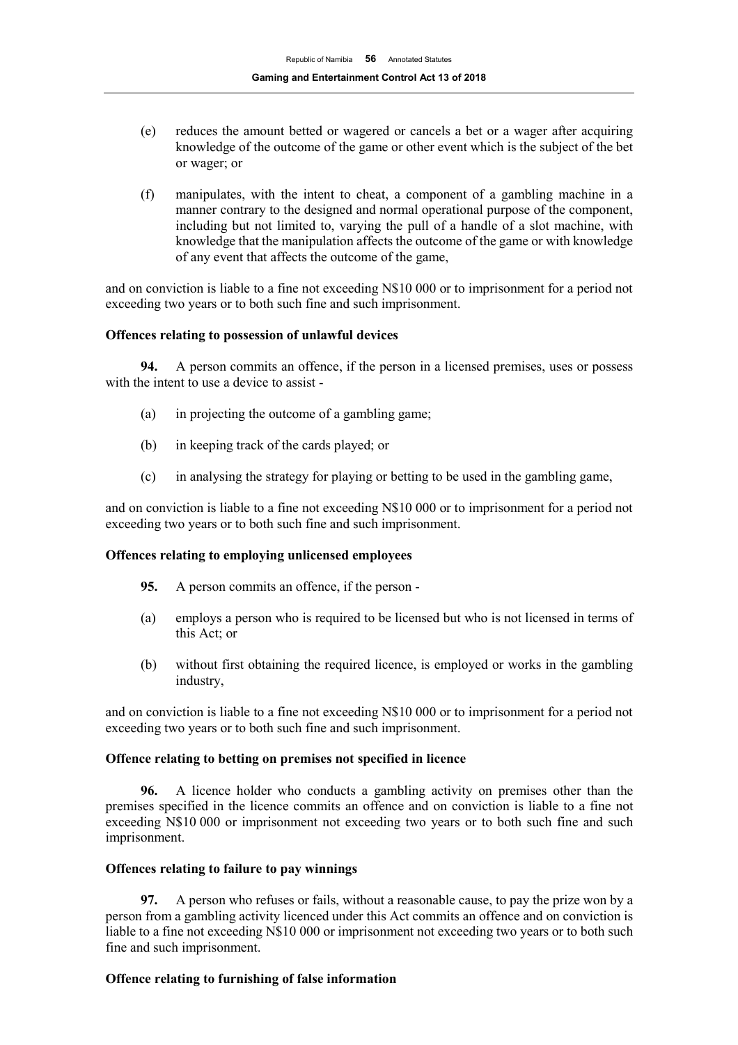(e) reduces the amount betted or wagered or cancels a bet or a wager after acquiring knowledge of the outcome of the game or other event which is the subject of the bet or wager; or

(f) manipulates, with the intent to cheat, a component of a gambling machine in a manner contrary to the designed and normal operational purpose of the component, including but not limited to, varying the pull of a handle of a slot machine, with knowledge that the manipulation affects the outcome of the game or with knowledge of any event that affects the outcome of the game,

and on conviction is liable to a fine not exceeding N$10 000 or to imprisonment for a period not exceeding two years or to both such fine and such imprisonment.

**Offences relating to possession of unlawful devices**

**94.** A person commits an offence, if the person in a licensed premises, uses or possess with the intent to use a device to assist -

(a) in projecting the outcome of a gambling game;

(b) in keeping track of the cards played; or

(c) in analysing the strategy for playing or betting to be used in the gambling game,

and on conviction is liable to a fine not exceeding N$10 000 or to imprisonment for a period not exceeding two years or to both such fine and such imprisonment.

**Offences relating to employing unlicensed employees**

**95.** A person commits an offence, if the person -

(a) employs a person who is required to be licensed but who is not licensed in terms of this Act; or

(b) without first obtaining the required licence, is employed or works in the gambling industry,

and on conviction is liable to a fine not exceeding N$10 000 or to imprisonment for a period not exceeding two years or to both such fine and such imprisonment.

**Offence relating to betting on premises not specified in licence**

**96.** A licence holder who conducts a gambling activity on premises other than the premises specified in the licence commits an offence and on conviction is liable to a fine not exceeding N$10 000 or imprisonment not exceeding two years or to both such fine and such imprisonment.

**Offences relating to failure to pay winnings**

**97.** A person who refuses or fails, without a reasonable cause, to pay the prize won by a person from a gambling activity licenced under this Act commits an offence and on conviction is liable to a fine not exceeding N$10 000 or imprisonment not exceeding two years or to both such fine and such imprisonment.

**Offence relating to furnishing of false information**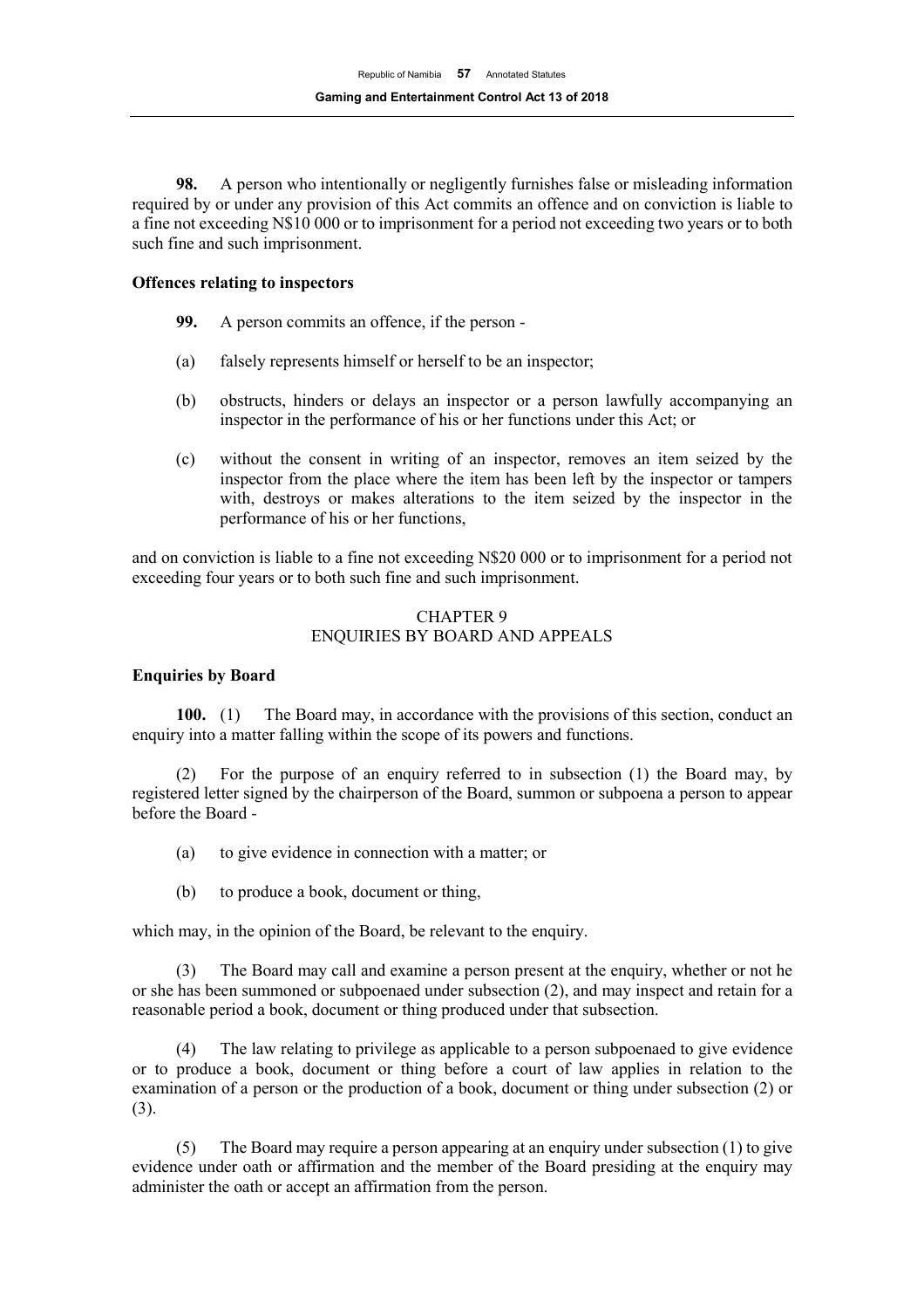**98.** A person who intentionally or negligently furnishes false or misleading information required by or under any provision of this Act commits an offence and on conviction is liable to a fine not exceeding N$10 000 or to imprisonment for a period not exceeding two years or to both such fine and such imprisonment.

**Offences relating to inspectors**

**99.** A person commits an offence, if the person -

(a) falsely represents himself or herself to be an inspector;

(b) obstructs, hinders or delays an inspector or a person lawfully accompanying an inspector in the performance of his or her functions under this Act; or

(c) without the consent in writing of an inspector, removes an item seized by the inspector from the place where the item has been left by the inspector or tampers with, destroys or makes alterations to the item seized by the inspector in the performance of his or her functions,

and on conviction is liable to a fine not exceeding N$20 000 or to imprisonment for a period not exceeding four years or to both such fine and such imprisonment.

## CHAPTER 9
## ENQUIRIES BY BOARD AND APPEALS

**Enquiries by Board**

**100.** (1) The Board may, in accordance with the provisions of this section, conduct an enquiry into a matter falling within the scope of its powers and functions.

(2) For the purpose of an enquiry referred to in subsection (1) the Board may, by registered letter signed by the chairperson of the Board, summon or subpoena a person to appear before the Board -

(a) to give evidence in connection with a matter; or

(b) to produce a book, document or thing,

which may, in the opinion of the Board, be relevant to the enquiry.

(3) The Board may call and examine a person present at the enquiry, whether or not he or she has been summoned or subpoenaed under subsection (2), and may inspect and retain for a reasonable period a book, document or thing produced under that subsection.

(4) The law relating to privilege as applicable to a person subpoenaed to give evidence or to produce a book, document or thing before a court of law applies in relation to the examination of a person or the production of a book, document or thing under subsection (2) or (3).

(5) The Board may require a person appearing at an enquiry under subsection (1) to give evidence under oath or affirmation and the member of the Board presiding at the enquiry may administer the oath or accept an affirmation from the person.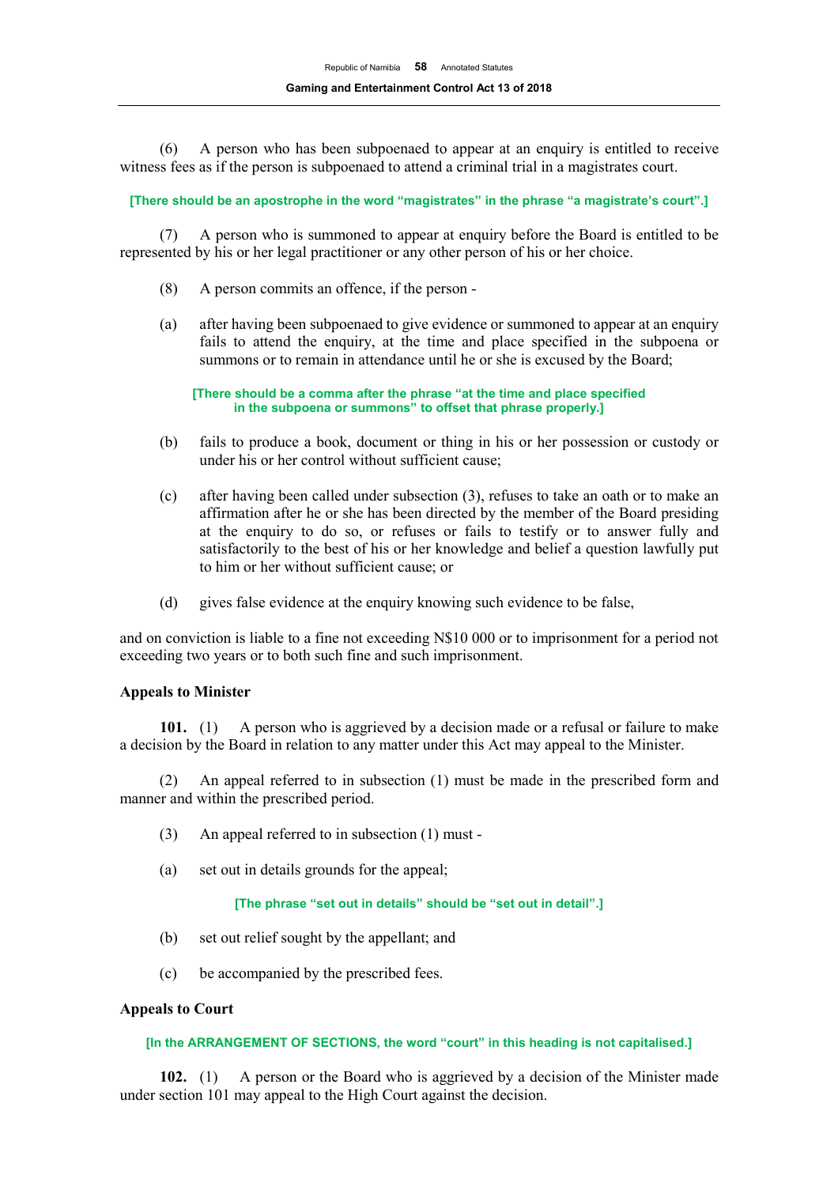(6) A person who has been subpoenaed to appear at an enquiry is entitled to receive witness fees as if the person is subpoenaed to attend a criminal trial in a magistrates court.

**[There should be an apostrophe in the word "magistrates" in the phrase "a magistrate's court".]**

(7) A person who is summoned to appear at enquiry before the Board is entitled to be represented by his or her legal practitioner or any other person of his or her choice.

(8) A person commits an offence, if the person -

(a) after having been subpoenaed to give evidence or summoned to appear at an enquiry fails to attend the enquiry, at the time and place specified in the subpoena or summons or to remain in attendance until he or she is excused by the Board;

**[There should be a comma after the phrase "at the time and place specified in the subpoena or summons" to offset that phrase properly.]**

(b) fails to produce a book, document or thing in his or her possession or custody or under his or her control without sufficient cause;

(c) after having been called under subsection (3), refuses to take an oath or to make an affirmation after he or she has been directed by the member of the Board presiding at the enquiry to do so, or refuses or fails to testify or to answer fully and satisfactorily to the best of his or her knowledge and belief a question lawfully put to him or her without sufficient cause; or

(d) gives false evidence at the enquiry knowing such evidence to be false,

and on conviction is liable to a fine not exceeding N$10 000 or to imprisonment for a period not exceeding two years or to both such fine and such imprisonment.

**Appeals to Minister**

**101.** (1) A person who is aggrieved by a decision made or a refusal or failure to make a decision by the Board in relation to any matter under this Act may appeal to the Minister.

(2) An appeal referred to in subsection (1) must be made in the prescribed form and manner and within the prescribed period.

(3) An appeal referred to in subsection (1) must -

(a) set out in details grounds for the appeal;

**[The phrase "set out in details" should be "set out in detail".]**

(b) set out relief sought by the appellant; and

(c) be accompanied by the prescribed fees.

**Appeals to Court**

**[In the ARRANGEMENT OF SECTIONS, the word "court" in this heading is not capitalised.]**

**102.** (1) A person or the Board who is aggrieved by a decision of the Minister made under section 101 may appeal to the High Court against the decision.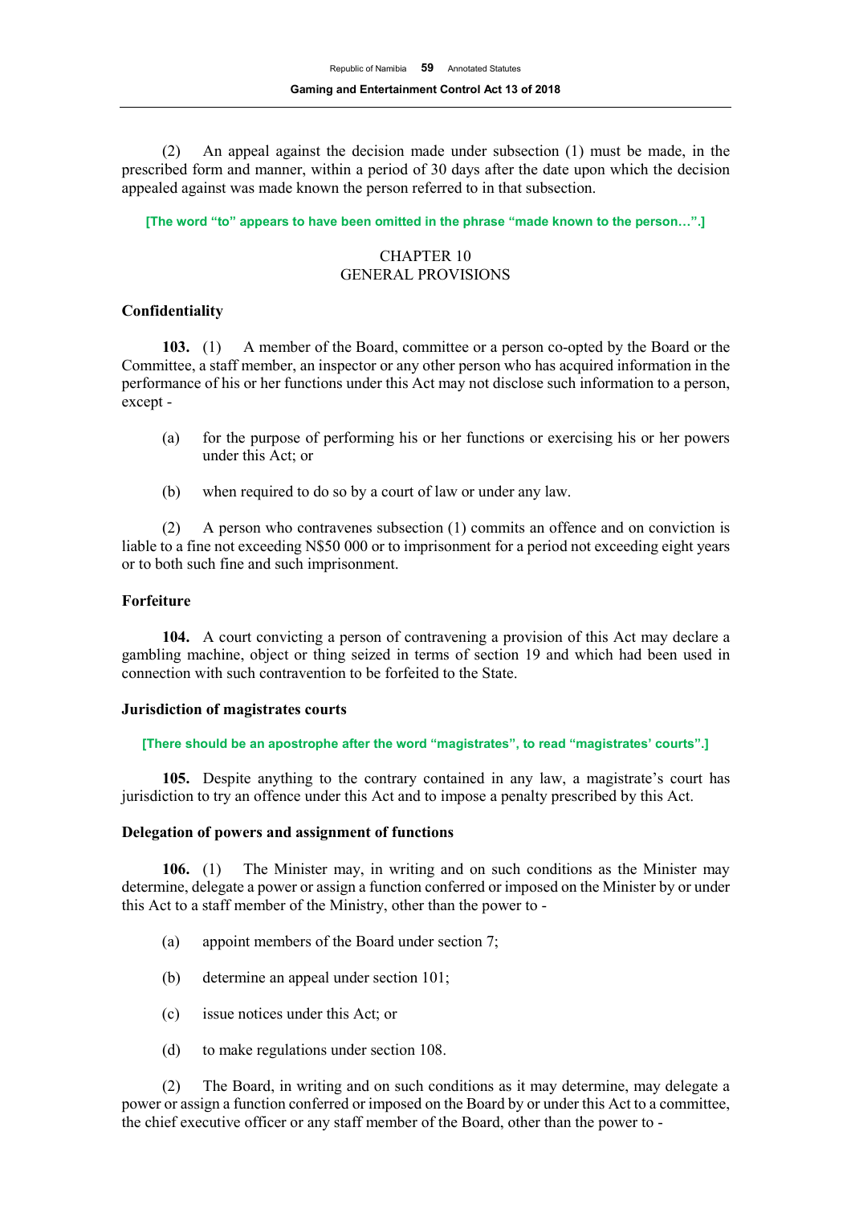(2) An appeal against the decision made under subsection (1) must be made, in the prescribed form and manner, within a period of 30 days after the date upon which the decision appealed against was made known the person referred to in that subsection.

**[The word "to" appears to have been omitted in the phrase "made known to the person…".]**

## CHAPTER 10
## GENERAL PROVISIONS

### Confidentiality

**103.** (1) A member of the Board, committee or a person co-opted by the Board or the Committee, a staff member, an inspector or any other person who has acquired information in the performance of his or her functions under this Act may not disclose such information to a person, except -

(a) for the purpose of performing his or her functions or exercising his or her powers under this Act; or

(b) when required to do so by a court of law or under any law.

(2) A person who contravenes subsection (1) commits an offence and on conviction is liable to a fine not exceeding N$50 000 or to imprisonment for a period not exceeding eight years or to both such fine and such imprisonment.

### Forfeiture

**104.** A court convicting a person of contravening a provision of this Act may declare a gambling machine, object or thing seized in terms of section 19 and which had been used in connection with such contravention to be forfeited to the State.

### Jurisdiction of magistrates courts

**[There should be an apostrophe after the word "magistrates", to read "magistrates' courts".]**

**105.** Despite anything to the contrary contained in any law, a magistrate's court has jurisdiction to try an offence under this Act and to impose a penalty prescribed by this Act.

### Delegation of powers and assignment of functions

**106.** (1) The Minister may, in writing and on such conditions as the Minister may determine, delegate a power or assign a function conferred or imposed on the Minister by or under this Act to a staff member of the Ministry, other than the power to -

(a) appoint members of the Board under section 7;

(b) determine an appeal under section 101;

(c) issue notices under this Act; or

(d) to make regulations under section 108.

(2) The Board, in writing and on such conditions as it may determine, may delegate a power or assign a function conferred or imposed on the Board by or under this Act to a committee, the chief executive officer or any staff member of the Board, other than the power to -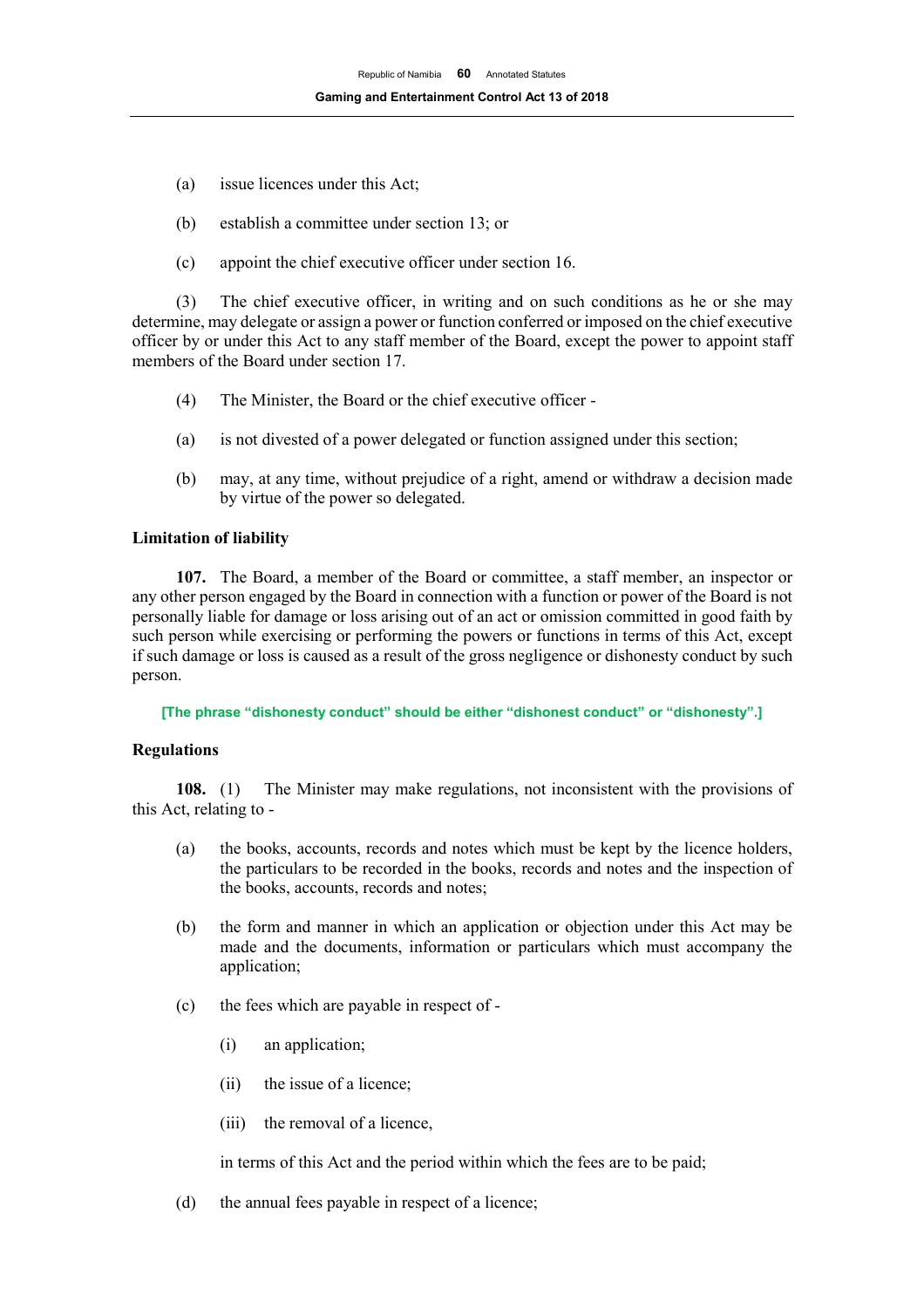(a) issue licences under this Act;

(b) establish a committee under section 13; or

(c) appoint the chief executive officer under section 16.

(3) The chief executive officer, in writing and on such conditions as he or she may determine, may delegate or assign a power or function conferred or imposed on the chief executive officer by or under this Act to any staff member of the Board, except the power to appoint staff members of the Board under section 17.

(4) The Minister, the Board or the chief executive officer -

(a) is not divested of a power delegated or function assigned under this section;

(b) may, at any time, without prejudice of a right, amend or withdraw a decision made by virtue of the power so delegated.

**Limitation of liability**

**107.** The Board, a member of the Board or committee, a staff member, an inspector or any other person engaged by the Board in connection with a function or power of the Board is not personally liable for damage or loss arising out of an act or omission committed in good faith by such person while exercising or performing the powers or functions in terms of this Act, except if such damage or loss is caused as a result of the gross negligence or dishonesty conduct by such person.

**[The phrase "dishonesty conduct" should be either "dishonest conduct" or "dishonesty".]**

**Regulations**

**108.** (1) The Minister may make regulations, not inconsistent with the provisions of this Act, relating to -

(a) the books, accounts, records and notes which must be kept by the licence holders, the particulars to be recorded in the books, records and notes and the inspection of the books, accounts, records and notes;

(b) the form and manner in which an application or objection under this Act may be made and the documents, information or particulars which must accompany the application;

(c) the fees which are payable in respect of -

(i) an application;

(ii) the issue of a licence;

(iii) the removal of a licence,

in terms of this Act and the period within which the fees are to be paid;

(d) the annual fees payable in respect of a licence;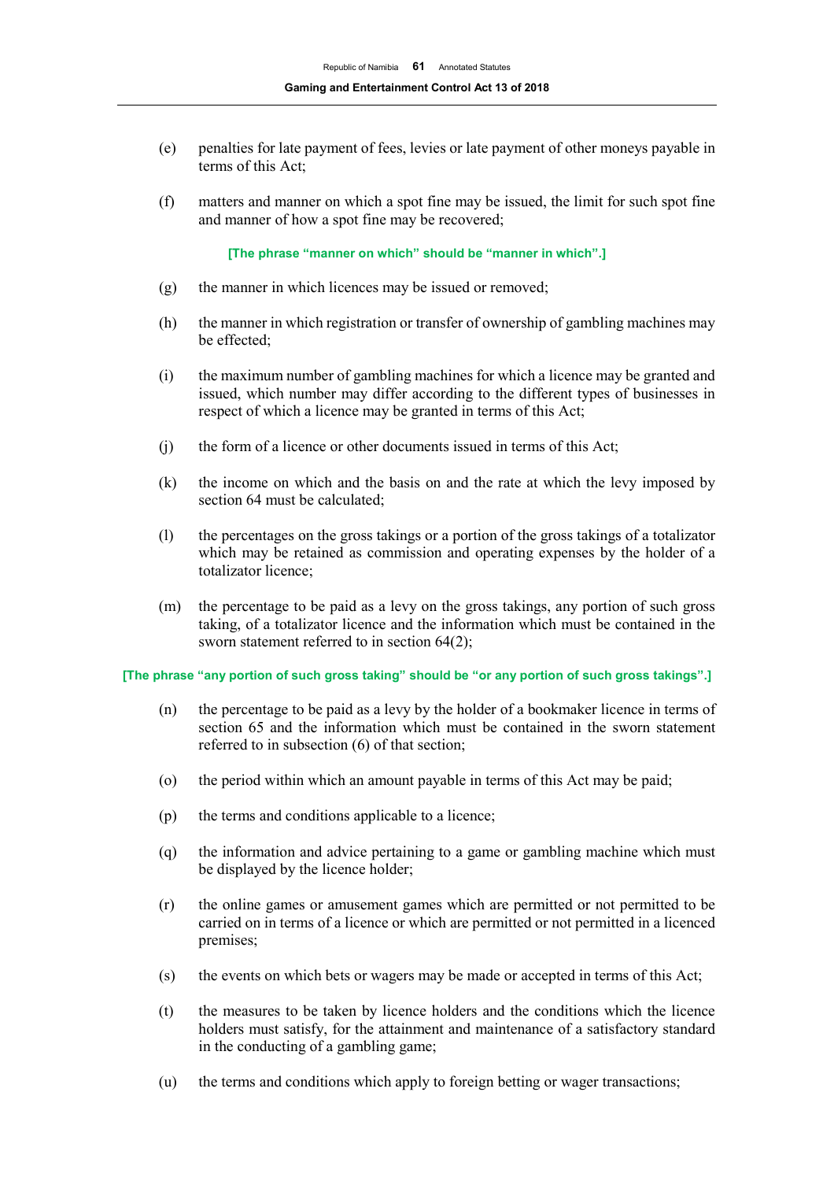(e) penalties for late payment of fees, levies or late payment of other moneys payable in terms of this Act;

(f) matters and manner on which a spot fine may be issued, the limit for such spot fine and manner of how a spot fine may be recovered;

**[The phrase "manner on which" should be "manner in which".]**

(g) the manner in which licences may be issued or removed;

(h) the manner in which registration or transfer of ownership of gambling machines may be effected;

(i) the maximum number of gambling machines for which a licence may be granted and issued, which number may differ according to the different types of businesses in respect of which a licence may be granted in terms of this Act;

(j) the form of a licence or other documents issued in terms of this Act;

(k) the income on which and the basis on and the rate at which the levy imposed by section 64 must be calculated;

(l) the percentages on the gross takings or a portion of the gross takings of a totalizator which may be retained as commission and operating expenses by the holder of a totalizator licence;

(m) the percentage to be paid as a levy on the gross takings, any portion of such gross taking, of a totalizator licence and the information which must be contained in the sworn statement referred to in section 64(2);

**[The phrase "any portion of such gross taking" should be "or any portion of such gross takings".]**

(n) the percentage to be paid as a levy by the holder of a bookmaker licence in terms of section 65 and the information which must be contained in the sworn statement referred to in subsection (6) of that section;

(o) the period within which an amount payable in terms of this Act may be paid;

(p) the terms and conditions applicable to a licence;

(q) the information and advice pertaining to a game or gambling machine which must be displayed by the licence holder;

(r) the online games or amusement games which are permitted or not permitted to be carried on in terms of a licence or which are permitted or not permitted in a licenced premises;

(s) the events on which bets or wagers may be made or accepted in terms of this Act;

(t) the measures to be taken by licence holders and the conditions which the licence holders must satisfy, for the attainment and maintenance of a satisfactory standard in the conducting of a gambling game;

(u) the terms and conditions which apply to foreign betting or wager transactions;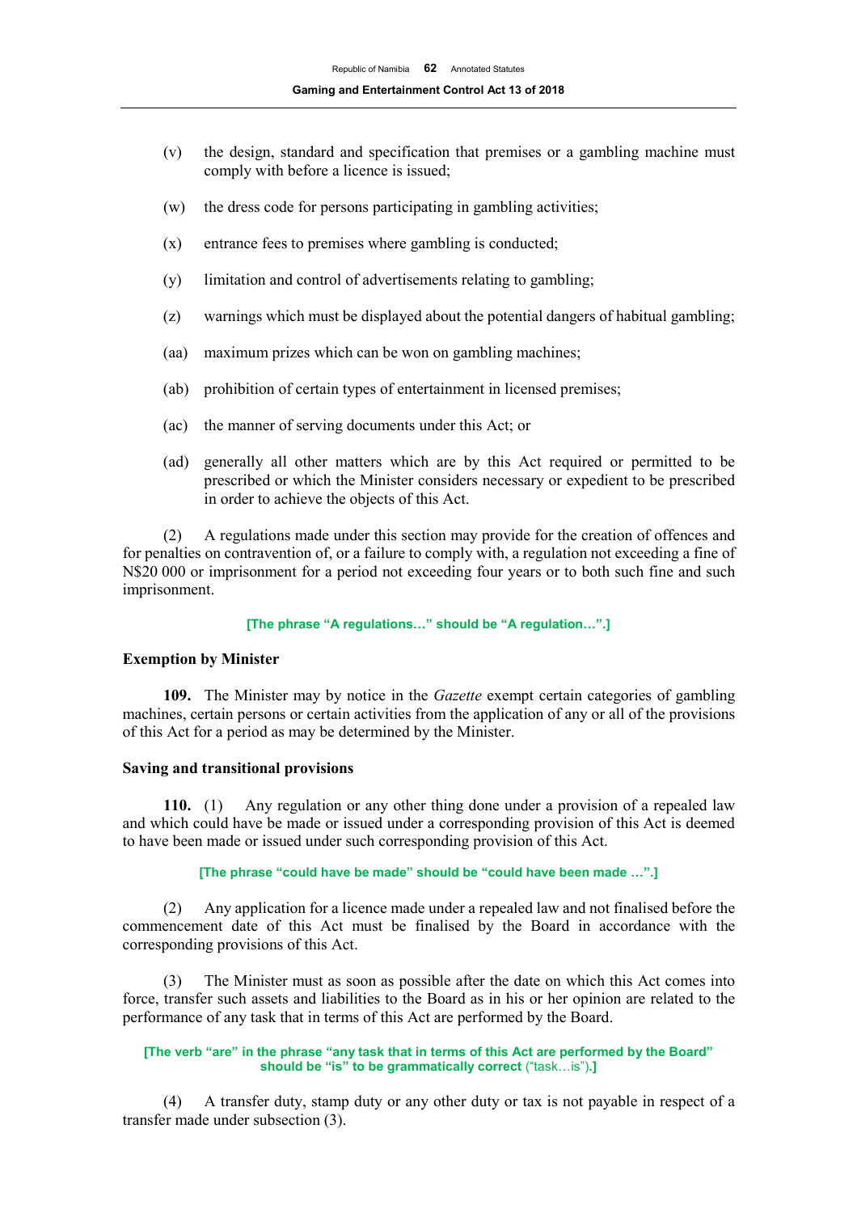(v) the design, standard and specification that premises or a gambling machine must comply with before a licence is issued;

(w) the dress code for persons participating in gambling activities;

(x) entrance fees to premises where gambling is conducted;

(y) limitation and control of advertisements relating to gambling;

(z) warnings which must be displayed about the potential dangers of habitual gambling;

(aa) maximum prizes which can be won on gambling machines;

(ab) prohibition of certain types of entertainment in licensed premises;

(ac) the manner of serving documents under this Act; or

(ad) generally all other matters which are by this Act required or permitted to be prescribed or which the Minister considers necessary or expedient to be prescribed in order to achieve the objects of this Act.

(2) A regulations made under this section may provide for the creation of offences and for penalties on contravention of, or a failure to comply with, a regulation not exceeding a fine of N$20 000 or imprisonment for a period not exceeding four years or to both such fine and such imprisonment.

**[The phrase "A regulations…" should be "A regulation…".]**

### Exemption by Minister

**109.** The Minister may by notice in the *Gazette* exempt certain categories of gambling machines, certain persons or certain activities from the application of any or all of the provisions of this Act for a period as may be determined by the Minister.

### Saving and transitional provisions

**110.** (1) Any regulation or any other thing done under a provision of a repealed law and which could have be made or issued under a corresponding provision of this Act is deemed to have been made or issued under such corresponding provision of this Act.

**[The phrase "could have be made" should be "could have been made …".]**

(2) Any application for a licence made under a repealed law and not finalised before the commencement date of this Act must be finalised by the Board in accordance with the corresponding provisions of this Act.

(3) The Minister must as soon as possible after the date on which this Act comes into force, transfer such assets and liabilities to the Board as in his or her opinion are related to the performance of any task that in terms of this Act are performed by the Board.

**[The verb "are" in the phrase "any task that in terms of this Act are performed by the Board" should be "is" to be grammatically correct ("task…is").]**

(4) A transfer duty, stamp duty or any other duty or tax is not payable in respect of a transfer made under subsection (3).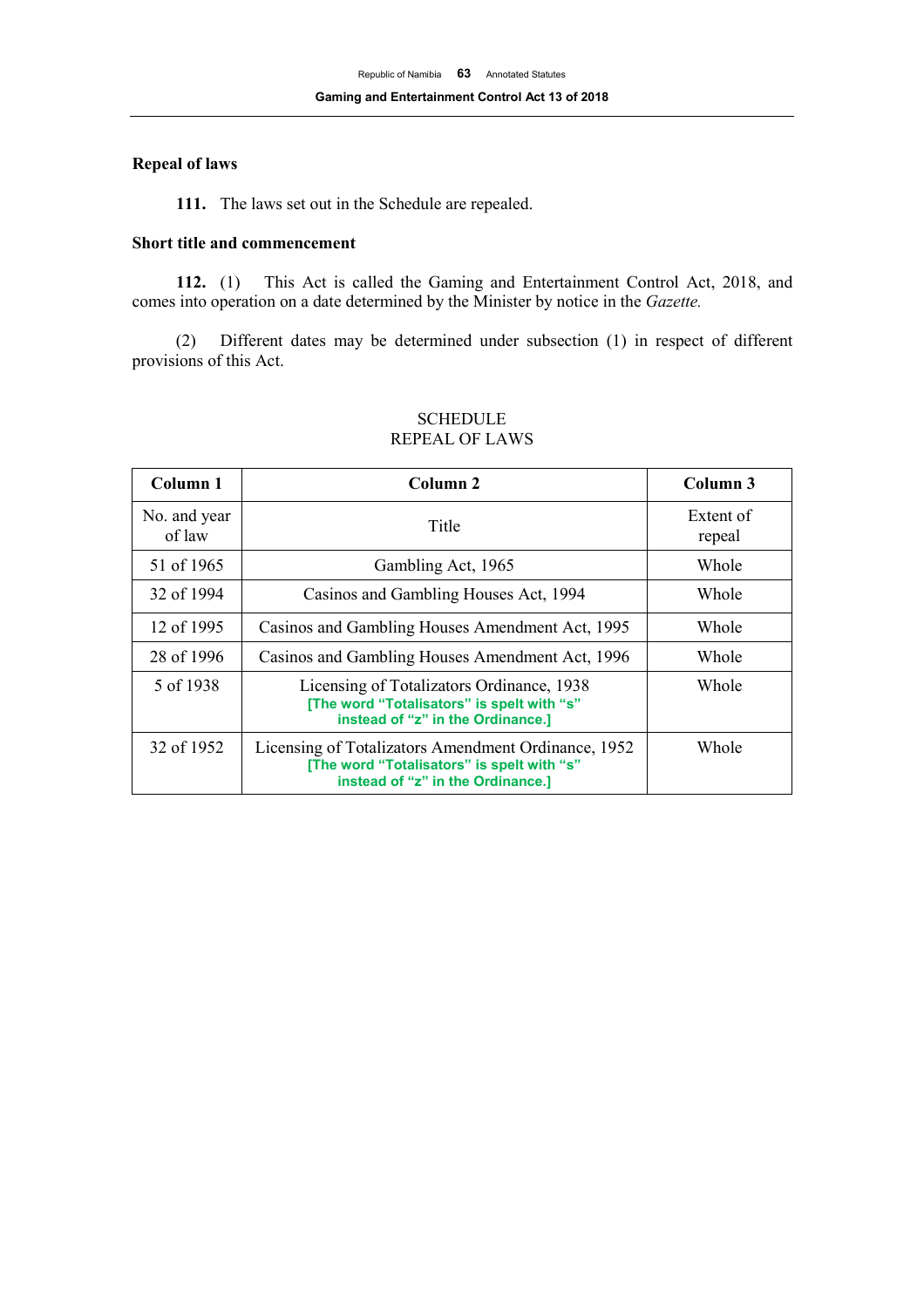### Repeal of laws

**111.** The laws set out in the Schedule are repealed.

### Short title and commencement

**112.** (1) This Act is called the Gaming and Entertainment Control Act, 2018, and comes into operation on a date determined by the Minister by notice in the *Gazette.*

(2) Different dates may be determined under subsection (1) in respect of different provisions of this Act.

SCHEDULE
REPEAL OF LAWS

| **Column 1** | **Column 2** | **Column 3** |
|---|---|---|
| No. and year of law | Title | Extent of repeal |
| 51 of 1965 | Gambling Act, 1965 | Whole |
| 32 of 1994 | Casinos and Gambling Houses Act, 1994 | Whole |
| 12 of 1995 | Casinos and Gambling Houses Amendment Act, 1995 | Whole |
| 28 of 1996 | Casinos and Gambling Houses Amendment Act, 1996 | Whole |
| 5 of 1938 | Licensing of Totalizators Ordinance, 1938 **[The word "Totalisators" is spelt with "s" instead of "z" in the Ordinance.]** | Whole |
| 32 of 1952 | Licensing of Totalizators Amendment Ordinance, 1952 **[The word "Totalisators" is spelt with "s" instead of "z" in the Ordinance.]** | Whole |